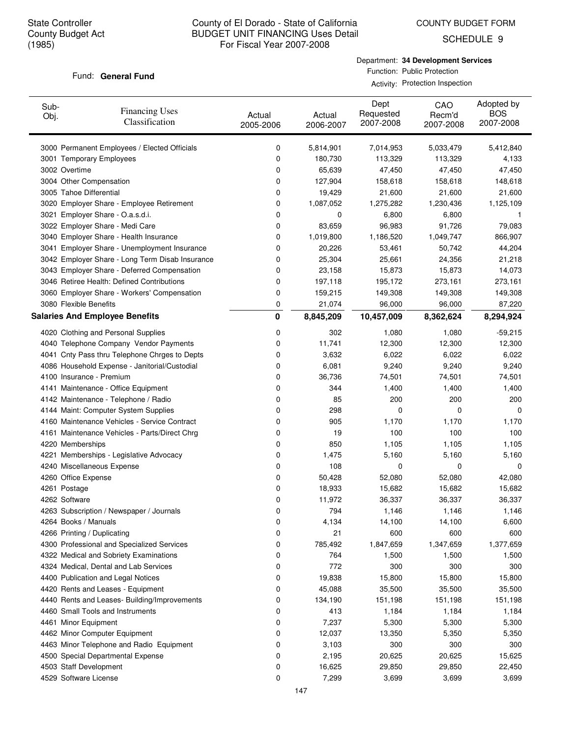State Controller
County Budget Act
(1985)

# County of El Dorado - State of California
## BUDGET UNIT FINANCING Uses Detail
## For Fiscal Year 2007-2008

COUNTY BUDGET FORM
SCHEDULE 9

Fund: **General Fund**

Department: **34 Development Services**
Function: Public Protection
Activity: Protection Inspection

| Sub-Obj. | Financing Uses Classification | Actual 2005-2006 | Actual 2006-2007 | Dept Requested 2007-2008 | CAO Recm'd 2007-2008 | Adopted by BOS 2007-2008 |
|---|---|---|---|---|---|---|
| 3000 | Permanent Employees / Elected Officials | 0 | 5,814,901 | 7,014,953 | 5,033,479 | 5,412,840 |
| 3001 | Temporary Employees | 0 | 180,730 | 113,329 | 113,329 | 4,133 |
| 3002 | Overtime | 0 | 65,639 | 47,450 | 47,450 | 47,450 |
| 3004 | Other Compensation | 0 | 127,904 | 158,618 | 158,618 | 148,618 |
| 3005 | Tahoe Differential | 0 | 19,429 | 21,600 | 21,600 | 21,600 |
| 3020 | Employer Share - Employee Retirement | 0 | 1,087,052 | 1,275,282 | 1,230,436 | 1,125,109 |
| 3021 | Employer Share - O.a.s.d.i. | 0 | 0 | 6,800 | 6,800 | 1 |
| 3022 | Employer Share - Medi Care | 0 | 83,659 | 96,983 | 91,726 | 79,083 |
| 3040 | Employer Share - Health Insurance | 0 | 1,019,800 | 1,186,520 | 1,049,747 | 866,907 |
| 3041 | Employer Share - Unemployment Insurance | 0 | 20,226 | 53,461 | 50,742 | 44,204 |
| 3042 | Employer Share - Long Term Disab Insurance | 0 | 25,304 | 25,661 | 24,356 | 21,218 |
| 3043 | Employer Share - Deferred Compensation | 0 | 23,158 | 15,873 | 15,873 | 14,073 |
| 3046 | Retiree Health: Defined Contributions | 0 | 197,118 | 195,172 | 273,161 | 273,161 |
| 3060 | Employer Share - Workers' Compensation | 0 | 159,215 | 149,308 | 149,308 | 149,308 |
| 3080 | Flexible Benefits | 0 | 21,074 | 96,000 | 96,000 | 87,220 |
| **Salaries And Employee Benefits** | | **0** | **8,845,209** | **10,457,009** | **8,362,624** | **8,294,924** |
| 4020 | Clothing and Personal Supplies | 0 | 302 | 1,080 | 1,080 | -59,215 |
| 4040 | Telephone Company Vendor Payments | 0 | 11,741 | 12,300 | 12,300 | 12,300 |
| 4041 | Cnty Pass thru Telephone Chrges to Depts | 0 | 3,632 | 6,022 | 6,022 | 6,022 |
| 4086 | Household Expense - Janitorial/Custodial | 0 | 6,081 | 9,240 | 9,240 | 9,240 |
| 4100 | Insurance - Premium | 0 | 36,736 | 74,501 | 74,501 | 74,501 |
| 4141 | Maintenance - Office Equipment | 0 | 344 | 1,400 | 1,400 | 1,400 |
| 4142 | Maintenance - Telephone / Radio | 0 | 85 | 200 | 200 | 200 |
| 4144 | Maint: Computer System Supplies | 0 | 298 | 0 | 0 | 0 |
| 4160 | Maintenance Vehicles - Service Contract | 0 | 905 | 1,170 | 1,170 | 1,170 |
| 4161 | Maintenance Vehicles - Parts/Direct Chrg | 0 | 19 | 100 | 100 | 100 |
| 4220 | Memberships | 0 | 850 | 1,105 | 1,105 | 1,105 |
| 4221 | Memberships - Legislative Advocacy | 0 | 1,475 | 5,160 | 5,160 | 5,160 |
| 4240 | Miscellaneous Expense | 0 | 108 | 0 | 0 | 0 |
| 4260 | Office Expense | 0 | 50,428 | 52,080 | 52,080 | 42,080 |
| 4261 | Postage | 0 | 18,933 | 15,682 | 15,682 | 15,682 |
| 4262 | Software | 0 | 11,972 | 36,337 | 36,337 | 36,337 |
| 4263 | Subscription / Newspaper / Journals | 0 | 794 | 1,146 | 1,146 | 1,146 |
| 4264 | Books / Manuals | 0 | 4,134 | 14,100 | 14,100 | 6,600 |
| 4266 | Printing / Duplicating | 0 | 21 | 600 | 600 | 600 |
| 4300 | Professional and Specialized Services | 0 | 785,492 | 1,847,659 | 1,347,659 | 1,377,659 |
| 4322 | Medical and Sobriety Examinations | 0 | 764 | 1,500 | 1,500 | 1,500 |
| 4324 | Medical, Dental and Lab Services | 0 | 772 | 300 | 300 | 300 |
| 4400 | Publication and Legal Notices | 0 | 19,838 | 15,800 | 15,800 | 15,800 |
| 4420 | Rents and Leases - Equipment | 0 | 45,088 | 35,500 | 35,500 | 35,500 |
| 4440 | Rents and Leases- Building/Improvements | 0 | 134,190 | 151,198 | 151,198 | 151,198 |
| 4460 | Small Tools and Instruments | 0 | 413 | 1,184 | 1,184 | 1,184 |
| 4461 | Minor Equipment | 0 | 7,237 | 5,300 | 5,300 | 5,300 |
| 4462 | Minor Computer Equipment | 0 | 12,037 | 13,350 | 5,350 | 5,350 |
| 4463 | Minor Telephone and Radio Equipment | 0 | 3,103 | 300 | 300 | 300 |
| 4500 | Special Departmental Expense | 0 | 2,195 | 20,625 | 20,625 | 15,625 |
| 4503 | Staff Development | 0 | 16,625 | 29,850 | 29,850 | 22,450 |
| 4529 | Software License | 0 | 7,299 | 3,699 | 3,699 | 3,699 |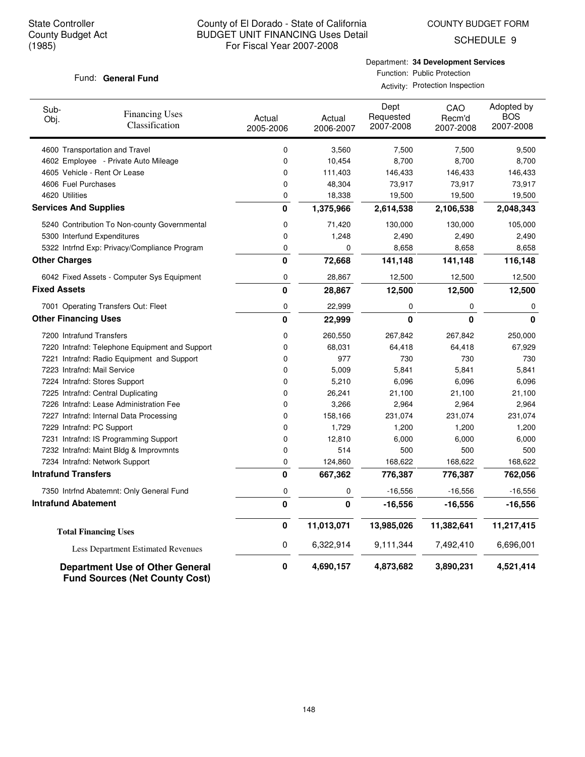State Controller
County Budget Act
(1985)

County of El Dorado - State of California
BUDGET UNIT FINANCING Uses Detail
For Fiscal Year 2007-2008

COUNTY BUDGET FORM
SCHEDULE 9

Fund: **General Fund**

Department: **34 Development Services**
Function: Public Protection
Activity: Protection Inspection

| Sub-Obj. | Financing Uses Classification | Actual 2005-2006 | Actual 2006-2007 | Dept Requested 2007-2008 | CAO Recm'd 2007-2008 | Adopted by BOS 2007-2008 |
|---|---|---|---|---|---|---|
| 4600 | Transportation and Travel | 0 | 3,560 | 7,500 | 7,500 | 9,500 |
| 4602 | Employee - Private Auto Mileage | 0 | 10,454 | 8,700 | 8,700 | 8,700 |
| 4605 | Vehicle - Rent Or Lease | 0 | 111,403 | 146,433 | 146,433 | 146,433 |
| 4606 | Fuel Purchases | 0 | 48,304 | 73,917 | 73,917 | 73,917 |
| 4620 | Utilities | 0 | 18,338 | 19,500 | 19,500 | 19,500 |
| **Services And Supplies** | | **0** | **1,375,966** | **2,614,538** | **2,106,538** | **2,048,343** |
| 5240 | Contribution To Non-county Governmental | 0 | 71,420 | 130,000 | 130,000 | 105,000 |
| 5300 | Interfund Expenditures | 0 | 1,248 | 2,490 | 2,490 | 2,490 |
| 5322 | Intrfnd Exp: Privacy/Compliance Program | 0 | 0 | 8,658 | 8,658 | 8,658 |
| **Other Charges** | | **0** | **72,668** | **141,148** | **141,148** | **116,148** |
| 6042 | Fixed Assets - Computer Sys Equipment | 0 | 28,867 | 12,500 | 12,500 | 12,500 |
| **Fixed Assets** | | **0** | **28,867** | **12,500** | **12,500** | **12,500** |
| 7001 | Operating Transfers Out: Fleet | 0 | 22,999 | 0 | 0 | 0 |
| **Other Financing Uses** | | **0** | **22,999** | **0** | **0** | **0** |
| 7200 | Intrafund Transfers | 0 | 260,550 | 267,842 | 267,842 | 250,000 |
| 7220 | Intrafnd: Telephone Equipment and Support | 0 | 68,031 | 64,418 | 64,418 | 67,929 |
| 7221 | Intrafnd: Radio Equipment and Support | 0 | 977 | 730 | 730 | 730 |
| 7223 | Intrafnd: Mail Service | 0 | 5,009 | 5,841 | 5,841 | 5,841 |
| 7224 | Intrafnd: Stores Support | 0 | 5,210 | 6,096 | 6,096 | 6,096 |
| 7225 | Intrafnd: Central Duplicating | 0 | 26,241 | 21,100 | 21,100 | 21,100 |
| 7226 | Intrafnd: Lease Administration Fee | 0 | 3,266 | 2,964 | 2,964 | 2,964 |
| 7227 | Intrafnd: Internal Data Processing | 0 | 158,166 | 231,074 | 231,074 | 231,074 |
| 7229 | Intrafnd: PC Support | 0 | 1,729 | 1,200 | 1,200 | 1,200 |
| 7231 | Intrafnd: IS Programming Support | 0 | 12,810 | 6,000 | 6,000 | 6,000 |
| 7232 | Intrafnd: Maint Bldg & Improvmnts | 0 | 514 | 500 | 500 | 500 |
| 7234 | Intrafnd: Network Support | 0 | 124,860 | 168,622 | 168,622 | 168,622 |
| **Intrafund Transfers** | | **0** | **667,362** | **776,387** | **776,387** | **762,056** |
| 7350 | Intrfnd Abatemnt: Only General Fund | 0 | 0 | -16,556 | -16,556 | -16,556 |
| **Intrafund Abatement** | | **0** | **0** | **-16,556** | **-16,556** | **-16,556** |
| **Total Financing Uses** | | **0** | **11,013,071** | **13,985,026** | **11,382,641** | **11,217,415** |
| Less Department Estimated Revenues | | 0 | 6,322,914 | 9,111,344 | 7,492,410 | 6,696,001 |
| **Department Use of Other General Fund Sources (Net County Cost)** | | **0** | **4,690,157** | **4,873,682** | **3,890,231** | **4,521,414** |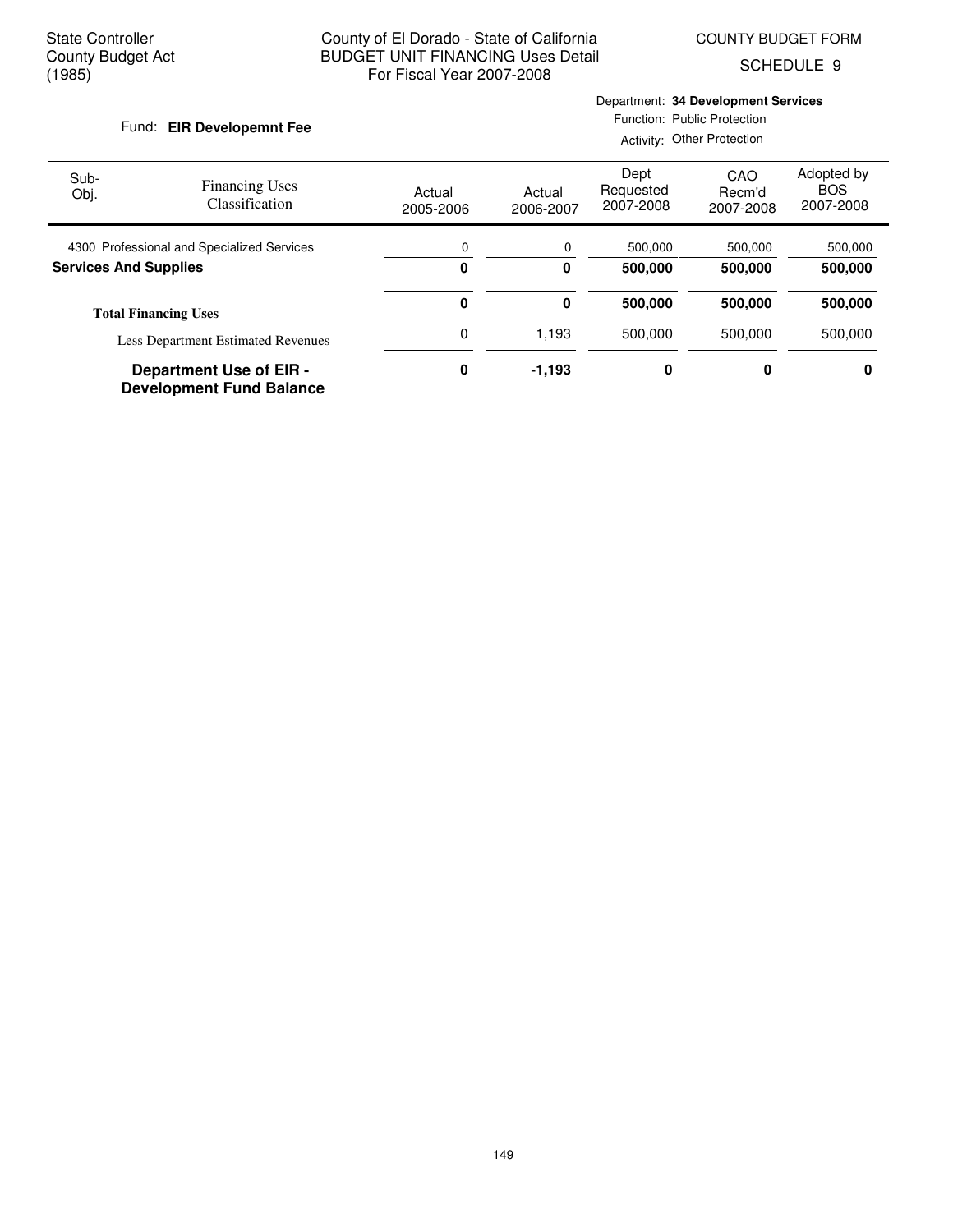State Controller
County Budget Act
(1985)

County of El Dorado - State of California
BUDGET UNIT FINANCING Uses Detail
For Fiscal Year 2007-2008

COUNTY BUDGET FORM
SCHEDULE 9

Fund: **EIR Developemnt Fee**

Department: **34 Development Services**
Function: Public Protection
Activity: Other Protection

| Sub-Obj. | Financing Uses Classification | Actual 2005-2006 | Actual 2006-2007 | Dept Requested 2007-2008 | CAO Recm'd 2007-2008 | Adopted by BOS 2007-2008 |
|---|---|---|---|---|---|---|
| 4300 | Professional and Specialized Services | 0 | 0 | 500,000 | 500,000 | 500,000 |
| **Services And Supplies** | | **0** | **0** | **500,000** | **500,000** | **500,000** |
| **Total Financing Uses** | | **0** | **0** | **500,000** | **500,000** | **500,000** |
| Less Department Estimated Revenues | | 0 | 1,193 | 500,000 | 500,000 | 500,000 |
| **Department Use of EIR - Development Fund Balance** | | **0** | **-1,193** | **0** | **0** | **0** |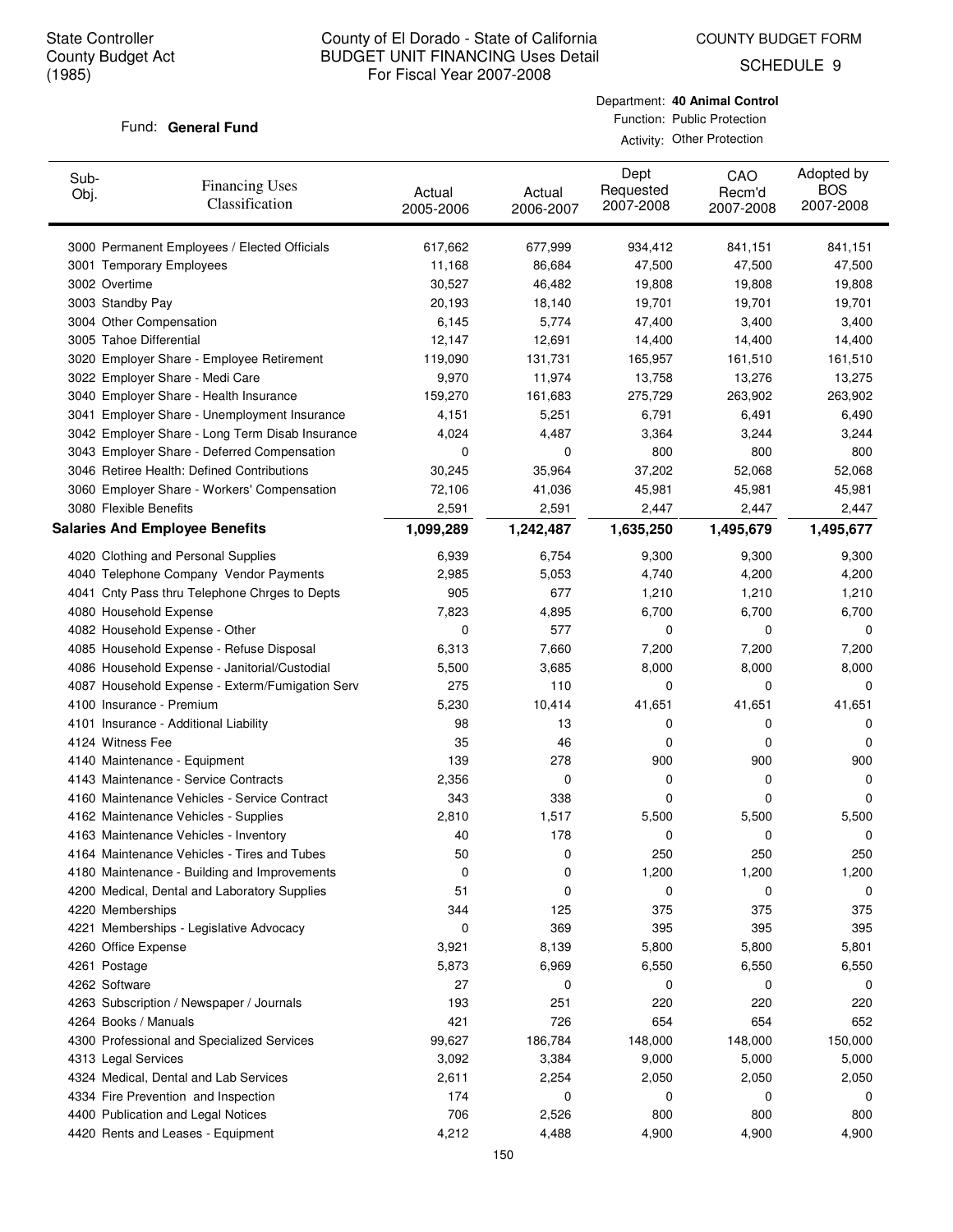State Controller
County Budget Act
(1985)

# County of El Dorado - State of California
## BUDGET UNIT FINANCING Uses Detail
For Fiscal Year 2007-2008

COUNTY BUDGET FORM
SCHEDULE 9

Fund: **General Fund**

Department: **40 Animal Control**
Function: Public Protection
Activity: Other Protection

| Sub-Obj. | Financing Uses Classification | Actual 2005-2006 | Actual 2006-2007 | Dept Requested 2007-2008 | CAO Recm'd 2007-2008 | Adopted by BOS 2007-2008 |
|---|---|---|---|---|---|---|
| 3000 | Permanent Employees / Elected Officials | 617,662 | 677,999 | 934,412 | 841,151 | 841,151 |
| 3001 | Temporary Employees | 11,168 | 86,684 | 47,500 | 47,500 | 47,500 |
| 3002 | Overtime | 30,527 | 46,482 | 19,808 | 19,808 | 19,808 |
| 3003 | Standby Pay | 20,193 | 18,140 | 19,701 | 19,701 | 19,701 |
| 3004 | Other Compensation | 6,145 | 5,774 | 47,400 | 3,400 | 3,400 |
| 3005 | Tahoe Differential | 12,147 | 12,691 | 14,400 | 14,400 | 14,400 |
| 3020 | Employer Share - Employee Retirement | 119,090 | 131,731 | 165,957 | 161,510 | 161,510 |
| 3022 | Employer Share - Medi Care | 9,970 | 11,974 | 13,758 | 13,276 | 13,275 |
| 3040 | Employer Share - Health Insurance | 159,270 | 161,683 | 275,729 | 263,902 | 263,902 |
| 3041 | Employer Share - Unemployment Insurance | 4,151 | 5,251 | 6,791 | 6,491 | 6,490 |
| 3042 | Employer Share - Long Term Disab Insurance | 4,024 | 4,487 | 3,364 | 3,244 | 3,244 |
| 3043 | Employer Share - Deferred Compensation | 0 | 0 | 800 | 800 | 800 |
| 3046 | Retiree Health: Defined Contributions | 30,245 | 35,964 | 37,202 | 52,068 | 52,068 |
| 3060 | Employer Share - Workers' Compensation | 72,106 | 41,036 | 45,981 | 45,981 | 45,981 |
| 3080 | Flexible Benefits | 2,591 | 2,591 | 2,447 | 2,447 | 2,447 |
| **Salaries And Employee Benefits** | | **1,099,289** | **1,242,487** | **1,635,250** | **1,495,679** | **1,495,677** |
| 4020 | Clothing and Personal Supplies | 6,939 | 6,754 | 9,300 | 9,300 | 9,300 |
| 4040 | Telephone Company Vendor Payments | 2,985 | 5,053 | 4,740 | 4,200 | 4,200 |
| 4041 | Cnty Pass thru Telephone Chrges to Depts | 905 | 677 | 1,210 | 1,210 | 1,210 |
| 4080 | Household Expense | 7,823 | 4,895 | 6,700 | 6,700 | 6,700 |
| 4082 | Household Expense - Other | 0 | 577 | 0 | 0 | 0 |
| 4085 | Household Expense - Refuse Disposal | 6,313 | 7,660 | 7,200 | 7,200 | 7,200 |
| 4086 | Household Expense - Janitorial/Custodial | 5,500 | 3,685 | 8,000 | 8,000 | 8,000 |
| 4087 | Household Expense - Exterm/Fumigation Serv | 275 | 110 | 0 | 0 | 0 |
| 4100 | Insurance - Premium | 5,230 | 10,414 | 41,651 | 41,651 | 41,651 |
| 4101 | Insurance - Additional Liability | 98 | 13 | 0 | 0 | 0 |
| 4124 | Witness Fee | 35 | 46 | 0 | 0 | 0 |
| 4140 | Maintenance - Equipment | 139 | 278 | 900 | 900 | 900 |
| 4143 | Maintenance - Service Contracts | 2,356 | 0 | 0 | 0 | 0 |
| 4160 | Maintenance Vehicles - Service Contract | 343 | 338 | 0 | 0 | 0 |
| 4162 | Maintenance Vehicles - Supplies | 2,810 | 1,517 | 5,500 | 5,500 | 5,500 |
| 4163 | Maintenance Vehicles - Inventory | 40 | 178 | 0 | 0 | 0 |
| 4164 | Maintenance Vehicles - Tires and Tubes | 50 | 0 | 250 | 250 | 250 |
| 4180 | Maintenance - Building and Improvements | 0 | 0 | 1,200 | 1,200 | 1,200 |
| 4200 | Medical, Dental and Laboratory Supplies | 51 | 0 | 0 | 0 | 0 |
| 4220 | Memberships | 344 | 125 | 375 | 375 | 375 |
| 4221 | Memberships - Legislative Advocacy | 0 | 369 | 395 | 395 | 395 |
| 4260 | Office Expense | 3,921 | 8,139 | 5,800 | 5,800 | 5,801 |
| 4261 | Postage | 5,873 | 6,969 | 6,550 | 6,550 | 6,550 |
| 4262 | Software | 27 | 0 | 0 | 0 | 0 |
| 4263 | Subscription / Newspaper / Journals | 193 | 251 | 220 | 220 | 220 |
| 4264 | Books / Manuals | 421 | 726 | 654 | 654 | 652 |
| 4300 | Professional and Specialized Services | 99,627 | 186,784 | 148,000 | 148,000 | 150,000 |
| 4313 | Legal Services | 3,092 | 3,384 | 9,000 | 5,000 | 5,000 |
| 4324 | Medical, Dental and Lab Services | 2,611 | 2,254 | 2,050 | 2,050 | 2,050 |
| 4334 | Fire Prevention and Inspection | 174 | 0 | 0 | 0 | 0 |
| 4400 | Publication and Legal Notices | 706 | 2,526 | 800 | 800 | 800 |
| 4420 | Rents and Leases - Equipment | 4,212 | 4,488 | 4,900 | 4,900 | 4,900 |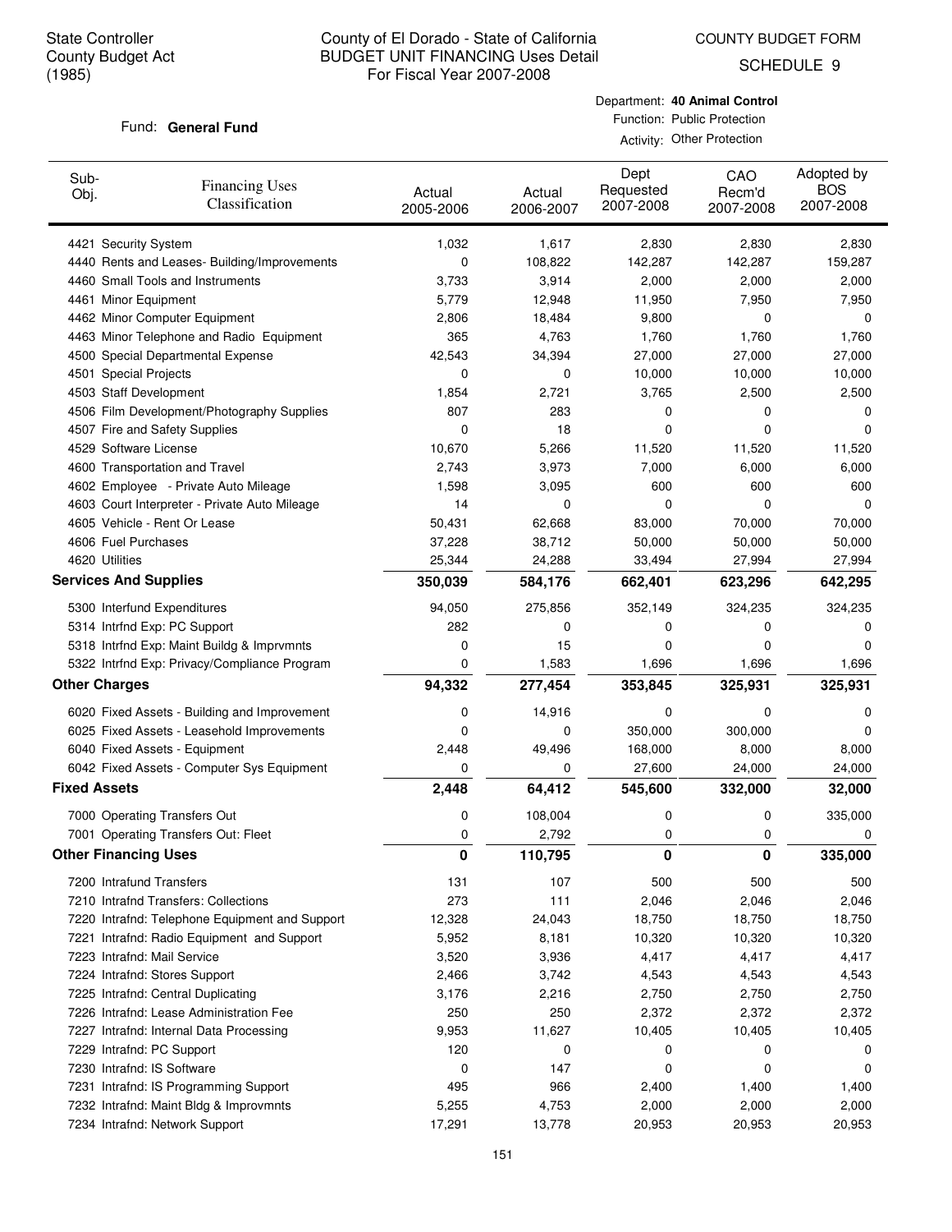State Controller
County Budget Act
(1985)

County of El Dorado - State of California
BUDGET UNIT FINANCING Uses Detail
For Fiscal Year 2007-2008

COUNTY BUDGET FORM
SCHEDULE 9

Fund: **General Fund**

Department: **40 Animal Control**
Function: Public Protection
Activity: Other Protection

| Sub-Obj. | Financing Uses Classification | Actual 2005-2006 | Actual 2006-2007 | Dept Requested 2007-2008 | CAO Recm'd 2007-2008 | Adopted by BOS 2007-2008 |
|---|---|---|---|---|---|---|
| 4421 | Security System | 1,032 | 1,617 | 2,830 | 2,830 | 2,830 |
| 4440 | Rents and Leases- Building/Improvements | 0 | 108,822 | 142,287 | 142,287 | 159,287 |
| 4460 | Small Tools and Instruments | 3,733 | 3,914 | 2,000 | 2,000 | 2,000 |
| 4461 | Minor Equipment | 5,779 | 12,948 | 11,950 | 7,950 | 7,950 |
| 4462 | Minor Computer Equipment | 2,806 | 18,484 | 9,800 | 0 | 0 |
| 4463 | Minor Telephone and Radio Equipment | 365 | 4,763 | 1,760 | 1,760 | 1,760 |
| 4500 | Special Departmental Expense | 42,543 | 34,394 | 27,000 | 27,000 | 27,000 |
| 4501 | Special Projects | 0 | 0 | 10,000 | 10,000 | 10,000 |
| 4503 | Staff Development | 1,854 | 2,721 | 3,765 | 2,500 | 2,500 |
| 4506 | Film Development/Photography Supplies | 807 | 283 | 0 | 0 | 0 |
| 4507 | Fire and Safety Supplies | 0 | 18 | 0 | 0 | 0 |
| 4529 | Software License | 10,670 | 5,266 | 11,520 | 11,520 | 11,520 |
| 4600 | Transportation and Travel | 2,743 | 3,973 | 7,000 | 6,000 | 6,000 |
| 4602 | Employee - Private Auto Mileage | 1,598 | 3,095 | 600 | 600 | 600 |
| 4603 | Court Interpreter - Private Auto Mileage | 14 | 0 | 0 | 0 | 0 |
| 4605 | Vehicle - Rent Or Lease | 50,431 | 62,668 | 83,000 | 70,000 | 70,000 |
| 4606 | Fuel Purchases | 37,228 | 38,712 | 50,000 | 50,000 | 50,000 |
| 4620 | Utilities | 25,344 | 24,288 | 33,494 | 27,994 | 27,994 |
| **Services And Supplies** | | **350,039** | **584,176** | **662,401** | **623,296** | **642,295** |
| 5300 | Interfund Expenditures | 94,050 | 275,856 | 352,149 | 324,235 | 324,235 |
| 5314 | Intrfnd Exp: PC Support | 282 | 0 | 0 | 0 | 0 |
| 5318 | Intrfnd Exp: Maint Buildg & Imprvmnts | 0 | 15 | 0 | 0 | 0 |
| 5322 | Intrfnd Exp: Privacy/Compliance Program | 0 | 1,583 | 1,696 | 1,696 | 1,696 |
| **Other Charges** | | **94,332** | **277,454** | **353,845** | **325,931** | **325,931** |
| 6020 | Fixed Assets - Building and Improvement | 0 | 14,916 | 0 | 0 | 0 |
| 6025 | Fixed Assets - Leasehold Improvements | 0 | 0 | 350,000 | 300,000 | 0 |
| 6040 | Fixed Assets - Equipment | 2,448 | 49,496 | 168,000 | 8,000 | 8,000 |
| 6042 | Fixed Assets - Computer Sys Equipment | 0 | 0 | 27,600 | 24,000 | 24,000 |
| **Fixed Assets** | | **2,448** | **64,412** | **545,600** | **332,000** | **32,000** |
| 7000 | Operating Transfers Out | 0 | 108,004 | 0 | 0 | 335,000 |
| 7001 | Operating Transfers Out: Fleet | 0 | 2,792 | 0 | 0 | 0 |
| **Other Financing Uses** | | **0** | **110,795** | **0** | **0** | **335,000** |
| 7200 | Intrafund Transfers | 131 | 107 | 500 | 500 | 500 |
| 7210 | Intrafnd Transfers: Collections | 273 | 111 | 2,046 | 2,046 | 2,046 |
| 7220 | Intrafnd: Telephone Equipment and Support | 12,328 | 24,043 | 18,750 | 18,750 | 18,750 |
| 7221 | Intrafnd: Radio Equipment and Support | 5,952 | 8,181 | 10,320 | 10,320 | 10,320 |
| 7223 | Intrafnd: Mail Service | 3,520 | 3,936 | 4,417 | 4,417 | 4,417 |
| 7224 | Intrafnd: Stores Support | 2,466 | 3,742 | 4,543 | 4,543 | 4,543 |
| 7225 | Intrafnd: Central Duplicating | 3,176 | 2,216 | 2,750 | 2,750 | 2,750 |
| 7226 | Intrafnd: Lease Administration Fee | 250 | 250 | 2,372 | 2,372 | 2,372 |
| 7227 | Intrafnd: Internal Data Processing | 9,953 | 11,627 | 10,405 | 10,405 | 10,405 |
| 7229 | Intrafnd: PC Support | 120 | 0 | 0 | 0 | 0 |
| 7230 | Intrafnd: IS Software | 0 | 147 | 0 | 0 | 0 |
| 7231 | Intrafnd: IS Programming Support | 495 | 966 | 2,400 | 1,400 | 1,400 |
| 7232 | Intrafnd: Maint Bldg & Improvmnts | 5,255 | 4,753 | 2,000 | 2,000 | 2,000 |
| 7234 | Intrafnd: Network Support | 17,291 | 13,778 | 20,953 | 20,953 | 20,953 |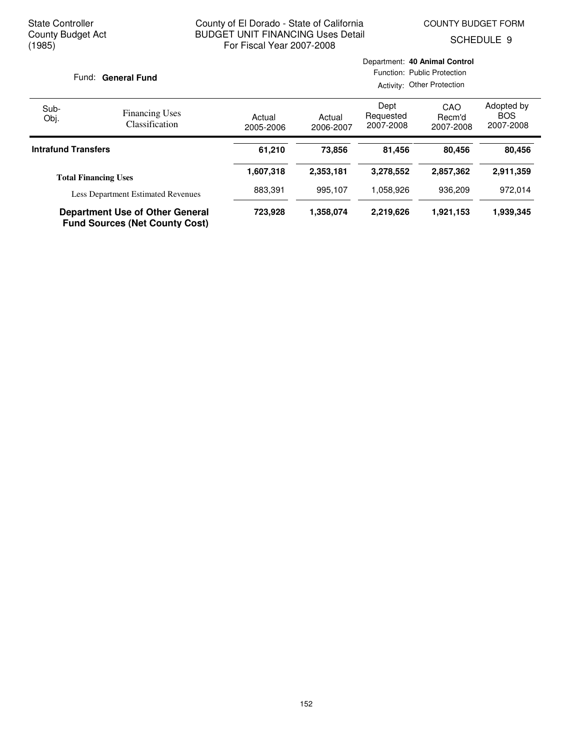State Controller
County Budget Act
(1985)

County of El Dorado - State of California
BUDGET UNIT FINANCING Uses Detail
For Fiscal Year 2007-2008

COUNTY BUDGET FORM
SCHEDULE 9

Fund: **General Fund**

Department: **40 Animal Control**
Function: Public Protection
Activity: Other Protection

| Sub-Obj. | Financing Uses Classification | Actual 2005-2006 | Actual 2006-2007 | Dept Requested 2007-2008 | CAO Recm'd 2007-2008 | Adopted by BOS 2007-2008 |
|---|---|---|---|---|---|---|
| **Intrafund Transfers** | | **61,210** | **73,856** | **81,456** | **80,456** | **80,456** |
| | **Total Financing Uses** | **1,607,318** | **2,353,181** | **3,278,552** | **2,857,362** | **2,911,359** |
| | Less Department Estimated Revenues | 883,391 | 995,107 | 1,058,926 | 936,209 | 972,014 |
| | **Department Use of Other General Fund Sources (Net County Cost)** | **723,928** | **1,358,074** | **2,219,626** | **1,921,153** | **1,939,345** |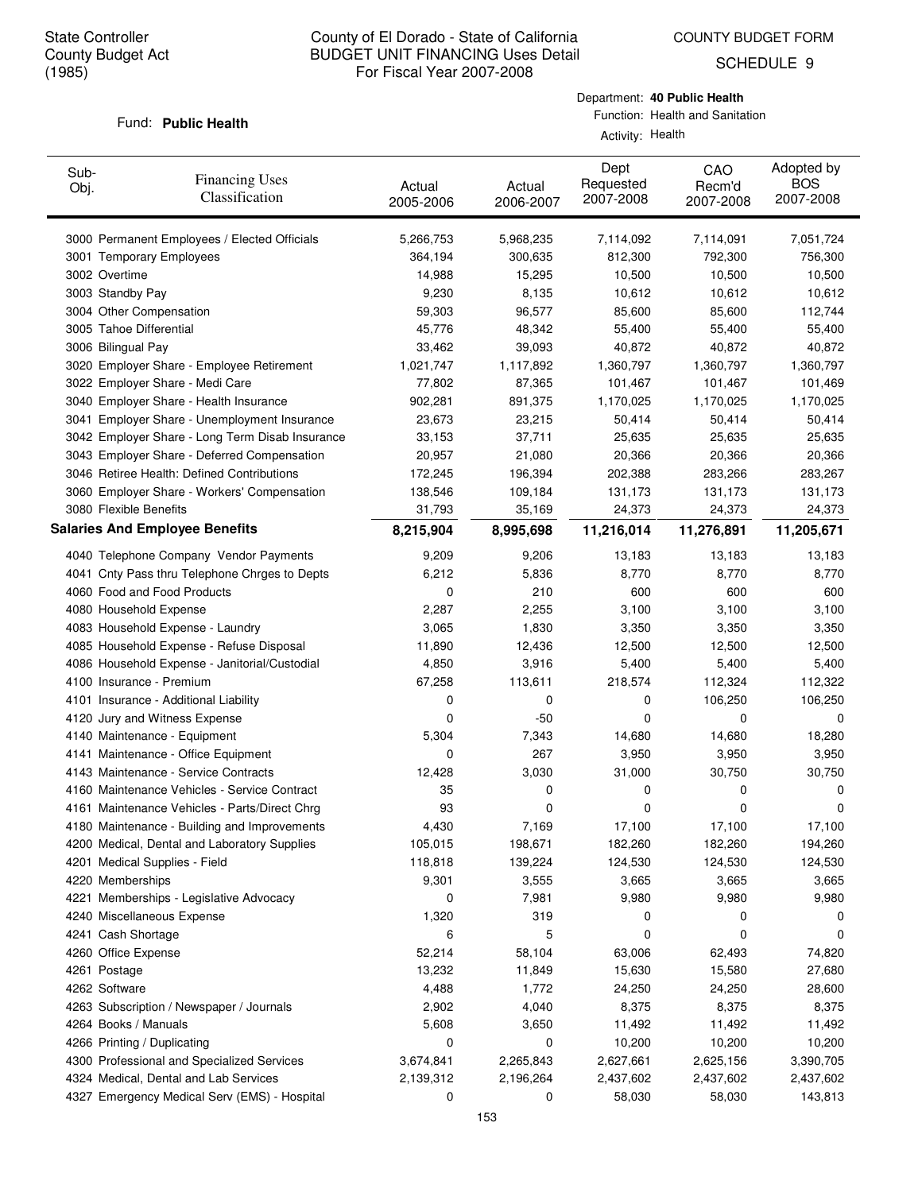State Controller
County Budget Act
(1985)

# County of El Dorado - State of California
## BUDGET UNIT FINANCING Uses Detail
### For Fiscal Year 2007-2008

COUNTY BUDGET FORM
SCHEDULE 9

Fund: **Public Health**

Department: **40 Public Health**
Function: Health and Sanitation
Activity: Health

| Sub-Obj. | Financing Uses Classification | Actual 2005-2006 | Actual 2006-2007 | Dept Requested 2007-2008 | CAO Recm'd 2007-2008 | Adopted by BOS 2007-2008 |
|---|---|---|---|---|---|---|
| 3000 | Permanent Employees / Elected Officials | 5,266,753 | 5,968,235 | 7,114,092 | 7,114,091 | 7,051,724 |
| 3001 | Temporary Employees | 364,194 | 300,635 | 812,300 | 792,300 | 756,300 |
| 3002 | Overtime | 14,988 | 15,295 | 10,500 | 10,500 | 10,500 |
| 3003 | Standby Pay | 9,230 | 8,135 | 10,612 | 10,612 | 10,612 |
| 3004 | Other Compensation | 59,303 | 96,577 | 85,600 | 85,600 | 112,744 |
| 3005 | Tahoe Differential | 45,776 | 48,342 | 55,400 | 55,400 | 55,400 |
| 3006 | Bilingual Pay | 33,462 | 39,093 | 40,872 | 40,872 | 40,872 |
| 3020 | Employer Share - Employee Retirement | 1,021,747 | 1,117,892 | 1,360,797 | 1,360,797 | 1,360,797 |
| 3022 | Employer Share - Medi Care | 77,802 | 87,365 | 101,467 | 101,467 | 101,469 |
| 3040 | Employer Share - Health Insurance | 902,281 | 891,375 | 1,170,025 | 1,170,025 | 1,170,025 |
| 3041 | Employer Share - Unemployment Insurance | 23,673 | 23,215 | 50,414 | 50,414 | 50,414 |
| 3042 | Employer Share - Long Term Disab Insurance | 33,153 | 37,711 | 25,635 | 25,635 | 25,635 |
| 3043 | Employer Share - Deferred Compensation | 20,957 | 21,080 | 20,366 | 20,366 | 20,366 |
| 3046 | Retiree Health: Defined Contributions | 172,245 | 196,394 | 202,388 | 283,266 | 283,267 |
| 3060 | Employer Share - Workers' Compensation | 138,546 | 109,184 | 131,173 | 131,173 | 131,173 |
| 3080 | Flexible Benefits | 31,793 | 35,169 | 24,373 | 24,373 | 24,373 |
| **Salaries And Employee Benefits** | | **8,215,904** | **8,995,698** | **11,216,014** | **11,276,891** | **11,205,671** |
| 4040 | Telephone Company Vendor Payments | 9,209 | 9,206 | 13,183 | 13,183 | 13,183 |
| 4041 | Cnty Pass thru Telephone Chrges to Depts | 6,212 | 5,836 | 8,770 | 8,770 | 8,770 |
| 4060 | Food and Food Products | 0 | 210 | 600 | 600 | 600 |
| 4080 | Household Expense | 2,287 | 2,255 | 3,100 | 3,100 | 3,100 |
| 4083 | Household Expense - Laundry | 3,065 | 1,830 | 3,350 | 3,350 | 3,350 |
| 4085 | Household Expense - Refuse Disposal | 11,890 | 12,436 | 12,500 | 12,500 | 12,500 |
| 4086 | Household Expense - Janitorial/Custodial | 4,850 | 3,916 | 5,400 | 5,400 | 5,400 |
| 4100 | Insurance - Premium | 67,258 | 113,611 | 218,574 | 112,324 | 112,322 |
| 4101 | Insurance - Additional Liability | 0 | 0 | 0 | 106,250 | 106,250 |
| 4120 | Jury and Witness Expense | 0 | -50 | 0 | 0 | 0 |
| 4140 | Maintenance - Equipment | 5,304 | 7,343 | 14,680 | 14,680 | 18,280 |
| 4141 | Maintenance - Office Equipment | 0 | 267 | 3,950 | 3,950 | 3,950 |
| 4143 | Maintenance - Service Contracts | 12,428 | 3,030 | 31,000 | 30,750 | 30,750 |
| 4160 | Maintenance Vehicles - Service Contract | 35 | 0 | 0 | 0 | 0 |
| 4161 | Maintenance Vehicles - Parts/Direct Chrg | 93 | 0 | 0 | 0 | 0 |
| 4180 | Maintenance - Building and Improvements | 4,430 | 7,169 | 17,100 | 17,100 | 17,100 |
| 4200 | Medical, Dental and Laboratory Supplies | 105,015 | 198,671 | 182,260 | 182,260 | 194,260 |
| 4201 | Medical Supplies - Field | 118,818 | 139,224 | 124,530 | 124,530 | 124,530 |
| 4220 | Memberships | 9,301 | 3,555 | 3,665 | 3,665 | 3,665 |
| 4221 | Memberships - Legislative Advocacy | 0 | 7,981 | 9,980 | 9,980 | 9,980 |
| 4240 | Miscellaneous Expense | 1,320 | 319 | 0 | 0 | 0 |
| 4241 | Cash Shortage | 6 | 5 | 0 | 0 | 0 |
| 4260 | Office Expense | 52,214 | 58,104 | 63,006 | 62,493 | 74,820 |
| 4261 | Postage | 13,232 | 11,849 | 15,630 | 15,580 | 27,680 |
| 4262 | Software | 4,488 | 1,772 | 24,250 | 24,250 | 28,600 |
| 4263 | Subscription / Newspaper / Journals | 2,902 | 4,040 | 8,375 | 8,375 | 8,375 |
| 4264 | Books / Manuals | 5,608 | 3,650 | 11,492 | 11,492 | 11,492 |
| 4266 | Printing / Duplicating | 0 | 0 | 10,200 | 10,200 | 10,200 |
| 4300 | Professional and Specialized Services | 3,674,841 | 2,265,843 | 2,627,661 | 2,625,156 | 3,390,705 |
| 4324 | Medical, Dental and Lab Services | 2,139,312 | 2,196,264 | 2,437,602 | 2,437,602 | 2,437,602 |
| 4327 | Emergency Medical Serv (EMS) - Hospital | 0 | 0 | 58,030 | 58,030 | 143,813 |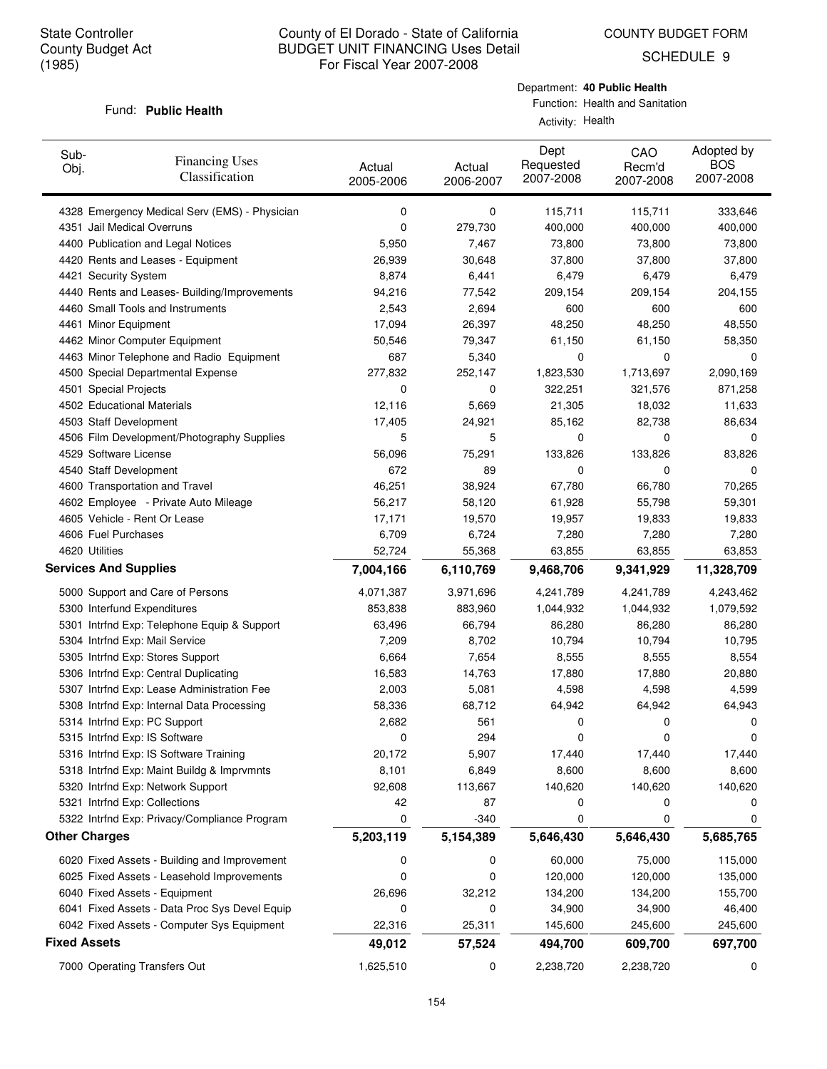State Controller
County Budget Act
(1985)

# County of El Dorado - State of California
## BUDGET UNIT FINANCING Uses Detail
For Fiscal Year 2007-2008

COUNTY BUDGET FORM
SCHEDULE 9

Fund: **Public Health**

Department: **40 Public Health**
Function: Health and Sanitation
Activity: Health

| Sub-Obj. | Financing Uses Classification | Actual 2005-2006 | Actual 2006-2007 | Dept Requested 2007-2008 | CAO Recm'd 2007-2008 | Adopted by BOS 2007-2008 |
|---|---|---|---|---|---|---|
| 4328 | Emergency Medical Serv (EMS) - Physician | 0 | 0 | 115,711 | 115,711 | 333,646 |
| 4351 | Jail Medical Overruns | 0 | 279,730 | 400,000 | 400,000 | 400,000 |
| 4400 | Publication and Legal Notices | 5,950 | 7,467 | 73,800 | 73,800 | 73,800 |
| 4420 | Rents and Leases - Equipment | 26,939 | 30,648 | 37,800 | 37,800 | 37,800 |
| 4421 | Security System | 8,874 | 6,441 | 6,479 | 6,479 | 6,479 |
| 4440 | Rents and Leases- Building/Improvements | 94,216 | 77,542 | 209,154 | 209,154 | 204,155 |
| 4460 | Small Tools and Instruments | 2,543 | 2,694 | 600 | 600 | 600 |
| 4461 | Minor Equipment | 17,094 | 26,397 | 48,250 | 48,250 | 48,550 |
| 4462 | Minor Computer Equipment | 50,546 | 79,347 | 61,150 | 61,150 | 58,350 |
| 4463 | Minor Telephone and Radio Equipment | 687 | 5,340 | 0 | 0 | 0 |
| 4500 | Special Departmental Expense | 277,832 | 252,147 | 1,823,530 | 1,713,697 | 2,090,169 |
| 4501 | Special Projects | 0 | 0 | 322,251 | 321,576 | 871,258 |
| 4502 | Educational Materials | 12,116 | 5,669 | 21,305 | 18,032 | 11,633 |
| 4503 | Staff Development | 17,405 | 24,921 | 85,162 | 82,738 | 86,634 |
| 4506 | Film Development/Photography Supplies | 5 | 5 | 0 | 0 | 0 |
| 4529 | Software License | 56,096 | 75,291 | 133,826 | 133,826 | 83,826 |
| 4540 | Staff Development | 672 | 89 | 0 | 0 | 0 |
| 4600 | Transportation and Travel | 46,251 | 38,924 | 67,780 | 66,780 | 70,265 |
| 4602 | Employee - Private Auto Mileage | 56,217 | 58,120 | 61,928 | 55,798 | 59,301 |
| 4605 | Vehicle - Rent Or Lease | 17,171 | 19,570 | 19,957 | 19,833 | 19,833 |
| 4606 | Fuel Purchases | 6,709 | 6,724 | 7,280 | 7,280 | 7,280 |
| 4620 | Utilities | 52,724 | 55,368 | 63,855 | 63,855 | 63,853 |
| **Services And Supplies** | | **7,004,166** | **6,110,769** | **9,468,706** | **9,341,929** | **11,328,709** |
| 5000 | Support and Care of Persons | 4,071,387 | 3,971,696 | 4,241,789 | 4,241,789 | 4,243,462 |
| 5300 | Interfund Expenditures | 853,838 | 883,960 | 1,044,932 | 1,044,932 | 1,079,592 |
| 5301 | Intrfnd Exp: Telephone Equip & Support | 63,496 | 66,794 | 86,280 | 86,280 | 86,280 |
| 5304 | Intrfnd Exp: Mail Service | 7,209 | 8,702 | 10,794 | 10,794 | 10,795 |
| 5305 | Intrfnd Exp: Stores Support | 6,664 | 7,654 | 8,555 | 8,555 | 8,554 |
| 5306 | Intrfnd Exp: Central Duplicating | 16,583 | 14,763 | 17,880 | 17,880 | 20,880 |
| 5307 | Intrfnd Exp: Lease Administration Fee | 2,003 | 5,081 | 4,598 | 4,598 | 4,599 |
| 5308 | Intrfnd Exp: Internal Data Processing | 58,336 | 68,712 | 64,942 | 64,942 | 64,943 |
| 5314 | Intrfnd Exp: PC Support | 2,682 | 561 | 0 | 0 | 0 |
| 5315 | Intrfnd Exp: IS Software | 0 | 294 | 0 | 0 | 0 |
| 5316 | Intrfnd Exp: IS Software Training | 20,172 | 5,907 | 17,440 | 17,440 | 17,440 |
| 5318 | Intrfnd Exp: Maint Buildg & Imprvmnts | 8,101 | 6,849 | 8,600 | 8,600 | 8,600 |
| 5320 | Intrfnd Exp: Network Support | 92,608 | 113,667 | 140,620 | 140,620 | 140,620 |
| 5321 | Intrfnd Exp: Collections | 42 | 87 | 0 | 0 | 0 |
| 5322 | Intrfnd Exp: Privacy/Compliance Program | 0 | -340 | 0 | 0 | 0 |
| **Other Charges** | | **5,203,119** | **5,154,389** | **5,646,430** | **5,646,430** | **5,685,765** |
| 6020 | Fixed Assets - Building and Improvement | 0 | 0 | 60,000 | 75,000 | 115,000 |
| 6025 | Fixed Assets - Leasehold Improvements | 0 | 0 | 120,000 | 120,000 | 135,000 |
| 6040 | Fixed Assets - Equipment | 26,696 | 32,212 | 134,200 | 134,200 | 155,700 |
| 6041 | Fixed Assets - Data Proc Sys Devel Equip | 0 | 0 | 34,900 | 34,900 | 46,400 |
| 6042 | Fixed Assets - Computer Sys Equipment | 22,316 | 25,311 | 145,600 | 245,600 | 245,600 |
| **Fixed Assets** | | **49,012** | **57,524** | **494,700** | **609,700** | **697,700** |
| 7000 | Operating Transfers Out | 1,625,510 | 0 | 2,238,720 | 2,238,720 | 0 |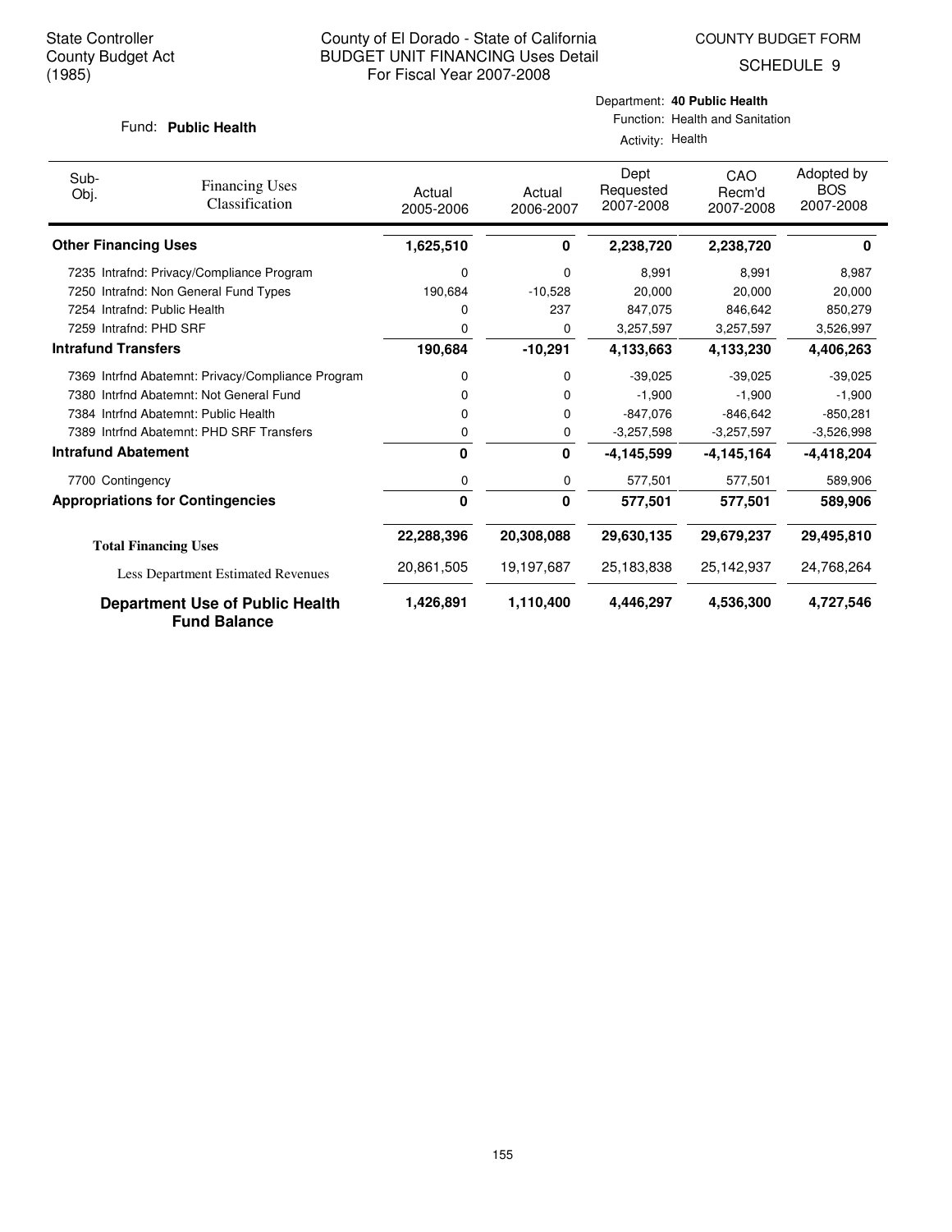State Controller
County Budget Act
(1985)

County of El Dorado - State of California
BUDGET UNIT FINANCING Uses Detail
For Fiscal Year 2007-2008

COUNTY BUDGET FORM

SCHEDULE 9

Fund: **Public Health**

Department: **40 Public Health**
Function: Health and Sanitation
Activity: Health

| Sub-Obj. | Financing Uses Classification | Actual 2005-2006 | Actual 2006-2007 | Dept Requested 2007-2008 | CAO Recm'd 2007-2008 | Adopted by BOS 2007-2008 |
|---|---|---|---|---|---|---|
| **Other Financing Uses** | | **1,625,510** | **0** | **2,238,720** | **2,238,720** | **0** |
| 7235 | Intrafnd: Privacy/Compliance Program | 0 | 0 | 8,991 | 8,991 | 8,987 |
| 7250 | Intrafnd: Non General Fund Types | 190,684 | -10,528 | 20,000 | 20,000 | 20,000 |
| 7254 | Intrafnd: Public Health | 0 | 237 | 847,075 | 846,642 | 850,279 |
| 7259 | Intrafnd: PHD SRF | 0 | 0 | 3,257,597 | 3,257,597 | 3,526,997 |
| **Intrafund Transfers** | | **190,684** | **-10,291** | **4,133,663** | **4,133,230** | **4,406,263** |
| 7369 | Intrfnd Abatemnt: Privacy/Compliance Program | 0 | 0 | -39,025 | -39,025 | -39,025 |
| 7380 | Intrfnd Abatemnt: Not General Fund | 0 | 0 | -1,900 | -1,900 | -1,900 |
| 7384 | Intrfnd Abatemnt: Public Health | 0 | 0 | -847,076 | -846,642 | -850,281 |
| 7389 | Intrfnd Abatemnt: PHD SRF Transfers | 0 | 0 | -3,257,598 | -3,257,597 | -3,526,998 |
| **Intrafund Abatement** | | **0** | **0** | **-4,145,599** | **-4,145,164** | **-4,418,204** |
| 7700 | Contingency | 0 | 0 | 577,501 | 577,501 | 589,906 |
| **Appropriations for Contingencies** | | **0** | **0** | **577,501** | **577,501** | **589,906** |
| **Total Financing Uses** | | **22,288,396** | **20,308,088** | **29,630,135** | **29,679,237** | **29,495,810** |
| Less Department Estimated Revenues | | 20,861,505 | 19,197,687 | 25,183,838 | 25,142,937 | 24,768,264 |
| **Department Use of Public Health Fund Balance** | | **1,426,891** | **1,110,400** | **4,446,297** | **4,536,300** | **4,727,546** |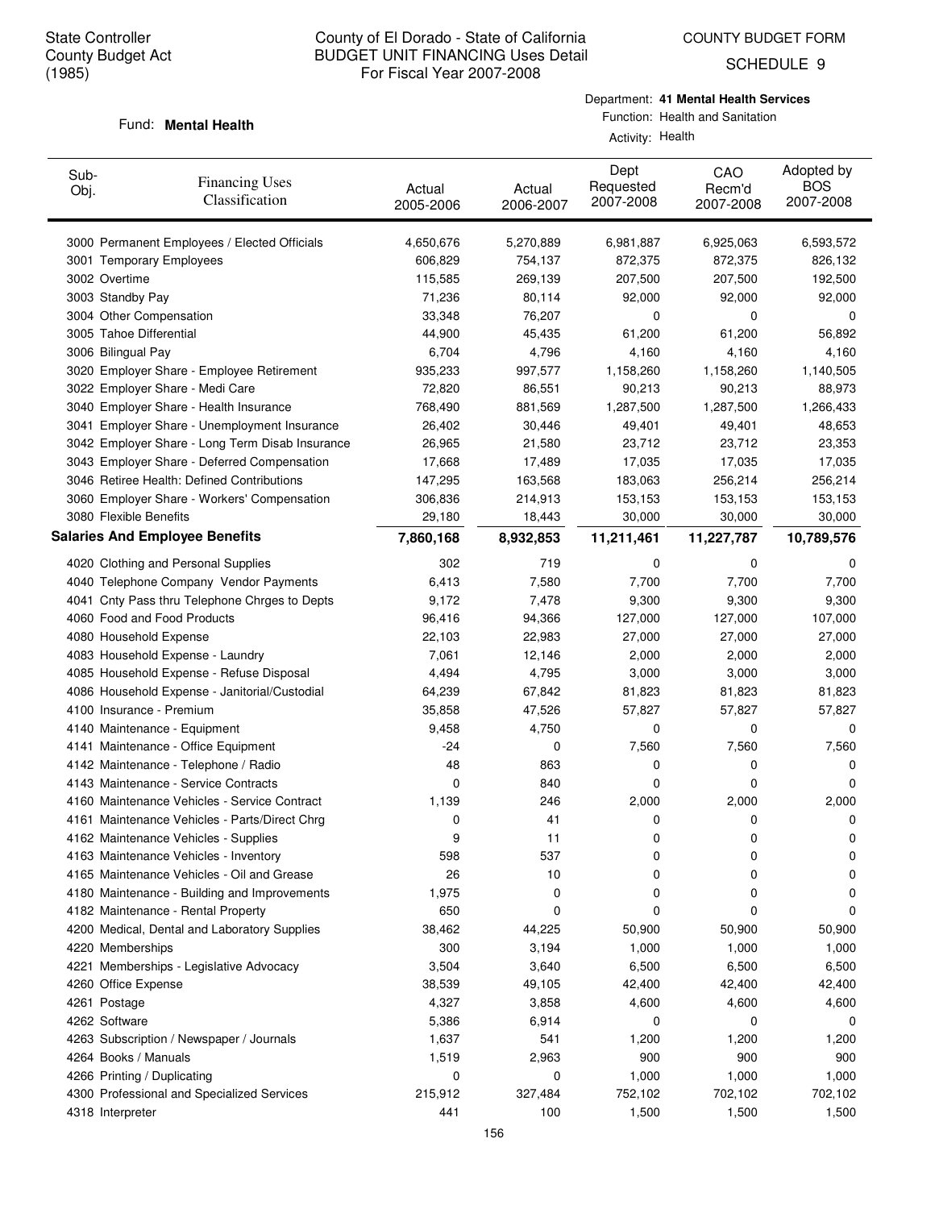State Controller
County Budget Act
(1985)

# County of El Dorado - State of California
## BUDGET UNIT FINANCING Uses Detail
### For Fiscal Year 2007-2008

COUNTY BUDGET FORM
SCHEDULE 9

Fund: **Mental Health**

Department: **41 Mental Health Services**
Function: Health and Sanitation
Activity: Health

| Sub-Obj. | Financing Uses Classification | Actual 2005-2006 | Actual 2006-2007 | Dept Requested 2007-2008 | CAO Recm'd 2007-2008 | Adopted by BOS 2007-2008 |
|---|---|---|---|---|---|---|
| 3000 | Permanent Employees / Elected Officials | 4,650,676 | 5,270,889 | 6,981,887 | 6,925,063 | 6,593,572 |
| 3001 | Temporary Employees | 606,829 | 754,137 | 872,375 | 872,375 | 826,132 |
| 3002 | Overtime | 115,585 | 269,139 | 207,500 | 207,500 | 192,500 |
| 3003 | Standby Pay | 71,236 | 80,114 | 92,000 | 92,000 | 92,000 |
| 3004 | Other Compensation | 33,348 | 76,207 | 0 | 0 | 0 |
| 3005 | Tahoe Differential | 44,900 | 45,435 | 61,200 | 61,200 | 56,892 |
| 3006 | Bilingual Pay | 6,704 | 4,796 | 4,160 | 4,160 | 4,160 |
| 3020 | Employer Share - Employee Retirement | 935,233 | 997,577 | 1,158,260 | 1,158,260 | 1,140,505 |
| 3022 | Employer Share - Medi Care | 72,820 | 86,551 | 90,213 | 90,213 | 88,973 |
| 3040 | Employer Share - Health Insurance | 768,490 | 881,569 | 1,287,500 | 1,287,500 | 1,266,433 |
| 3041 | Employer Share - Unemployment Insurance | 26,402 | 30,446 | 49,401 | 49,401 | 48,653 |
| 3042 | Employer Share - Long Term Disab Insurance | 26,965 | 21,580 | 23,712 | 23,712 | 23,353 |
| 3043 | Employer Share - Deferred Compensation | 17,668 | 17,489 | 17,035 | 17,035 | 17,035 |
| 3046 | Retiree Health: Defined Contributions | 147,295 | 163,568 | 183,063 | 256,214 | 256,214 |
| 3060 | Employer Share - Workers' Compensation | 306,836 | 214,913 | 153,153 | 153,153 | 153,153 |
| 3080 | Flexible Benefits | 29,180 | 18,443 | 30,000 | 30,000 | 30,000 |
| **Salaries And Employee Benefits** | | **7,860,168** | **8,932,853** | **11,211,461** | **11,227,787** | **10,789,576** |
| 4020 | Clothing and Personal Supplies | 302 | 719 | 0 | 0 | 0 |
| 4040 | Telephone Company Vendor Payments | 6,413 | 7,580 | 7,700 | 7,700 | 7,700 |
| 4041 | Cnty Pass thru Telephone Chrges to Depts | 9,172 | 7,478 | 9,300 | 9,300 | 9,300 |
| 4060 | Food and Food Products | 96,416 | 94,366 | 127,000 | 127,000 | 107,000 |
| 4080 | Household Expense | 22,103 | 22,983 | 27,000 | 27,000 | 27,000 |
| 4083 | Household Expense - Laundry | 7,061 | 12,146 | 2,000 | 2,000 | 2,000 |
| 4085 | Household Expense - Refuse Disposal | 4,494 | 4,795 | 3,000 | 3,000 | 3,000 |
| 4086 | Household Expense - Janitorial/Custodial | 64,239 | 67,842 | 81,823 | 81,823 | 81,823 |
| 4100 | Insurance - Premium | 35,858 | 47,526 | 57,827 | 57,827 | 57,827 |
| 4140 | Maintenance - Equipment | 9,458 | 4,750 | 0 | 0 | 0 |
| 4141 | Maintenance - Office Equipment | -24 | 0 | 7,560 | 7,560 | 7,560 |
| 4142 | Maintenance - Telephone / Radio | 48 | 863 | 0 | 0 | 0 |
| 4143 | Maintenance - Service Contracts | 0 | 840 | 0 | 0 | 0 |
| 4160 | Maintenance Vehicles - Service Contract | 1,139 | 246 | 2,000 | 2,000 | 2,000 |
| 4161 | Maintenance Vehicles - Parts/Direct Chrg | 0 | 41 | 0 | 0 | 0 |
| 4162 | Maintenance Vehicles - Supplies | 9 | 11 | 0 | 0 | 0 |
| 4163 | Maintenance Vehicles - Inventory | 598 | 537 | 0 | 0 | 0 |
| 4165 | Maintenance Vehicles - Oil and Grease | 26 | 10 | 0 | 0 | 0 |
| 4180 | Maintenance - Building and Improvements | 1,975 | 0 | 0 | 0 | 0 |
| 4182 | Maintenance - Rental Property | 650 | 0 | 0 | 0 | 0 |
| 4200 | Medical, Dental and Laboratory Supplies | 38,462 | 44,225 | 50,900 | 50,900 | 50,900 |
| 4220 | Memberships | 300 | 3,194 | 1,000 | 1,000 | 1,000 |
| 4221 | Memberships - Legislative Advocacy | 3,504 | 3,640 | 6,500 | 6,500 | 6,500 |
| 4260 | Office Expense | 38,539 | 49,105 | 42,400 | 42,400 | 42,400 |
| 4261 | Postage | 4,327 | 3,858 | 4,600 | 4,600 | 4,600 |
| 4262 | Software | 5,386 | 6,914 | 0 | 0 | 0 |
| 4263 | Subscription / Newspaper / Journals | 1,637 | 541 | 1,200 | 1,200 | 1,200 |
| 4264 | Books / Manuals | 1,519 | 2,963 | 900 | 900 | 900 |
| 4266 | Printing / Duplicating | 0 | 0 | 1,000 | 1,000 | 1,000 |
| 4300 | Professional and Specialized Services | 215,912 | 327,484 | 752,102 | 702,102 | 702,102 |
| 4318 | Interpreter | 441 | 100 | 1,500 | 1,500 | 1,500 |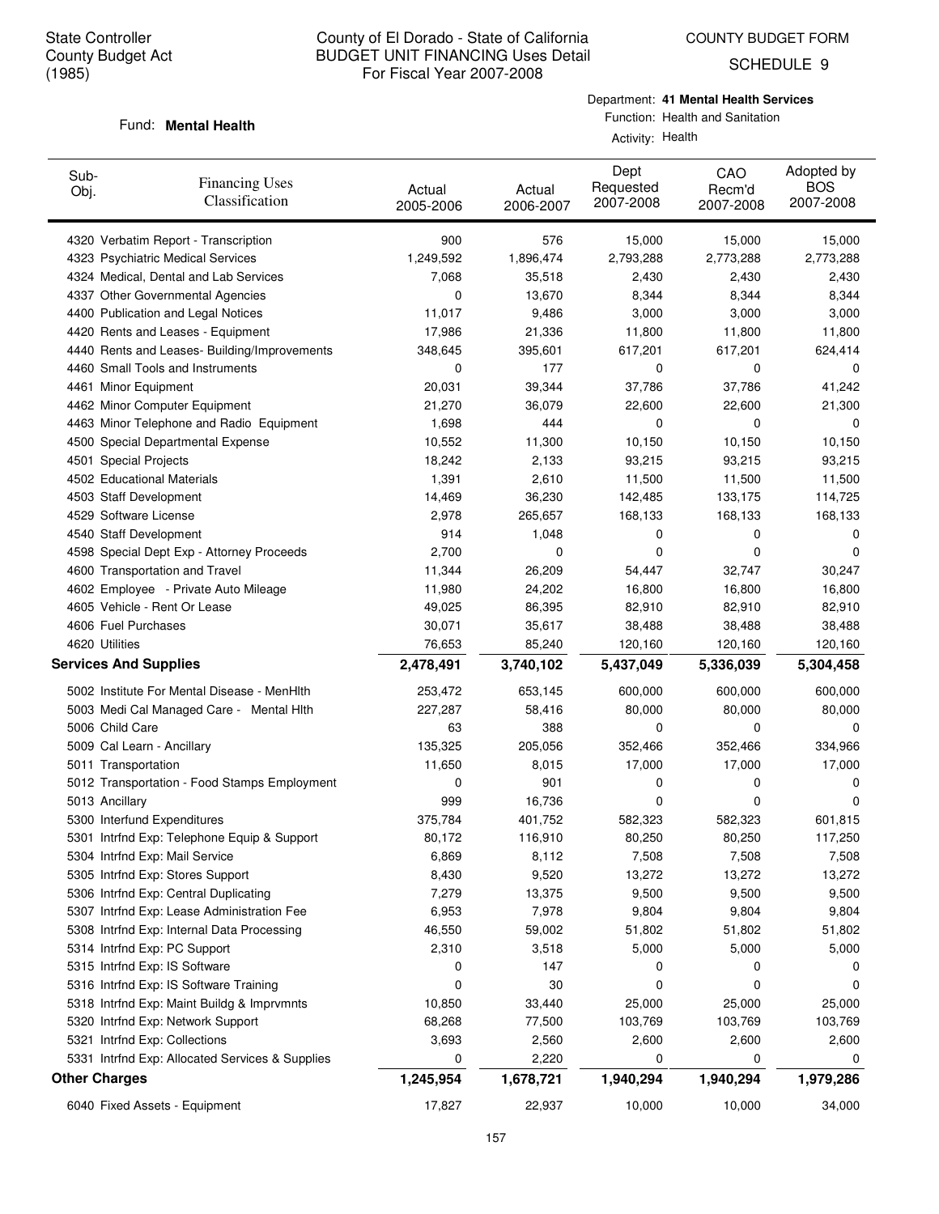State Controller
County Budget Act
(1985)

# County of El Dorado - State of California
## BUDGET UNIT FINANCING Uses Detail
For Fiscal Year 2007-2008

COUNTY BUDGET FORM
SCHEDULE 9

Fund: **Mental Health**

Department: **41 Mental Health Services**
Function: Health and Sanitation
Activity: Health

| Sub-Obj. | Financing Uses Classification | Actual 2005-2006 | Actual 2006-2007 | Dept Requested 2007-2008 | CAO Recm'd 2007-2008 | Adopted by BOS 2007-2008 |
|---|---|---|---|---|---|---|
| 4320 | Verbatim Report - Transcription | 900 | 576 | 15,000 | 15,000 | 15,000 |
| 4323 | Psychiatric Medical Services | 1,249,592 | 1,896,474 | 2,793,288 | 2,773,288 | 2,773,288 |
| 4324 | Medical, Dental and Lab Services | 7,068 | 35,518 | 2,430 | 2,430 | 2,430 |
| 4337 | Other Governmental Agencies | 0 | 13,670 | 8,344 | 8,344 | 8,344 |
| 4400 | Publication and Legal Notices | 11,017 | 9,486 | 3,000 | 3,000 | 3,000 |
| 4420 | Rents and Leases - Equipment | 17,986 | 21,336 | 11,800 | 11,800 | 11,800 |
| 4440 | Rents and Leases- Building/Improvements | 348,645 | 395,601 | 617,201 | 617,201 | 624,414 |
| 4460 | Small Tools and Instruments | 0 | 177 | 0 | 0 | 0 |
| 4461 | Minor Equipment | 20,031 | 39,344 | 37,786 | 37,786 | 41,242 |
| 4462 | Minor Computer Equipment | 21,270 | 36,079 | 22,600 | 22,600 | 21,300 |
| 4463 | Minor Telephone and Radio Equipment | 1,698 | 444 | 0 | 0 | 0 |
| 4500 | Special Departmental Expense | 10,552 | 11,300 | 10,150 | 10,150 | 10,150 |
| 4501 | Special Projects | 18,242 | 2,133 | 93,215 | 93,215 | 93,215 |
| 4502 | Educational Materials | 1,391 | 2,610 | 11,500 | 11,500 | 11,500 |
| 4503 | Staff Development | 14,469 | 36,230 | 142,485 | 133,175 | 114,725 |
| 4529 | Software License | 2,978 | 265,657 | 168,133 | 168,133 | 168,133 |
| 4540 | Staff Development | 914 | 1,048 | 0 | 0 | 0 |
| 4598 | Special Dept Exp - Attorney Proceeds | 2,700 | 0 | 0 | 0 | 0 |
| 4600 | Transportation and Travel | 11,344 | 26,209 | 54,447 | 32,747 | 30,247 |
| 4602 | Employee - Private Auto Mileage | 11,980 | 24,202 | 16,800 | 16,800 | 16,800 |
| 4605 | Vehicle - Rent Or Lease | 49,025 | 86,395 | 82,910 | 82,910 | 82,910 |
| 4606 | Fuel Purchases | 30,071 | 35,617 | 38,488 | 38,488 | 38,488 |
| 4620 | Utilities | 76,653 | 85,240 | 120,160 | 120,160 | 120,160 |
| **Services And Supplies** | | **2,478,491** | **3,740,102** | **5,437,049** | **5,336,039** | **5,304,458** |
| 5002 | Institute For Mental Disease - MenHlth | 253,472 | 653,145 | 600,000 | 600,000 | 600,000 |
| 5003 | Medi Cal Managed Care - Mental Hlth | 227,287 | 58,416 | 80,000 | 80,000 | 80,000 |
| 5006 | Child Care | 63 | 388 | 0 | 0 | 0 |
| 5009 | Cal Learn - Ancillary | 135,325 | 205,056 | 352,466 | 352,466 | 334,966 |
| 5011 | Transportation | 11,650 | 8,015 | 17,000 | 17,000 | 17,000 |
| 5012 | Transportation - Food Stamps Employment | 0 | 901 | 0 | 0 | 0 |
| 5013 | Ancillary | 999 | 16,736 | 0 | 0 | 0 |
| 5300 | Interfund Expenditures | 375,784 | 401,752 | 582,323 | 582,323 | 601,815 |
| 5301 | Intrfnd Exp: Telephone Equip & Support | 80,172 | 116,910 | 80,250 | 80,250 | 117,250 |
| 5304 | Intrfnd Exp: Mail Service | 6,869 | 8,112 | 7,508 | 7,508 | 7,508 |
| 5305 | Intrfnd Exp: Stores Support | 8,430 | 9,520 | 13,272 | 13,272 | 13,272 |
| 5306 | Intrfnd Exp: Central Duplicating | 7,279 | 13,375 | 9,500 | 9,500 | 9,500 |
| 5307 | Intrfnd Exp: Lease Administration Fee | 6,953 | 7,978 | 9,804 | 9,804 | 9,804 |
| 5308 | Intrfnd Exp: Internal Data Processing | 46,550 | 59,002 | 51,802 | 51,802 | 51,802 |
| 5314 | Intrfnd Exp: PC Support | 2,310 | 3,518 | 5,000 | 5,000 | 5,000 |
| 5315 | Intrfnd Exp: IS Software | 0 | 147 | 0 | 0 | 0 |
| 5316 | Intrfnd Exp: IS Software Training | 0 | 30 | 0 | 0 | 0 |
| 5318 | Intrfnd Exp: Maint Buildg & Imprvmnts | 10,850 | 33,440 | 25,000 | 25,000 | 25,000 |
| 5320 | Intrfnd Exp: Network Support | 68,268 | 77,500 | 103,769 | 103,769 | 103,769 |
| 5321 | Intrfnd Exp: Collections | 3,693 | 2,560 | 2,600 | 2,600 | 2,600 |
| 5331 | Intrfnd Exp: Allocated Services & Supplies | 0 | 2,220 | 0 | 0 | 0 |
| **Other Charges** | | **1,245,954** | **1,678,721** | **1,940,294** | **1,940,294** | **1,979,286** |
| 6040 | Fixed Assets - Equipment | 17,827 | 22,937 | 10,000 | 10,000 | 34,000 |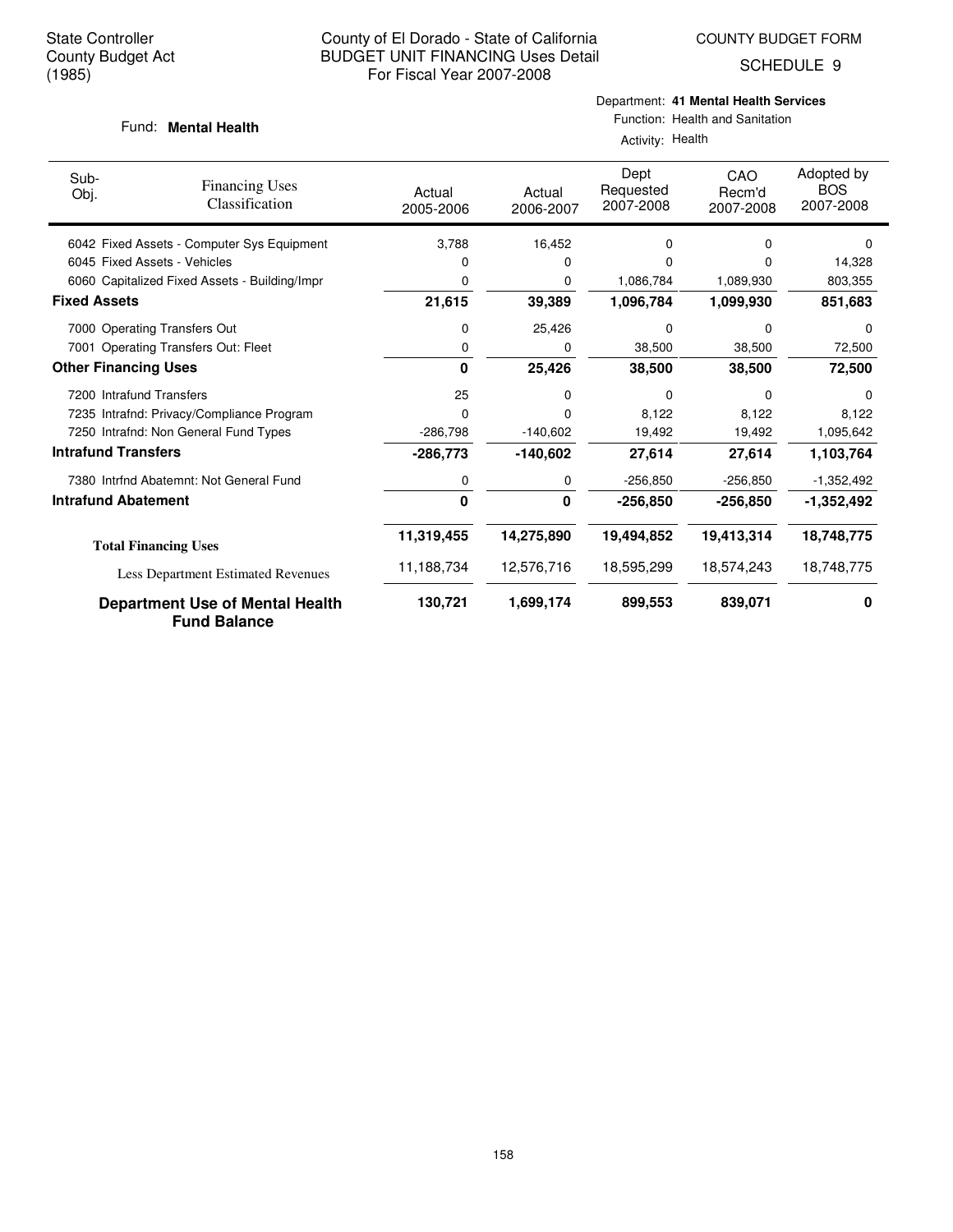State Controller
County Budget Act
(1985)

County of El Dorado - State of California
BUDGET UNIT FINANCING Uses Detail
For Fiscal Year 2007-2008

COUNTY BUDGET FORM
SCHEDULE 9

Fund: **Mental Health**

Department: **41 Mental Health Services**
Function: Health and Sanitation
Activity: Health

| Sub-Obj. | Financing Uses Classification | Actual 2005-2006 | Actual 2006-2007 | Dept Requested 2007-2008 | CAO Recm'd 2007-2008 | Adopted by BOS 2007-2008 |
|---|---|---|---|---|---|---|
| 6042 | Fixed Assets - Computer Sys Equipment | 3,788 | 16,452 | 0 | 0 | 0 |
| 6045 | Fixed Assets - Vehicles | 0 | 0 | 0 | 0 | 14,328 |
| 6060 | Capitalized Fixed Assets - Building/Impr | 0 | 0 | 1,086,784 | 1,089,930 | 803,355 |
| **Fixed Assets** | | **21,615** | **39,389** | **1,096,784** | **1,099,930** | **851,683** |
| 7000 | Operating Transfers Out | 0 | 25,426 | 0 | 0 | 0 |
| 7001 | Operating Transfers Out: Fleet | 0 | 0 | 38,500 | 38,500 | 72,500 |
| **Other Financing Uses** | | **0** | **25,426** | **38,500** | **38,500** | **72,500** |
| 7200 | Intrafund Transfers | 25 | 0 | 0 | 0 | 0 |
| 7235 | Intrafnd: Privacy/Compliance Program | 0 | 0 | 8,122 | 8,122 | 8,122 |
| 7250 | Intrafnd: Non General Fund Types | -286,798 | -140,602 | 19,492 | 19,492 | 1,095,642 |
| **Intrafund Transfers** | | **-286,773** | **-140,602** | **27,614** | **27,614** | **1,103,764** |
| 7380 | Intrfnd Abatemnt: Not General Fund | 0 | 0 | -256,850 | -256,850 | -1,352,492 |
| **Intrafund Abatement** | | **0** | **0** | **-256,850** | **-256,850** | **-1,352,492** |
| **Total Financing Uses** | | **11,319,455** | **14,275,890** | **19,494,852** | **19,413,314** | **18,748,775** |
| Less Department Estimated Revenues | | 11,188,734 | 12,576,716 | 18,595,299 | 18,574,243 | 18,748,775 |
| **Department Use of Mental Health Fund Balance** | | **130,721** | **1,699,174** | **899,553** | **839,071** | **0** |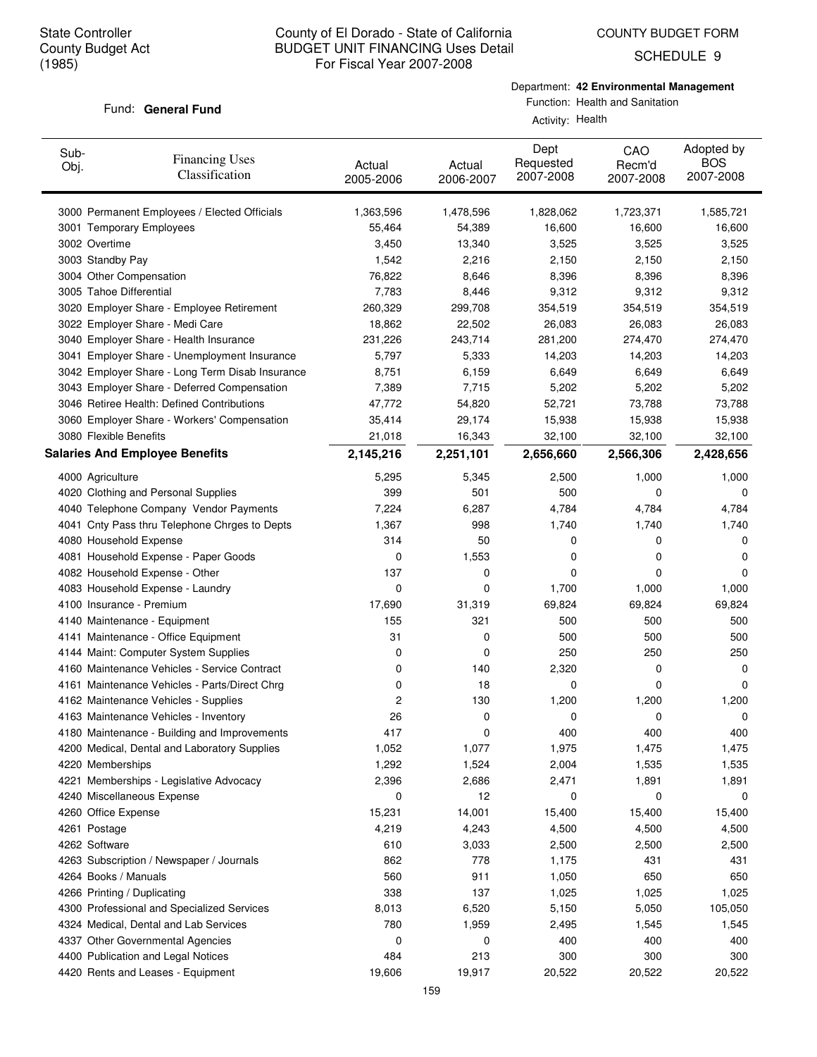State Controller
County Budget Act
(1985)

# County of El Dorado - State of California
## BUDGET UNIT FINANCING Uses Detail
For Fiscal Year 2007-2008

COUNTY BUDGET FORM

SCHEDULE 9

Fund: **General Fund**

Department: **42 Environmental Management**
Function: Health and Sanitation
Activity: Health

| Sub-Obj. | Financing Uses Classification | Actual 2005-2006 | Actual 2006-2007 | Dept Requested 2007-2008 | CAO Recm'd 2007-2008 | Adopted by BOS 2007-2008 |
|---|---|---|---|---|---|---|
| 3000 | Permanent Employees / Elected Officials | 1,363,596 | 1,478,596 | 1,828,062 | 1,723,371 | 1,585,721 |
| 3001 | Temporary Employees | 55,464 | 54,389 | 16,600 | 16,600 | 16,600 |
| 3002 | Overtime | 3,450 | 13,340 | 3,525 | 3,525 | 3,525 |
| 3003 | Standby Pay | 1,542 | 2,216 | 2,150 | 2,150 | 2,150 |
| 3004 | Other Compensation | 76,822 | 8,646 | 8,396 | 8,396 | 8,396 |
| 3005 | Tahoe Differential | 7,783 | 8,446 | 9,312 | 9,312 | 9,312 |
| 3020 | Employer Share - Employee Retirement | 260,329 | 299,708 | 354,519 | 354,519 | 354,519 |
| 3022 | Employer Share - Medi Care | 18,862 | 22,502 | 26,083 | 26,083 | 26,083 |
| 3040 | Employer Share - Health Insurance | 231,226 | 243,714 | 281,200 | 274,470 | 274,470 |
| 3041 | Employer Share - Unemployment Insurance | 5,797 | 5,333 | 14,203 | 14,203 | 14,203 |
| 3042 | Employer Share - Long Term Disab Insurance | 8,751 | 6,159 | 6,649 | 6,649 | 6,649 |
| 3043 | Employer Share - Deferred Compensation | 7,389 | 7,715 | 5,202 | 5,202 | 5,202 |
| 3046 | Retiree Health: Defined Contributions | 47,772 | 54,820 | 52,721 | 73,788 | 73,788 |
| 3060 | Employer Share - Workers' Compensation | 35,414 | 29,174 | 15,938 | 15,938 | 15,938 |
| 3080 | Flexible Benefits | 21,018 | 16,343 | 32,100 | 32,100 | 32,100 |
| **Salaries And Employee Benefits** | | **2,145,216** | **2,251,101** | **2,656,660** | **2,566,306** | **2,428,656** |
| 4000 | Agriculture | 5,295 | 5,345 | 2,500 | 1,000 | 1,000 |
| 4020 | Clothing and Personal Supplies | 399 | 501 | 500 | 0 | 0 |
| 4040 | Telephone Company Vendor Payments | 7,224 | 6,287 | 4,784 | 4,784 | 4,784 |
| 4041 | Cnty Pass thru Telephone Chrges to Depts | 1,367 | 998 | 1,740 | 1,740 | 1,740 |
| 4080 | Household Expense | 314 | 50 | 0 | 0 | 0 |
| 4081 | Household Expense - Paper Goods | 0 | 1,553 | 0 | 0 | 0 |
| 4082 | Household Expense - Other | 137 | 0 | 0 | 0 | 0 |
| 4083 | Household Expense - Laundry | 0 | 0 | 1,700 | 1,000 | 1,000 |
| 4100 | Insurance - Premium | 17,690 | 31,319 | 69,824 | 69,824 | 69,824 |
| 4140 | Maintenance - Equipment | 155 | 321 | 500 | 500 | 500 |
| 4141 | Maintenance - Office Equipment | 31 | 0 | 500 | 500 | 500 |
| 4144 | Maint: Computer System Supplies | 0 | 0 | 250 | 250 | 250 |
| 4160 | Maintenance Vehicles - Service Contract | 0 | 140 | 2,320 | 0 | 0 |
| 4161 | Maintenance Vehicles - Parts/Direct Chrg | 0 | 18 | 0 | 0 | 0 |
| 4162 | Maintenance Vehicles - Supplies | 2 | 130 | 1,200 | 1,200 | 1,200 |
| 4163 | Maintenance Vehicles - Inventory | 26 | 0 | 0 | 0 | 0 |
| 4180 | Maintenance - Building and Improvements | 417 | 0 | 400 | 400 | 400 |
| 4200 | Medical, Dental and Laboratory Supplies | 1,052 | 1,077 | 1,975 | 1,475 | 1,475 |
| 4220 | Memberships | 1,292 | 1,524 | 2,004 | 1,535 | 1,535 |
| 4221 | Memberships - Legislative Advocacy | 2,396 | 2,686 | 2,471 | 1,891 | 1,891 |
| 4240 | Miscellaneous Expense | 0 | 12 | 0 | 0 | 0 |
| 4260 | Office Expense | 15,231 | 14,001 | 15,400 | 15,400 | 15,400 |
| 4261 | Postage | 4,219 | 4,243 | 4,500 | 4,500 | 4,500 |
| 4262 | Software | 610 | 3,033 | 2,500 | 2,500 | 2,500 |
| 4263 | Subscription / Newspaper / Journals | 862 | 778 | 1,175 | 431 | 431 |
| 4264 | Books / Manuals | 560 | 911 | 1,050 | 650 | 650 |
| 4266 | Printing / Duplicating | 338 | 137 | 1,025 | 1,025 | 1,025 |
| 4300 | Professional and Specialized Services | 8,013 | 6,520 | 5,150 | 5,050 | 105,050 |
| 4324 | Medical, Dental and Lab Services | 780 | 1,959 | 2,495 | 1,545 | 1,545 |
| 4337 | Other Governmental Agencies | 0 | 0 | 400 | 400 | 400 |
| 4400 | Publication and Legal Notices | 484 | 213 | 300 | 300 | 300 |
| 4420 | Rents and Leases - Equipment | 19,606 | 19,917 | 20,522 | 20,522 | 20,522 |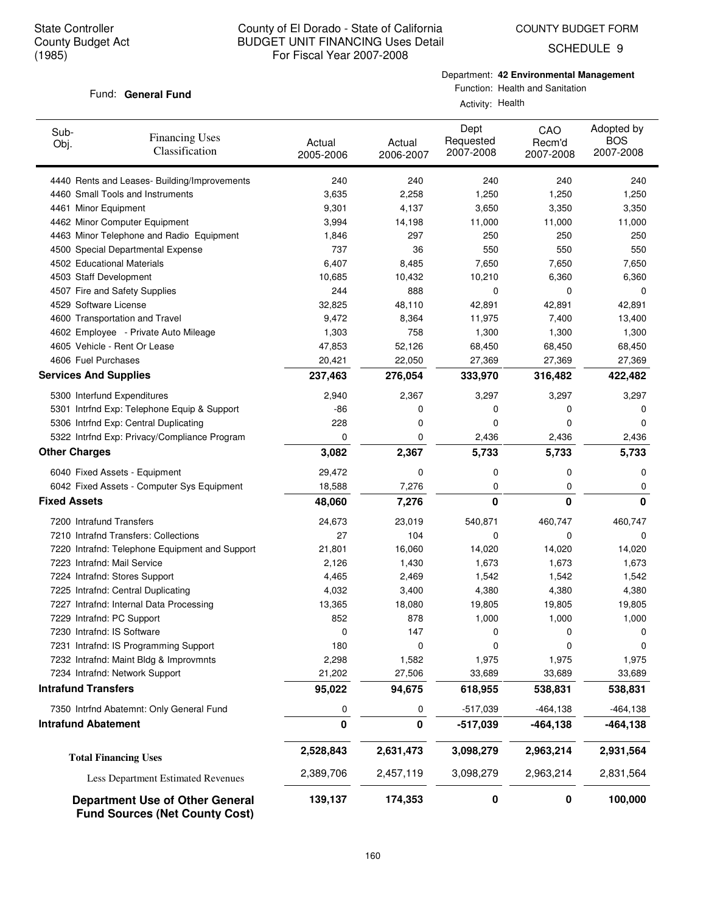State Controller
County Budget Act
(1985)

County of El Dorado - State of California
BUDGET UNIT FINANCING Uses Detail
For Fiscal Year 2007-2008

COUNTY BUDGET FORM
SCHEDULE 9

Fund: **General Fund**

Department: **42 Environmental Management**
Function: Health and Sanitation
Activity: Health

| Sub-Obj. | Financing Uses Classification | Actual 2005-2006 | Actual 2006-2007 | Dept Requested 2007-2008 | CAO Recm'd 2007-2008 | Adopted by BOS 2007-2008 |
|---|---|---|---|---|---|---|
| 4440 | Rents and Leases- Building/Improvements | 240 | 240 | 240 | 240 | 240 |
| 4460 | Small Tools and Instruments | 3,635 | 2,258 | 1,250 | 1,250 | 1,250 |
| 4461 | Minor Equipment | 9,301 | 4,137 | 3,650 | 3,350 | 3,350 |
| 4462 | Minor Computer Equipment | 3,994 | 14,198 | 11,000 | 11,000 | 11,000 |
| 4463 | Minor Telephone and Radio Equipment | 1,846 | 297 | 250 | 250 | 250 |
| 4500 | Special Departmental Expense | 737 | 36 | 550 | 550 | 550 |
| 4502 | Educational Materials | 6,407 | 8,485 | 7,650 | 7,650 | 7,650 |
| 4503 | Staff Development | 10,685 | 10,432 | 10,210 | 6,360 | 6,360 |
| 4507 | Fire and Safety Supplies | 244 | 888 | 0 | 0 | 0 |
| 4529 | Software License | 32,825 | 48,110 | 42,891 | 42,891 | 42,891 |
| 4600 | Transportation and Travel | 9,472 | 8,364 | 11,975 | 7,400 | 13,400 |
| 4602 | Employee - Private Auto Mileage | 1,303 | 758 | 1,300 | 1,300 | 1,300 |
| 4605 | Vehicle - Rent Or Lease | 47,853 | 52,126 | 68,450 | 68,450 | 68,450 |
| 4606 | Fuel Purchases | 20,421 | 22,050 | 27,369 | 27,369 | 27,369 |
| **Services And Supplies** | | **237,463** | **276,054** | **333,970** | **316,482** | **422,482** |
| 5300 | Interfund Expenditures | 2,940 | 2,367 | 3,297 | 3,297 | 3,297 |
| 5301 | Intrfnd Exp: Telephone Equip & Support | -86 | 0 | 0 | 0 | 0 |
| 5306 | Intrfnd Exp: Central Duplicating | 228 | 0 | 0 | 0 | 0 |
| 5322 | Intrfnd Exp: Privacy/Compliance Program | 0 | 0 | 2,436 | 2,436 | 2,436 |
| **Other Charges** | | **3,082** | **2,367** | **5,733** | **5,733** | **5,733** |
| 6040 | Fixed Assets - Equipment | 29,472 | 0 | 0 | 0 | 0 |
| 6042 | Fixed Assets - Computer Sys Equipment | 18,588 | 7,276 | 0 | 0 | 0 |
| **Fixed Assets** | | **48,060** | **7,276** | **0** | **0** | **0** |
| 7200 | Intrafund Transfers | 24,673 | 23,019 | 540,871 | 460,747 | 460,747 |
| 7210 | Intrafnd Transfers: Collections | 27 | 104 | 0 | 0 | 0 |
| 7220 | Intrafnd: Telephone Equipment and Support | 21,801 | 16,060 | 14,020 | 14,020 | 14,020 |
| 7223 | Intrafnd: Mail Service | 2,126 | 1,430 | 1,673 | 1,673 | 1,673 |
| 7224 | Intrafnd: Stores Support | 4,465 | 2,469 | 1,542 | 1,542 | 1,542 |
| 7225 | Intrafnd: Central Duplicating | 4,032 | 3,400 | 4,380 | 4,380 | 4,380 |
| 7227 | Intrafnd: Internal Data Processing | 13,365 | 18,080 | 19,805 | 19,805 | 19,805 |
| 7229 | Intrafnd: PC Support | 852 | 878 | 1,000 | 1,000 | 1,000 |
| 7230 | Intrafnd: IS Software | 0 | 147 | 0 | 0 | 0 |
| 7231 | Intrafnd: IS Programming Support | 180 | 0 | 0 | 0 | 0 |
| 7232 | Intrafnd: Maint Bldg & Improvmnts | 2,298 | 1,582 | 1,975 | 1,975 | 1,975 |
| 7234 | Intrafnd: Network Support | 21,202 | 27,506 | 33,689 | 33,689 | 33,689 |
| **Intrafund Transfers** | | **95,022** | **94,675** | **618,955** | **538,831** | **538,831** |
| 7350 | Intrfnd Abatemnt: Only General Fund | 0 | 0 | -517,039 | -464,138 | -464,138 |
| **Intrafund Abatement** | | **0** | **0** | **-517,039** | **-464,138** | **-464,138** |
| **Total Financing Uses** | | **2,528,843** | **2,631,473** | **3,098,279** | **2,963,214** | **2,931,564** |
| Less Department Estimated Revenues | | 2,389,706 | 2,457,119 | 3,098,279 | 2,963,214 | 2,831,564 |
| **Department Use of Other General Fund Sources (Net County Cost)** | | **139,137** | **174,353** | **0** | **0** | **100,000** |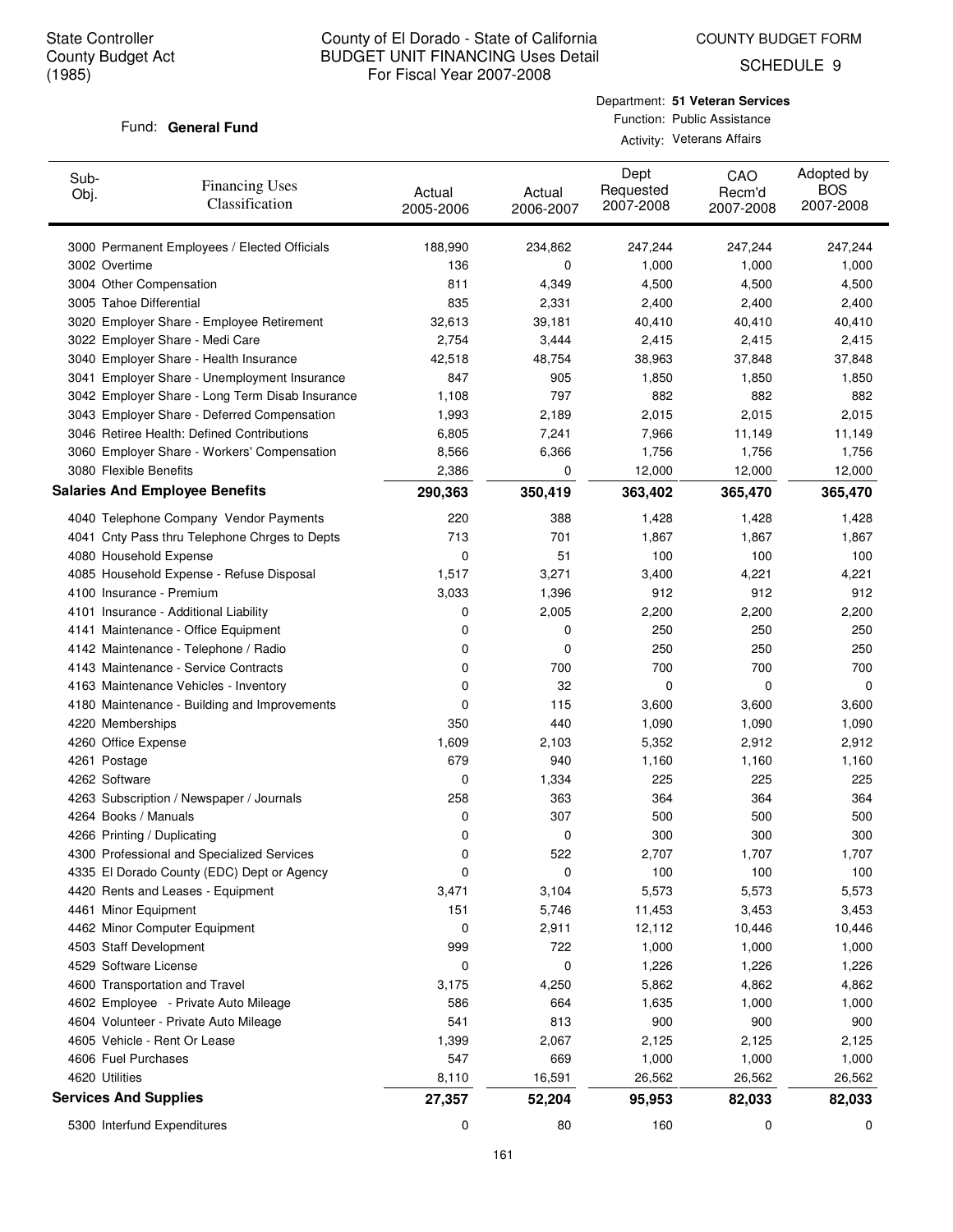State Controller
County Budget Act
(1985)

# County of El Dorado - State of California
## BUDGET UNIT FINANCING Uses Detail
For Fiscal Year 2007-2008

COUNTY BUDGET FORM
SCHEDULE 9

Fund: **General Fund**

Department: **51 Veteran Services**
Function: Public Assistance
Activity: Veterans Affairs

| Sub-Obj. | Financing Uses Classification | Actual 2005-2006 | Actual 2006-2007 | Dept Requested 2007-2008 | CAO Recm'd 2007-2008 | Adopted by BOS 2007-2008 |
|---|---|---|---|---|---|---|
| 3000 | Permanent Employees / Elected Officials | 188,990 | 234,862 | 247,244 | 247,244 | 247,244 |
| 3002 | Overtime | 136 | 0 | 1,000 | 1,000 | 1,000 |
| 3004 | Other Compensation | 811 | 4,349 | 4,500 | 4,500 | 4,500 |
| 3005 | Tahoe Differential | 835 | 2,331 | 2,400 | 2,400 | 2,400 |
| 3020 | Employer Share - Employee Retirement | 32,613 | 39,181 | 40,410 | 40,410 | 40,410 |
| 3022 | Employer Share - Medi Care | 2,754 | 3,444 | 2,415 | 2,415 | 2,415 |
| 3040 | Employer Share - Health Insurance | 42,518 | 48,754 | 38,963 | 37,848 | 37,848 |
| 3041 | Employer Share - Unemployment Insurance | 847 | 905 | 1,850 | 1,850 | 1,850 |
| 3042 | Employer Share - Long Term Disab Insurance | 1,108 | 797 | 882 | 882 | 882 |
| 3043 | Employer Share - Deferred Compensation | 1,993 | 2,189 | 2,015 | 2,015 | 2,015 |
| 3046 | Retiree Health: Defined Contributions | 6,805 | 7,241 | 7,966 | 11,149 | 11,149 |
| 3060 | Employer Share - Workers' Compensation | 8,566 | 6,366 | 1,756 | 1,756 | 1,756 |
| 3080 | Flexible Benefits | 2,386 | 0 | 12,000 | 12,000 | 12,000 |
| **Salaries And Employee Benefits** | | **290,363** | **350,419** | **363,402** | **365,470** | **365,470** |
| 4040 | Telephone Company Vendor Payments | 220 | 388 | 1,428 | 1,428 | 1,428 |
| 4041 | Cnty Pass thru Telephone Chrges to Depts | 713 | 701 | 1,867 | 1,867 | 1,867 |
| 4080 | Household Expense | 0 | 51 | 100 | 100 | 100 |
| 4085 | Household Expense - Refuse Disposal | 1,517 | 3,271 | 3,400 | 4,221 | 4,221 |
| 4100 | Insurance - Premium | 3,033 | 1,396 | 912 | 912 | 912 |
| 4101 | Insurance - Additional Liability | 0 | 2,005 | 2,200 | 2,200 | 2,200 |
| 4141 | Maintenance - Office Equipment | 0 | 0 | 250 | 250 | 250 |
| 4142 | Maintenance - Telephone / Radio | 0 | 0 | 250 | 250 | 250 |
| 4143 | Maintenance - Service Contracts | 0 | 700 | 700 | 700 | 700 |
| 4163 | Maintenance Vehicles - Inventory | 0 | 32 | 0 | 0 | 0 |
| 4180 | Maintenance - Building and Improvements | 0 | 115 | 3,600 | 3,600 | 3,600 |
| 4220 | Memberships | 350 | 440 | 1,090 | 1,090 | 1,090 |
| 4260 | Office Expense | 1,609 | 2,103 | 5,352 | 2,912 | 2,912 |
| 4261 | Postage | 679 | 940 | 1,160 | 1,160 | 1,160 |
| 4262 | Software | 0 | 1,334 | 225 | 225 | 225 |
| 4263 | Subscription / Newspaper / Journals | 258 | 363 | 364 | 364 | 364 |
| 4264 | Books / Manuals | 0 | 307 | 500 | 500 | 500 |
| 4266 | Printing / Duplicating | 0 | 0 | 300 | 300 | 300 |
| 4300 | Professional and Specialized Services | 0 | 522 | 2,707 | 1,707 | 1,707 |
| 4335 | El Dorado County (EDC) Dept or Agency | 0 | 0 | 100 | 100 | 100 |
| 4420 | Rents and Leases - Equipment | 3,471 | 3,104 | 5,573 | 5,573 | 5,573 |
| 4461 | Minor Equipment | 151 | 5,746 | 11,453 | 3,453 | 3,453 |
| 4462 | Minor Computer Equipment | 0 | 2,911 | 12,112 | 10,446 | 10,446 |
| 4503 | Staff Development | 999 | 722 | 1,000 | 1,000 | 1,000 |
| 4529 | Software License | 0 | 0 | 1,226 | 1,226 | 1,226 |
| 4600 | Transportation and Travel | 3,175 | 4,250 | 5,862 | 4,862 | 4,862 |
| 4602 | Employee - Private Auto Mileage | 586 | 664 | 1,635 | 1,000 | 1,000 |
| 4604 | Volunteer - Private Auto Mileage | 541 | 813 | 900 | 900 | 900 |
| 4605 | Vehicle - Rent Or Lease | 1,399 | 2,067 | 2,125 | 2,125 | 2,125 |
| 4606 | Fuel Purchases | 547 | 669 | 1,000 | 1,000 | 1,000 |
| 4620 | Utilities | 8,110 | 16,591 | 26,562 | 26,562 | 26,562 |
| **Services And Supplies** | | **27,357** | **52,204** | **95,953** | **82,033** | **82,033** |
| 5300 | Interfund Expenditures | 0 | 80 | 160 | 0 | 0 |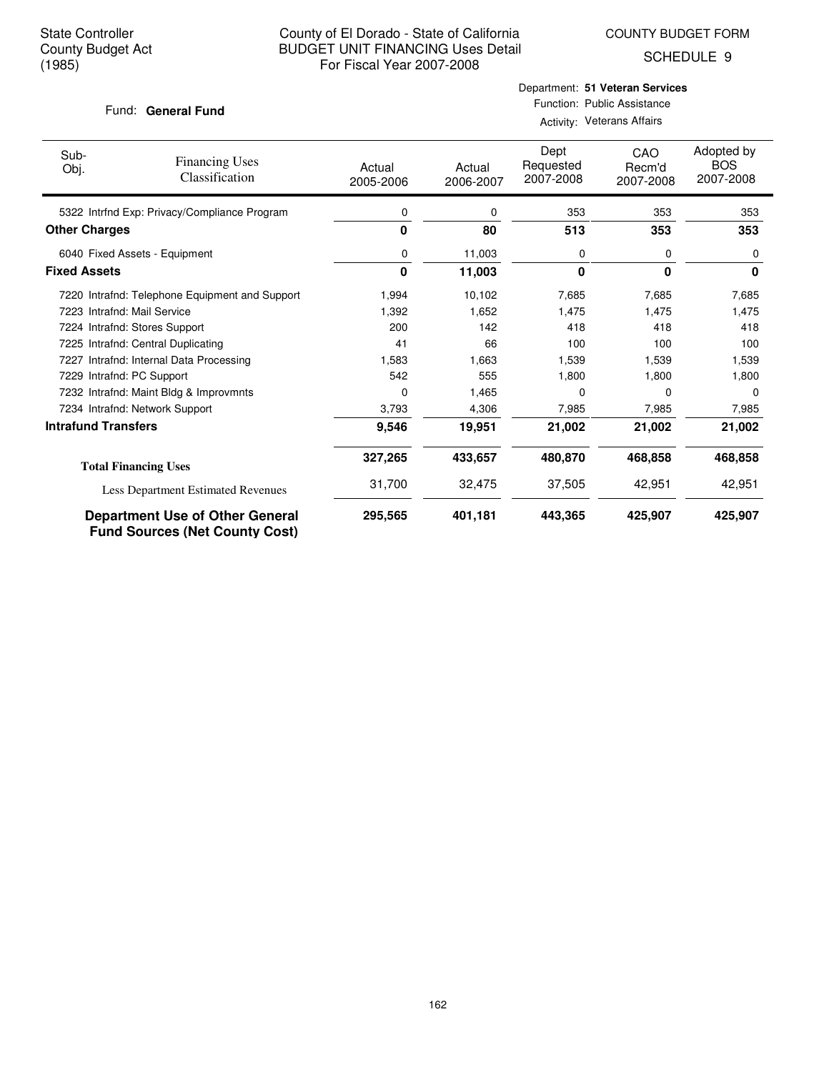State Controller
County Budget Act
(1985)

County of El Dorado - State of California
BUDGET UNIT FINANCING Uses Detail
For Fiscal Year 2007-2008

COUNTY BUDGET FORM
SCHEDULE 9

Fund: **General Fund**

Department: **51 Veteran Services**
Function: Public Assistance
Activity: Veterans Affairs

| Sub-Obj. | Financing Uses Classification | Actual 2005-2006 | Actual 2006-2007 | Dept Requested 2007-2008 | CAO Recm'd 2007-2008 | Adopted by BOS 2007-2008 |
|---|---|---|---|---|---|---|
| 5322 | Intrfnd Exp: Privacy/Compliance Program | 0 | 0 | 353 | 353 | 353 |
| **Other Charges** | | **0** | **80** | **513** | **353** | **353** |
| 6040 | Fixed Assets - Equipment | 0 | 11,003 | 0 | 0 | 0 |
| **Fixed Assets** | | **0** | **11,003** | **0** | **0** | **0** |
| 7220 | Intrafnd: Telephone Equipment and Support | 1,994 | 10,102 | 7,685 | 7,685 | 7,685 |
| 7223 | Intrafnd: Mail Service | 1,392 | 1,652 | 1,475 | 1,475 | 1,475 |
| 7224 | Intrafnd: Stores Support | 200 | 142 | 418 | 418 | 418 |
| 7225 | Intrafnd: Central Duplicating | 41 | 66 | 100 | 100 | 100 |
| 7227 | Intrafnd: Internal Data Processing | 1,583 | 1,663 | 1,539 | 1,539 | 1,539 |
| 7229 | Intrafnd: PC Support | 542 | 555 | 1,800 | 1,800 | 1,800 |
| 7232 | Intrafnd: Maint Bldg & Improvmnts | 0 | 1,465 | 0 | 0 | 0 |
| 7234 | Intrafnd: Network Support | 3,793 | 4,306 | 7,985 | 7,985 | 7,985 |
| **Intrafund Transfers** | | **9,546** | **19,951** | **21,002** | **21,002** | **21,002** |
| **Total Financing Uses** | | **327,265** | **433,657** | **480,870** | **468,858** | **468,858** |
| Less Department Estimated Revenues | | 31,700 | 32,475 | 37,505 | 42,951 | 42,951 |
| **Department Use of Other General Fund Sources (Net County Cost)** | | **295,565** | **401,181** | **443,365** | **425,907** | **425,907** |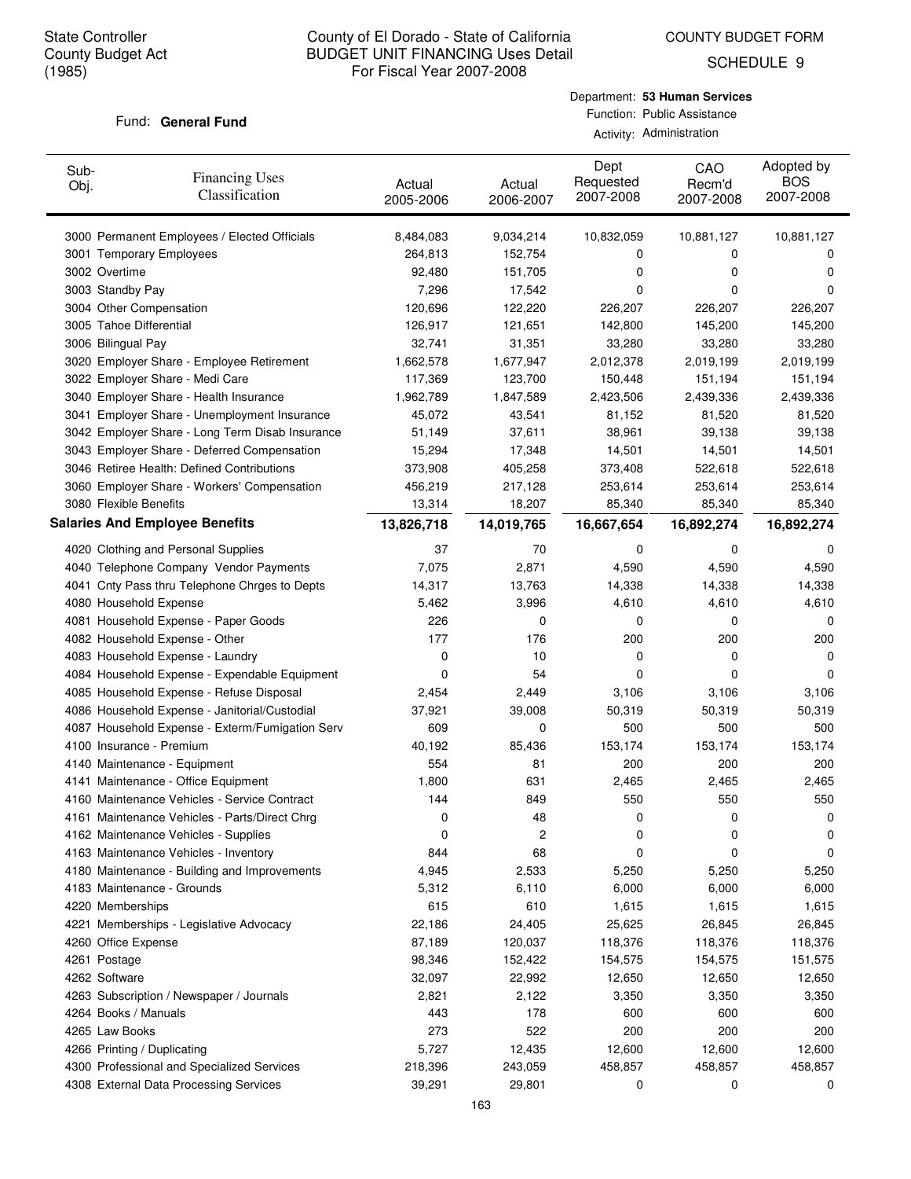State Controller
County Budget Act
(1985)

# County of El Dorado - State of California
## BUDGET UNIT FINANCING Uses Detail
### For Fiscal Year 2007-2008

COUNTY BUDGET FORM
SCHEDULE 9

Fund: **General Fund**

Department: **53 Human Services**
Function: Public Assistance
Activity: Administration

| Sub-Obj. | Financing Uses Classification | Actual 2005-2006 | Actual 2006-2007 | Dept Requested 2007-2008 | CAO Recm'd 2007-2008 | Adopted by BOS 2007-2008 |
|---|---|---|---|---|---|---|
| 3000 | Permanent Employees / Elected Officials | 8,484,083 | 9,034,214 | 10,832,059 | 10,881,127 | 10,881,127 |
| 3001 | Temporary Employees | 264,813 | 152,754 | 0 | 0 | 0 |
| 3002 | Overtime | 92,480 | 151,705 | 0 | 0 | 0 |
| 3003 | Standby Pay | 7,296 | 17,542 | 0 | 0 | 0 |
| 3004 | Other Compensation | 120,696 | 122,220 | 226,207 | 226,207 | 226,207 |
| 3005 | Tahoe Differential | 126,917 | 121,651 | 142,800 | 145,200 | 145,200 |
| 3006 | Bilingual Pay | 32,741 | 31,351 | 33,280 | 33,280 | 33,280 |
| 3020 | Employer Share - Employee Retirement | 1,662,578 | 1,677,947 | 2,012,378 | 2,019,199 | 2,019,199 |
| 3022 | Employer Share - Medi Care | 117,369 | 123,700 | 150,448 | 151,194 | 151,194 |
| 3040 | Employer Share - Health Insurance | 1,962,789 | 1,847,589 | 2,423,506 | 2,439,336 | 2,439,336 |
| 3041 | Employer Share - Unemployment Insurance | 45,072 | 43,541 | 81,152 | 81,520 | 81,520 |
| 3042 | Employer Share - Long Term Disab Insurance | 51,149 | 37,611 | 38,961 | 39,138 | 39,138 |
| 3043 | Employer Share - Deferred Compensation | 15,294 | 17,348 | 14,501 | 14,501 | 14,501 |
| 3046 | Retiree Health: Defined Contributions | 373,908 | 405,258 | 373,408 | 522,618 | 522,618 |
| 3060 | Employer Share - Workers' Compensation | 456,219 | 217,128 | 253,614 | 253,614 | 253,614 |
| 3080 | Flexible Benefits | 13,314 | 18,207 | 85,340 | 85,340 | 85,340 |
| **Salaries And Employee Benefits** | | **13,826,718** | **14,019,765** | **16,667,654** | **16,892,274** | **16,892,274** |
| 4020 | Clothing and Personal Supplies | 37 | 70 | 0 | 0 | 0 |
| 4040 | Telephone Company Vendor Payments | 7,075 | 2,871 | 4,590 | 4,590 | 4,590 |
| 4041 | Cnty Pass thru Telephone Chrges to Depts | 14,317 | 13,763 | 14,338 | 14,338 | 14,338 |
| 4080 | Household Expense | 5,462 | 3,996 | 4,610 | 4,610 | 4,610 |
| 4081 | Household Expense - Paper Goods | 226 | 0 | 0 | 0 | 0 |
| 4082 | Household Expense - Other | 177 | 176 | 200 | 200 | 200 |
| 4083 | Household Expense - Laundry | 0 | 10 | 0 | 0 | 0 |
| 4084 | Household Expense - Expendable Equipment | 0 | 54 | 0 | 0 | 0 |
| 4085 | Household Expense - Refuse Disposal | 2,454 | 2,449 | 3,106 | 3,106 | 3,106 |
| 4086 | Household Expense - Janitorial/Custodial | 37,921 | 39,008 | 50,319 | 50,319 | 50,319 |
| 4087 | Household Expense - Exterm/Fumigation Serv | 609 | 0 | 500 | 500 | 500 |
| 4100 | Insurance - Premium | 40,192 | 85,436 | 153,174 | 153,174 | 153,174 |
| 4140 | Maintenance - Equipment | 554 | 81 | 200 | 200 | 200 |
| 4141 | Maintenance - Office Equipment | 1,800 | 631 | 2,465 | 2,465 | 2,465 |
| 4160 | Maintenance Vehicles - Service Contract | 144 | 849 | 550 | 550 | 550 |
| 4161 | Maintenance Vehicles - Parts/Direct Chrg | 0 | 48 | 0 | 0 | 0 |
| 4162 | Maintenance Vehicles - Supplies | 0 | 2 | 0 | 0 | 0 |
| 4163 | Maintenance Vehicles - Inventory | 844 | 68 | 0 | 0 | 0 |
| 4180 | Maintenance - Building and Improvements | 4,945 | 2,533 | 5,250 | 5,250 | 5,250 |
| 4183 | Maintenance - Grounds | 5,312 | 6,110 | 6,000 | 6,000 | 6,000 |
| 4220 | Memberships | 615 | 610 | 1,615 | 1,615 | 1,615 |
| 4221 | Memberships - Legislative Advocacy | 22,186 | 24,405 | 25,625 | 26,845 | 26,845 |
| 4260 | Office Expense | 87,189 | 120,037 | 118,376 | 118,376 | 118,376 |
| 4261 | Postage | 98,346 | 152,422 | 154,575 | 154,575 | 151,575 |
| 4262 | Software | 32,097 | 22,992 | 12,650 | 12,650 | 12,650 |
| 4263 | Subscription / Newspaper / Journals | 2,821 | 2,122 | 3,350 | 3,350 | 3,350 |
| 4264 | Books / Manuals | 443 | 178 | 600 | 600 | 600 |
| 4265 | Law Books | 273 | 522 | 200 | 200 | 200 |
| 4266 | Printing / Duplicating | 5,727 | 12,435 | 12,600 | 12,600 | 12,600 |
| 4300 | Professional and Specialized Services | 218,396 | 243,059 | 458,857 | 458,857 | 458,857 |
| 4308 | External Data Processing Services | 39,291 | 29,801 | 0 | 0 | 0 |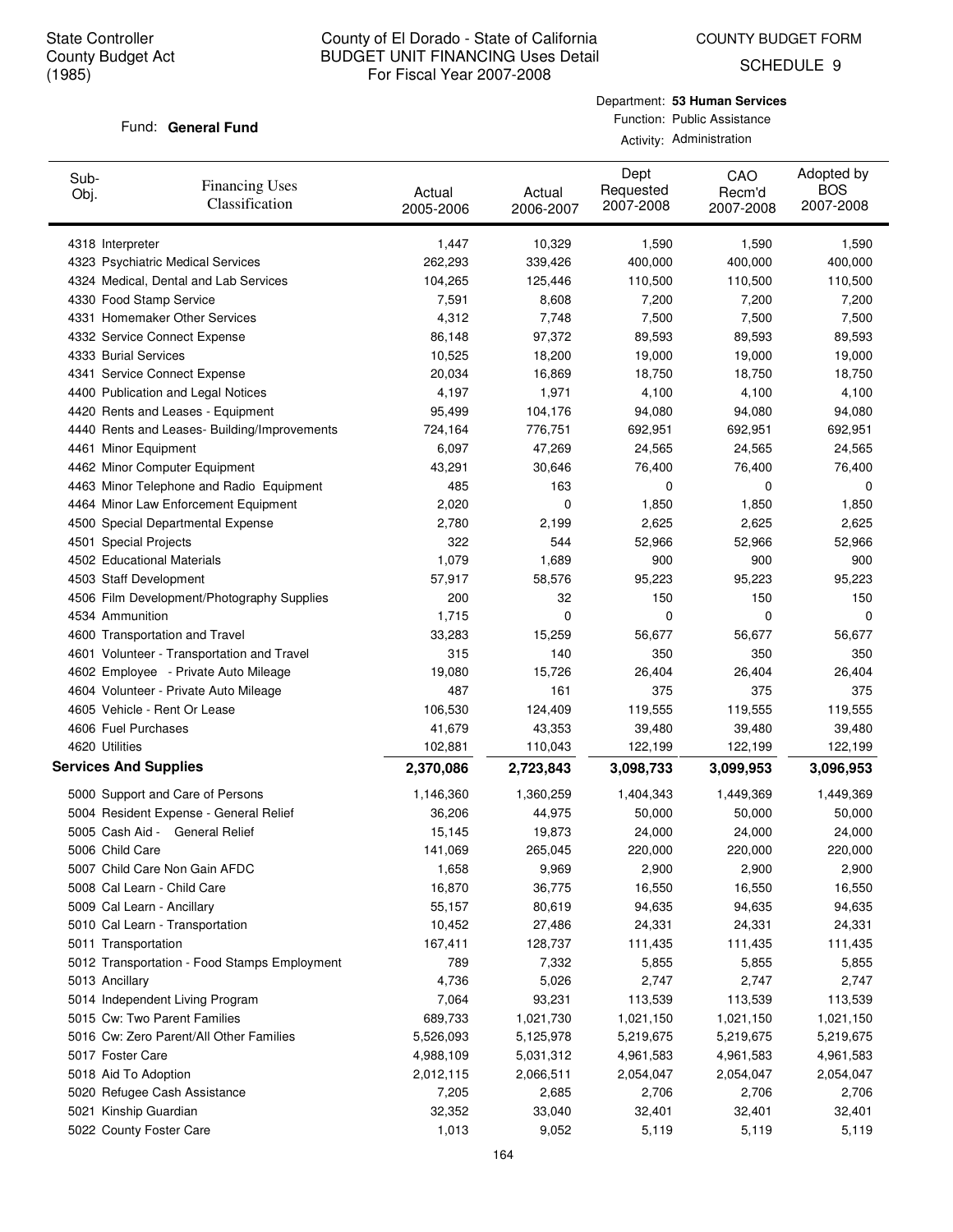State Controller
County Budget Act
(1985)

# County of El Dorado - State of California
## BUDGET UNIT FINANCING Uses Detail
For Fiscal Year 2007-2008

COUNTY BUDGET FORM
SCHEDULE 9

Fund: **General Fund**

Department: **53 Human Services**
Function: Public Assistance
Activity: Administration

| Sub-Obj. | Financing Uses Classification | Actual 2005-2006 | Actual 2006-2007 | Dept Requested 2007-2008 | CAO Recm'd 2007-2008 | Adopted by BOS 2007-2008 |
|---|---|---|---|---|---|---|
| 4318 | Interpreter | 1,447 | 10,329 | 1,590 | 1,590 | 1,590 |
| 4323 | Psychiatric Medical Services | 262,293 | 339,426 | 400,000 | 400,000 | 400,000 |
| 4324 | Medical, Dental and Lab Services | 104,265 | 125,446 | 110,500 | 110,500 | 110,500 |
| 4330 | Food Stamp Service | 7,591 | 8,608 | 7,200 | 7,200 | 7,200 |
| 4331 | Homemaker Other Services | 4,312 | 7,748 | 7,500 | 7,500 | 7,500 |
| 4332 | Service Connect Expense | 86,148 | 97,372 | 89,593 | 89,593 | 89,593 |
| 4333 | Burial Services | 10,525 | 18,200 | 19,000 | 19,000 | 19,000 |
| 4341 | Service Connect Expense | 20,034 | 16,869 | 18,750 | 18,750 | 18,750 |
| 4400 | Publication and Legal Notices | 4,197 | 1,971 | 4,100 | 4,100 | 4,100 |
| 4420 | Rents and Leases - Equipment | 95,499 | 104,176 | 94,080 | 94,080 | 94,080 |
| 4440 | Rents and Leases- Building/Improvements | 724,164 | 776,751 | 692,951 | 692,951 | 692,951 |
| 4461 | Minor Equipment | 6,097 | 47,269 | 24,565 | 24,565 | 24,565 |
| 4462 | Minor Computer Equipment | 43,291 | 30,646 | 76,400 | 76,400 | 76,400 |
| 4463 | Minor Telephone and Radio Equipment | 485 | 163 | 0 | 0 | 0 |
| 4464 | Minor Law Enforcement Equipment | 2,020 | 0 | 1,850 | 1,850 | 1,850 |
| 4500 | Special Departmental Expense | 2,780 | 2,199 | 2,625 | 2,625 | 2,625 |
| 4501 | Special Projects | 322 | 544 | 52,966 | 52,966 | 52,966 |
| 4502 | Educational Materials | 1,079 | 1,689 | 900 | 900 | 900 |
| 4503 | Staff Development | 57,917 | 58,576 | 95,223 | 95,223 | 95,223 |
| 4506 | Film Development/Photography Supplies | 200 | 32 | 150 | 150 | 150 |
| 4534 | Ammunition | 1,715 | 0 | 0 | 0 | 0 |
| 4600 | Transportation and Travel | 33,283 | 15,259 | 56,677 | 56,677 | 56,677 |
| 4601 | Volunteer - Transportation and Travel | 315 | 140 | 350 | 350 | 350 |
| 4602 | Employee - Private Auto Mileage | 19,080 | 15,726 | 26,404 | 26,404 | 26,404 |
| 4604 | Volunteer - Private Auto Mileage | 487 | 161 | 375 | 375 | 375 |
| 4605 | Vehicle - Rent Or Lease | 106,530 | 124,409 | 119,555 | 119,555 | 119,555 |
| 4606 | Fuel Purchases | 41,679 | 43,353 | 39,480 | 39,480 | 39,480 |
| 4620 | Utilities | 102,881 | 110,043 | 122,199 | 122,199 | 122,199 |
| **Services And Supplies** | | **2,370,086** | **2,723,843** | **3,098,733** | **3,099,953** | **3,096,953** |
| 5000 | Support and Care of Persons | 1,146,360 | 1,360,259 | 1,404,343 | 1,449,369 | 1,449,369 |
| 5004 | Resident Expense - General Relief | 36,206 | 44,975 | 50,000 | 50,000 | 50,000 |
| 5005 | Cash Aid - General Relief | 15,145 | 19,873 | 24,000 | 24,000 | 24,000 |
| 5006 | Child Care | 141,069 | 265,045 | 220,000 | 220,000 | 220,000 |
| 5007 | Child Care Non Gain AFDC | 1,658 | 9,969 | 2,900 | 2,900 | 2,900 |
| 5008 | Cal Learn - Child Care | 16,870 | 36,775 | 16,550 | 16,550 | 16,550 |
| 5009 | Cal Learn - Ancillary | 55,157 | 80,619 | 94,635 | 94,635 | 94,635 |
| 5010 | Cal Learn - Transportation | 10,452 | 27,486 | 24,331 | 24,331 | 24,331 |
| 5011 | Transportation | 167,411 | 128,737 | 111,435 | 111,435 | 111,435 |
| 5012 | Transportation - Food Stamps Employment | 789 | 7,332 | 5,855 | 5,855 | 5,855 |
| 5013 | Ancillary | 4,736 | 5,026 | 2,747 | 2,747 | 2,747 |
| 5014 | Independent Living Program | 7,064 | 93,231 | 113,539 | 113,539 | 113,539 |
| 5015 | Cw: Two Parent Families | 689,733 | 1,021,730 | 1,021,150 | 1,021,150 | 1,021,150 |
| 5016 | Cw: Zero Parent/All Other Families | 5,526,093 | 5,125,978 | 5,219,675 | 5,219,675 | 5,219,675 |
| 5017 | Foster Care | 4,988,109 | 5,031,312 | 4,961,583 | 4,961,583 | 4,961,583 |
| 5018 | Aid To Adoption | 2,012,115 | 2,066,511 | 2,054,047 | 2,054,047 | 2,054,047 |
| 5020 | Refugee Cash Assistance | 7,205 | 2,685 | 2,706 | 2,706 | 2,706 |
| 5021 | Kinship Guardian | 32,352 | 33,040 | 32,401 | 32,401 | 32,401 |
| 5022 | County Foster Care | 1,013 | 9,052 | 5,119 | 5,119 | 5,119 |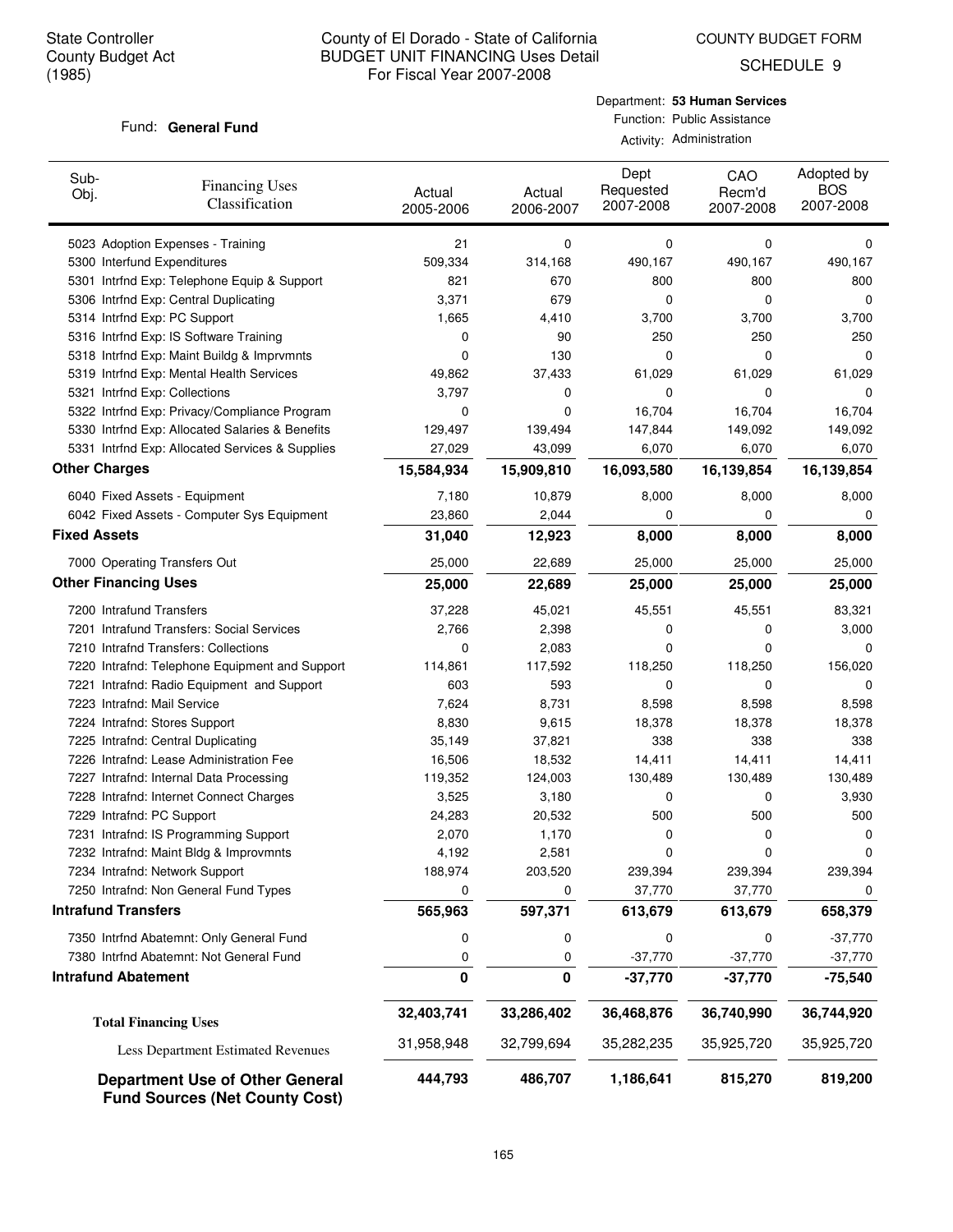State Controller
County Budget Act
(1985)

County of El Dorado - State of California
BUDGET UNIT FINANCING Uses Detail
For Fiscal Year 2007-2008

COUNTY BUDGET FORM
SCHEDULE 9

Fund: **General Fund**

Department: **53 Human Services**
Function: Public Assistance
Activity: Administration

| Sub-Obj. | Financing Uses Classification | Actual 2005-2006 | Actual 2006-2007 | Dept Requested 2007-2008 | CAO Recm'd 2007-2008 | Adopted by BOS 2007-2008 |
|---|---|---|---|---|---|---|
| 5023 | Adoption Expenses - Training | 21 | 0 | 0 | 0 | 0 |
| 5300 | Interfund Expenditures | 509,334 | 314,168 | 490,167 | 490,167 | 490,167 |
| 5301 | Intrfnd Exp: Telephone Equip & Support | 821 | 670 | 800 | 800 | 800 |
| 5306 | Intrfnd Exp: Central Duplicating | 3,371 | 679 | 0 | 0 | 0 |
| 5314 | Intrfnd Exp: PC Support | 1,665 | 4,410 | 3,700 | 3,700 | 3,700 |
| 5316 | Intrfnd Exp: IS Software Training | 0 | 90 | 250 | 250 | 250 |
| 5318 | Intrfnd Exp: Maint Buildg & Imprvmnts | 0 | 130 | 0 | 0 | 0 |
| 5319 | Intrfnd Exp: Mental Health Services | 49,862 | 37,433 | 61,029 | 61,029 | 61,029 |
| 5321 | Intrfnd Exp: Collections | 3,797 | 0 | 0 | 0 | 0 |
| 5322 | Intrfnd Exp: Privacy/Compliance Program | 0 | 0 | 16,704 | 16,704 | 16,704 |
| 5330 | Intrfnd Exp: Allocated Salaries & Benefits | 129,497 | 139,494 | 147,844 | 149,092 | 149,092 |
| 5331 | Intrfnd Exp: Allocated Services & Supplies | 27,029 | 43,099 | 6,070 | 6,070 | 6,070 |
| **Other Charges** | | **15,584,934** | **15,909,810** | **16,093,580** | **16,139,854** | **16,139,854** |
| 6040 | Fixed Assets - Equipment | 7,180 | 10,879 | 8,000 | 8,000 | 8,000 |
| 6042 | Fixed Assets - Computer Sys Equipment | 23,860 | 2,044 | 0 | 0 | 0 |
| **Fixed Assets** | | **31,040** | **12,923** | **8,000** | **8,000** | **8,000** |
| 7000 | Operating Transfers Out | 25,000 | 22,689 | 25,000 | 25,000 | 25,000 |
| **Other Financing Uses** | | **25,000** | **22,689** | **25,000** | **25,000** | **25,000** |
| 7200 | Intrafund Transfers | 37,228 | 45,021 | 45,551 | 45,551 | 83,321 |
| 7201 | Intrafund Transfers: Social Services | 2,766 | 2,398 | 0 | 0 | 3,000 |
| 7210 | Intrafnd Transfers: Collections | 0 | 2,083 | 0 | 0 | 0 |
| 7220 | Intrafnd: Telephone Equipment and Support | 114,861 | 117,592 | 118,250 | 118,250 | 156,020 |
| 7221 | Intrafnd: Radio Equipment and Support | 603 | 593 | 0 | 0 | 0 |
| 7223 | Intrafnd: Mail Service | 7,624 | 8,731 | 8,598 | 8,598 | 8,598 |
| 7224 | Intrafnd: Stores Support | 8,830 | 9,615 | 18,378 | 18,378 | 18,378 |
| 7225 | Intrafnd: Central Duplicating | 35,149 | 37,821 | 338 | 338 | 338 |
| 7226 | Intrafnd: Lease Administration Fee | 16,506 | 18,532 | 14,411 | 14,411 | 14,411 |
| 7227 | Intrafnd: Internal Data Processing | 119,352 | 124,003 | 130,489 | 130,489 | 130,489 |
| 7228 | Intrafnd: Internet Connect Charges | 3,525 | 3,180 | 0 | 0 | 3,930 |
| 7229 | Intrafnd: PC Support | 24,283 | 20,532 | 500 | 500 | 500 |
| 7231 | Intrafnd: IS Programming Support | 2,070 | 1,170 | 0 | 0 | 0 |
| 7232 | Intrafnd: Maint Bldg & Improvmnts | 4,192 | 2,581 | 0 | 0 | 0 |
| 7234 | Intrafnd: Network Support | 188,974 | 203,520 | 239,394 | 239,394 | 239,394 |
| 7250 | Intrafnd: Non General Fund Types | 0 | 0 | 37,770 | 37,770 | 0 |
| **Intrafund Transfers** | | **565,963** | **597,371** | **613,679** | **613,679** | **658,379** |
| 7350 | Intrfnd Abatemnt: Only General Fund | 0 | 0 | 0 | 0 | -37,770 |
| 7380 | Intrfnd Abatemnt: Not General Fund | 0 | 0 | -37,770 | -37,770 | -37,770 |
| **Intrafund Abatement** | | **0** | **0** | **-37,770** | **-37,770** | **-75,540** |
| **Total Financing Uses** | | **32,403,741** | **33,286,402** | **36,468,876** | **36,740,990** | **36,744,920** |
| Less Department Estimated Revenues | | 31,958,948 | 32,799,694 | 35,282,235 | 35,925,720 | 35,925,720 |
| **Department Use of Other General Fund Sources (Net County Cost)** | | **444,793** | **486,707** | **1,186,641** | **815,270** | **819,200** |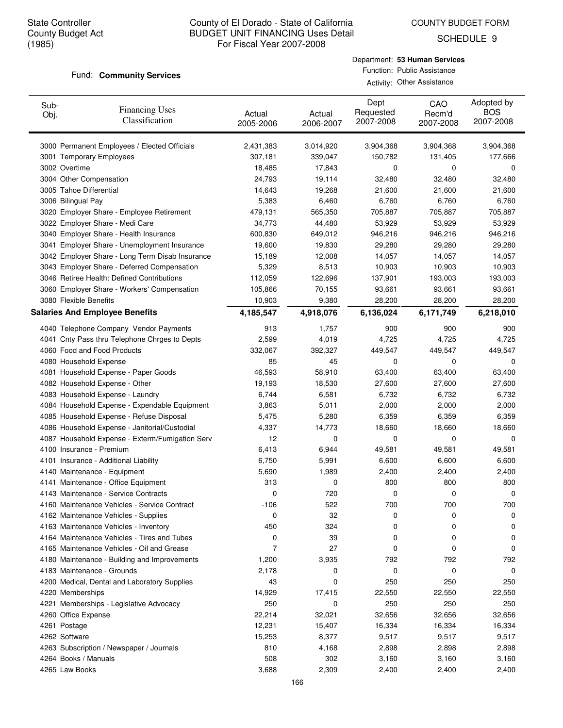State Controller
County Budget Act
(1985)

# County of El Dorado - State of California
## BUDGET UNIT FINANCING Uses Detail
For Fiscal Year 2007-2008

COUNTY BUDGET FORM
SCHEDULE 9

Fund: **Community Services**

Department: **53 Human Services**
Function: Public Assistance
Activity: Other Assistance

| Sub-Obj. | Financing Uses Classification | Actual 2005-2006 | Actual 2006-2007 | Dept Requested 2007-2008 | CAO Recm'd 2007-2008 | Adopted by BOS 2007-2008 |
|---|---|---|---|---|---|---|
| 3000 | Permanent Employees / Elected Officials | 2,431,383 | 3,014,920 | 3,904,368 | 3,904,368 | 3,904,368 |
| 3001 | Temporary Employees | 307,181 | 339,047 | 150,782 | 131,405 | 177,666 |
| 3002 | Overtime | 18,485 | 17,843 | 0 | 0 | 0 |
| 3004 | Other Compensation | 24,793 | 19,114 | 32,480 | 32,480 | 32,480 |
| 3005 | Tahoe Differential | 14,643 | 19,268 | 21,600 | 21,600 | 21,600 |
| 3006 | Bilingual Pay | 5,383 | 6,460 | 6,760 | 6,760 | 6,760 |
| 3020 | Employer Share - Employee Retirement | 479,131 | 565,350 | 705,887 | 705,887 | 705,887 |
| 3022 | Employer Share - Medi Care | 34,773 | 44,480 | 53,929 | 53,929 | 53,929 |
| 3040 | Employer Share - Health Insurance | 600,830 | 649,012 | 946,216 | 946,216 | 946,216 |
| 3041 | Employer Share - Unemployment Insurance | 19,600 | 19,830 | 29,280 | 29,280 | 29,280 |
| 3042 | Employer Share - Long Term Disab Insurance | 15,189 | 12,008 | 14,057 | 14,057 | 14,057 |
| 3043 | Employer Share - Deferred Compensation | 5,329 | 8,513 | 10,903 | 10,903 | 10,903 |
| 3046 | Retiree Health: Defined Contributions | 112,059 | 122,696 | 137,901 | 193,003 | 193,003 |
| 3060 | Employer Share - Workers' Compensation | 105,866 | 70,155 | 93,661 | 93,661 | 93,661 |
| 3080 | Flexible Benefits | 10,903 | 9,380 | 28,200 | 28,200 | 28,200 |
| **Salaries And Employee Benefits** | | **4,185,547** | **4,918,076** | **6,136,024** | **6,171,749** | **6,218,010** |
| 4040 | Telephone Company Vendor Payments | 913 | 1,757 | 900 | 900 | 900 |
| 4041 | Cnty Pass thru Telephone Chrges to Depts | 2,599 | 4,019 | 4,725 | 4,725 | 4,725 |
| 4060 | Food and Food Products | 332,067 | 392,327 | 449,547 | 449,547 | 449,547 |
| 4080 | Household Expense | 85 | 45 | 0 | 0 | 0 |
| 4081 | Household Expense - Paper Goods | 46,593 | 58,910 | 63,400 | 63,400 | 63,400 |
| 4082 | Household Expense - Other | 19,193 | 18,530 | 27,600 | 27,600 | 27,600 |
| 4083 | Household Expense - Laundry | 6,744 | 6,581 | 6,732 | 6,732 | 6,732 |
| 4084 | Household Expense - Expendable Equipment | 3,863 | 5,011 | 2,000 | 2,000 | 2,000 |
| 4085 | Household Expense - Refuse Disposal | 5,475 | 5,280 | 6,359 | 6,359 | 6,359 |
| 4086 | Household Expense - Janitorial/Custodial | 4,337 | 14,773 | 18,660 | 18,660 | 18,660 |
| 4087 | Household Expense - Exterm/Fumigation Serv | 12 | 0 | 0 | 0 | 0 |
| 4100 | Insurance - Premium | 6,413 | 6,944 | 49,581 | 49,581 | 49,581 |
| 4101 | Insurance - Additional Liability | 6,750 | 5,991 | 6,600 | 6,600 | 6,600 |
| 4140 | Maintenance - Equipment | 5,690 | 1,989 | 2,400 | 2,400 | 2,400 |
| 4141 | Maintenance - Office Equipment | 313 | 0 | 800 | 800 | 800 |
| 4143 | Maintenance - Service Contracts | 0 | 720 | 0 | 0 | 0 |
| 4160 | Maintenance Vehicles - Service Contract | -106 | 522 | 700 | 700 | 700 |
| 4162 | Maintenance Vehicles - Supplies | 0 | 32 | 0 | 0 | 0 |
| 4163 | Maintenance Vehicles - Inventory | 450 | 324 | 0 | 0 | 0 |
| 4164 | Maintenance Vehicles - Tires and Tubes | 0 | 39 | 0 | 0 | 0 |
| 4165 | Maintenance Vehicles - Oil and Grease | 7 | 27 | 0 | 0 | 0 |
| 4180 | Maintenance - Building and Improvements | 1,200 | 3,935 | 792 | 792 | 792 |
| 4183 | Maintenance - Grounds | 2,178 | 0 | 0 | 0 | 0 |
| 4200 | Medical, Dental and Laboratory Supplies | 43 | 0 | 250 | 250 | 250 |
| 4220 | Memberships | 14,929 | 17,415 | 22,550 | 22,550 | 22,550 |
| 4221 | Memberships - Legislative Advocacy | 250 | 0 | 250 | 250 | 250 |
| 4260 | Office Expense | 22,214 | 32,021 | 32,656 | 32,656 | 32,656 |
| 4261 | Postage | 12,231 | 15,407 | 16,334 | 16,334 | 16,334 |
| 4262 | Software | 15,253 | 8,377 | 9,517 | 9,517 | 9,517 |
| 4263 | Subscription / Newspaper / Journals | 810 | 4,168 | 2,898 | 2,898 | 2,898 |
| 4264 | Books / Manuals | 508 | 302 | 3,160 | 3,160 | 3,160 |
| 4265 | Law Books | 3,688 | 2,309 | 2,400 | 2,400 | 2,400 |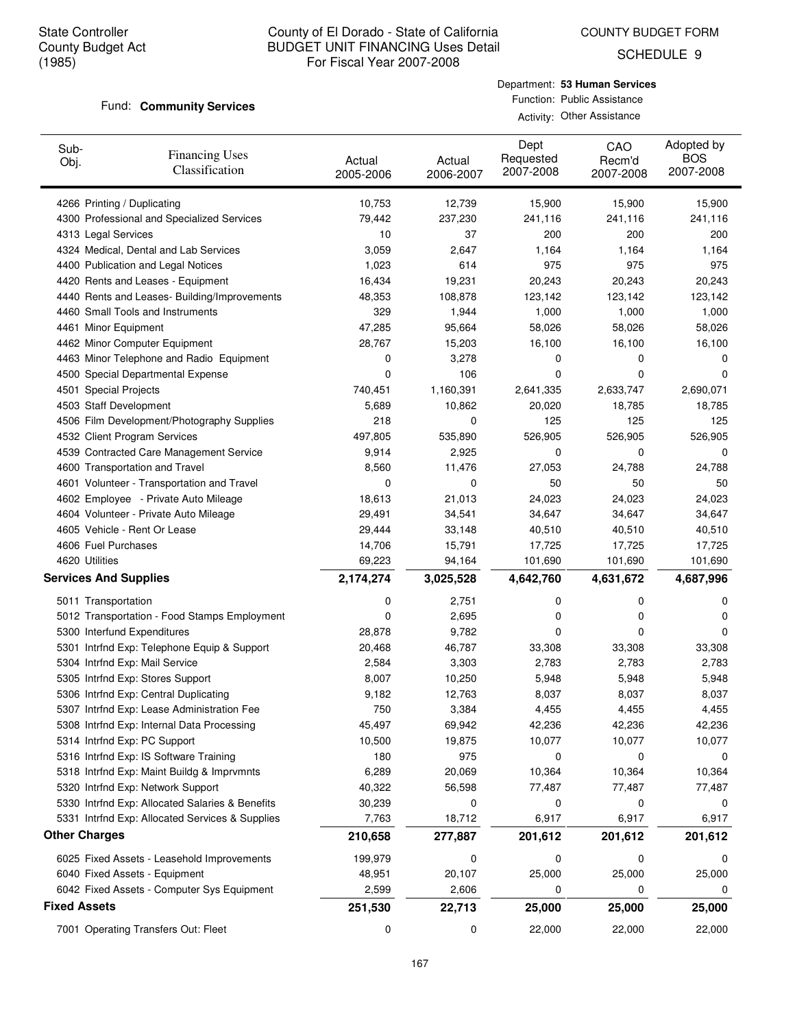State Controller
County Budget Act
(1985)

# County of El Dorado - State of California
## BUDGET UNIT FINANCING Uses Detail
For Fiscal Year 2007-2008

COUNTY BUDGET FORM
SCHEDULE 9

Fund: **Community Services**

Department: **53 Human Services**
Function: Public Assistance
Activity: Other Assistance

| Sub-Obj. | Financing Uses Classification | Actual 2005-2006 | Actual 2006-2007 | Dept Requested 2007-2008 | CAO Recm'd 2007-2008 | Adopted by BOS 2007-2008 |
|---|---|---|---|---|---|---|
| 4266 | Printing / Duplicating | 10,753 | 12,739 | 15,900 | 15,900 | 15,900 |
| 4300 | Professional and Specialized Services | 79,442 | 237,230 | 241,116 | 241,116 | 241,116 |
| 4313 | Legal Services | 10 | 37 | 200 | 200 | 200 |
| 4324 | Medical, Dental and Lab Services | 3,059 | 2,647 | 1,164 | 1,164 | 1,164 |
| 4400 | Publication and Legal Notices | 1,023 | 614 | 975 | 975 | 975 |
| 4420 | Rents and Leases - Equipment | 16,434 | 19,231 | 20,243 | 20,243 | 20,243 |
| 4440 | Rents and Leases- Building/Improvements | 48,353 | 108,878 | 123,142 | 123,142 | 123,142 |
| 4460 | Small Tools and Instruments | 329 | 1,944 | 1,000 | 1,000 | 1,000 |
| 4461 | Minor Equipment | 47,285 | 95,664 | 58,026 | 58,026 | 58,026 |
| 4462 | Minor Computer Equipment | 28,767 | 15,203 | 16,100 | 16,100 | 16,100 |
| 4463 | Minor Telephone and Radio Equipment | 0 | 3,278 | 0 | 0 | 0 |
| 4500 | Special Departmental Expense | 0 | 106 | 0 | 0 | 0 |
| 4501 | Special Projects | 740,451 | 1,160,391 | 2,641,335 | 2,633,747 | 2,690,071 |
| 4503 | Staff Development | 5,689 | 10,862 | 20,020 | 18,785 | 18,785 |
| 4506 | Film Development/Photography Supplies | 218 | 0 | 125 | 125 | 125 |
| 4532 | Client Program Services | 497,805 | 535,890 | 526,905 | 526,905 | 526,905 |
| 4539 | Contracted Care Management Service | 9,914 | 2,925 | 0 | 0 | 0 |
| 4600 | Transportation and Travel | 8,560 | 11,476 | 27,053 | 24,788 | 24,788 |
| 4601 | Volunteer - Transportation and Travel | 0 | 0 | 50 | 50 | 50 |
| 4602 | Employee - Private Auto Mileage | 18,613 | 21,013 | 24,023 | 24,023 | 24,023 |
| 4604 | Volunteer - Private Auto Mileage | 29,491 | 34,541 | 34,647 | 34,647 | 34,647 |
| 4605 | Vehicle - Rent Or Lease | 29,444 | 33,148 | 40,510 | 40,510 | 40,510 |
| 4606 | Fuel Purchases | 14,706 | 15,791 | 17,725 | 17,725 | 17,725 |
| 4620 | Utilities | 69,223 | 94,164 | 101,690 | 101,690 | 101,690 |
| **Services And Supplies** | | **2,174,274** | **3,025,528** | **4,642,760** | **4,631,672** | **4,687,996** |
| 5011 | Transportation | 0 | 2,751 | 0 | 0 | 0 |
| 5012 | Transportation - Food Stamps Employment | 0 | 2,695 | 0 | 0 | 0 |
| 5300 | Interfund Expenditures | 28,878 | 9,782 | 0 | 0 | 0 |
| 5301 | Intrfnd Exp: Telephone Equip & Support | 20,468 | 46,787 | 33,308 | 33,308 | 33,308 |
| 5304 | Intrfnd Exp: Mail Service | 2,584 | 3,303 | 2,783 | 2,783 | 2,783 |
| 5305 | Intrfnd Exp: Stores Support | 8,007 | 10,250 | 5,948 | 5,948 | 5,948 |
| 5306 | Intrfnd Exp: Central Duplicating | 9,182 | 12,763 | 8,037 | 8,037 | 8,037 |
| 5307 | Intrfnd Exp: Lease Administration Fee | 750 | 3,384 | 4,455 | 4,455 | 4,455 |
| 5308 | Intrfnd Exp: Internal Data Processing | 45,497 | 69,942 | 42,236 | 42,236 | 42,236 |
| 5314 | Intrfnd Exp: PC Support | 10,500 | 19,875 | 10,077 | 10,077 | 10,077 |
| 5316 | Intrfnd Exp: IS Software Training | 180 | 975 | 0 | 0 | 0 |
| 5318 | Intrfnd Exp: Maint Buildg & Imprvmnts | 6,289 | 20,069 | 10,364 | 10,364 | 10,364 |
| 5320 | Intrfnd Exp: Network Support | 40,322 | 56,598 | 77,487 | 77,487 | 77,487 |
| 5330 | Intrfnd Exp: Allocated Salaries & Benefits | 30,239 | 0 | 0 | 0 | 0 |
| 5331 | Intrfnd Exp: Allocated Services & Supplies | 7,763 | 18,712 | 6,917 | 6,917 | 6,917 |
| **Other Charges** | | **210,658** | **277,887** | **201,612** | **201,612** | **201,612** |
| 6025 | Fixed Assets - Leasehold Improvements | 199,979 | 0 | 0 | 0 | 0 |
| 6040 | Fixed Assets - Equipment | 48,951 | 20,107 | 25,000 | 25,000 | 25,000 |
| 6042 | Fixed Assets - Computer Sys Equipment | 2,599 | 2,606 | 0 | 0 | 0 |
| **Fixed Assets** | | **251,530** | **22,713** | **25,000** | **25,000** | **25,000** |
| 7001 | Operating Transfers Out: Fleet | 0 | 0 | 22,000 | 22,000 | 22,000 |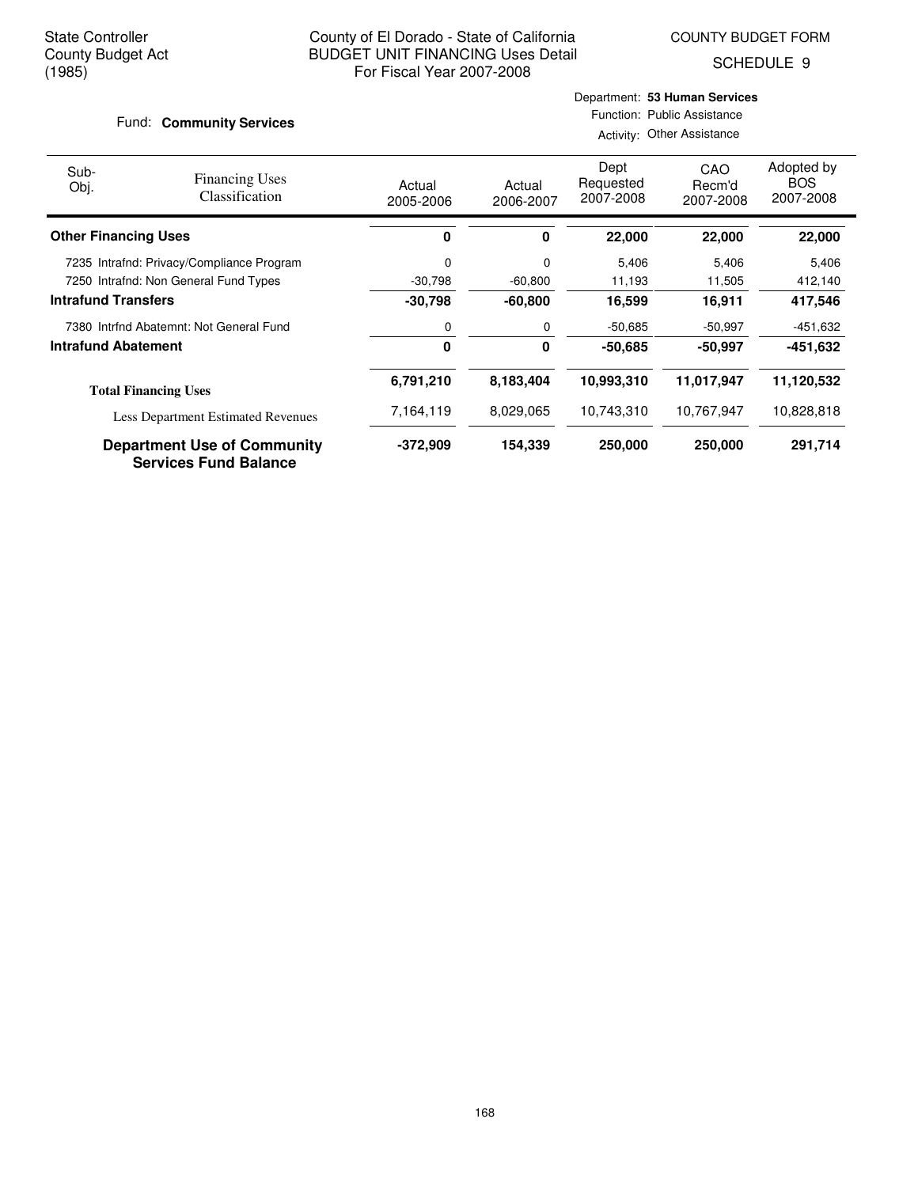State Controller
County Budget Act
(1985)

County of El Dorado - State of California
BUDGET UNIT FINANCING Uses Detail
For Fiscal Year 2007-2008

COUNTY BUDGET FORM
SCHEDULE 9

Fund: **Community Services**

Department: **53 Human Services**
Function: Public Assistance
Activity: Other Assistance

| Sub-Obj. | Financing Uses Classification | Actual 2005-2006 | Actual 2006-2007 | Dept Requested 2007-2008 | CAO Recm'd 2007-2008 | Adopted by BOS 2007-2008 |
|---|---|---|---|---|---|---|
| **Other Financing Uses** | | **0** | **0** | **22,000** | **22,000** | **22,000** |
| 7235 | Intrafnd: Privacy/Compliance Program | 0 | 0 | 5,406 | 5,406 | 5,406 |
| 7250 | Intrafnd: Non General Fund Types | -30,798 | -60,800 | 11,193 | 11,505 | 412,140 |
| **Intrafund Transfers** | | **-30,798** | **-60,800** | **16,599** | **16,911** | **417,546** |
| 7380 | Intrfnd Abatemnt: Not General Fund | 0 | 0 | -50,685 | -50,997 | -451,632 |
| **Intrafund Abatement** | | **0** | **0** | **-50,685** | **-50,997** | **-451,632** |
| **Total Financing Uses** | | **6,791,210** | **8,183,404** | **10,993,310** | **11,017,947** | **11,120,532** |
| Less Department Estimated Revenues | | 7,164,119 | 8,029,065 | 10,743,310 | 10,767,947 | 10,828,818 |
| **Department Use of Community Services Fund Balance** | | **-372,909** | **154,339** | **250,000** | **250,000** | **291,714** |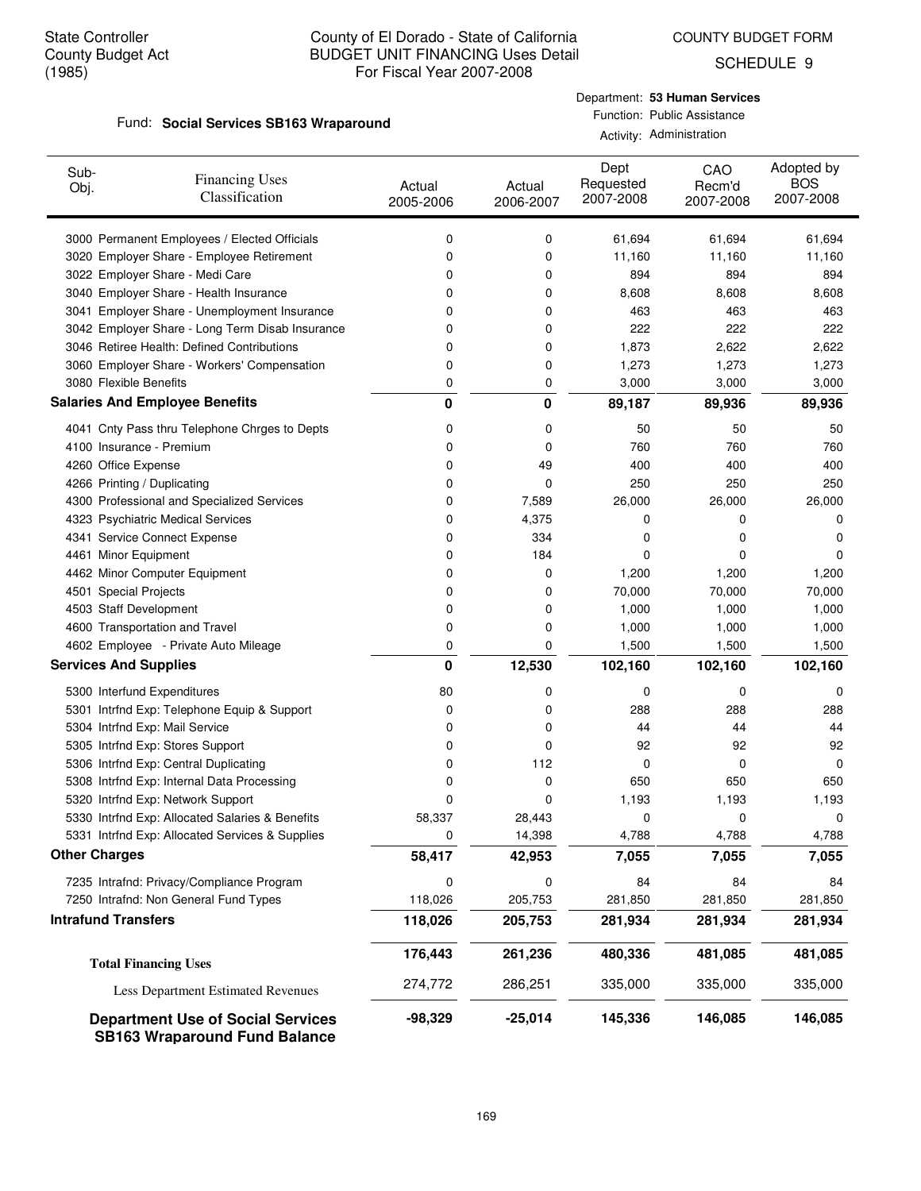State Controller
County Budget Act
(1985)

# County of El Dorado - State of California
## BUDGET UNIT FINANCING Uses Detail
### For Fiscal Year 2007-2008

COUNTY BUDGET FORM
SCHEDULE 9

Fund: **Social Services SB163 Wraparound**

Department: **53 Human Services**
Function: Public Assistance
Activity: Administration

| Sub-Obj. | Financing Uses Classification | Actual 2005-2006 | Actual 2006-2007 | Dept Requested 2007-2008 | CAO Recm'd 2007-2008 | Adopted by BOS 2007-2008 |
|---|---|---|---|---|---|---|
| 3000 | Permanent Employees / Elected Officials | 0 | 0 | 61,694 | 61,694 | 61,694 |
| 3020 | Employer Share - Employee Retirement | 0 | 0 | 11,160 | 11,160 | 11,160 |
| 3022 | Employer Share - Medi Care | 0 | 0 | 894 | 894 | 894 |
| 3040 | Employer Share - Health Insurance | 0 | 0 | 8,608 | 8,608 | 8,608 |
| 3041 | Employer Share - Unemployment Insurance | 0 | 0 | 463 | 463 | 463 |
| 3042 | Employer Share - Long Term Disab Insurance | 0 | 0 | 222 | 222 | 222 |
| 3046 | Retiree Health: Defined Contributions | 0 | 0 | 1,873 | 2,622 | 2,622 |
| 3060 | Employer Share - Workers' Compensation | 0 | 0 | 1,273 | 1,273 | 1,273 |
| 3080 | Flexible Benefits | 0 | 0 | 3,000 | 3,000 | 3,000 |
| **Salaries And Employee Benefits** | | **0** | **0** | **89,187** | **89,936** | **89,936** |
| 4041 | Cnty Pass thru Telephone Chrges to Depts | 0 | 0 | 50 | 50 | 50 |
| 4100 | Insurance - Premium | 0 | 0 | 760 | 760 | 760 |
| 4260 | Office Expense | 0 | 49 | 400 | 400 | 400 |
| 4266 | Printing / Duplicating | 0 | 0 | 250 | 250 | 250 |
| 4300 | Professional and Specialized Services | 0 | 7,589 | 26,000 | 26,000 | 26,000 |
| 4323 | Psychiatric Medical Services | 0 | 4,375 | 0 | 0 | 0 |
| 4341 | Service Connect Expense | 0 | 334 | 0 | 0 | 0 |
| 4461 | Minor Equipment | 0 | 184 | 0 | 0 | 0 |
| 4462 | Minor Computer Equipment | 0 | 0 | 1,200 | 1,200 | 1,200 |
| 4501 | Special Projects | 0 | 0 | 70,000 | 70,000 | 70,000 |
| 4503 | Staff Development | 0 | 0 | 1,000 | 1,000 | 1,000 |
| 4600 | Transportation and Travel | 0 | 0 | 1,000 | 1,000 | 1,000 |
| 4602 | Employee - Private Auto Mileage | 0 | 0 | 1,500 | 1,500 | 1,500 |
| **Services And Supplies** | | **0** | **12,530** | **102,160** | **102,160** | **102,160** |
| 5300 | Interfund Expenditures | 80 | 0 | 0 | 0 | 0 |
| 5301 | Intrfnd Exp: Telephone Equip & Support | 0 | 0 | 288 | 288 | 288 |
| 5304 | Intrfnd Exp: Mail Service | 0 | 0 | 44 | 44 | 44 |
| 5305 | Intrfnd Exp: Stores Support | 0 | 0 | 92 | 92 | 92 |
| 5306 | Intrfnd Exp: Central Duplicating | 0 | 112 | 0 | 0 | 0 |
| 5308 | Intrfnd Exp: Internal Data Processing | 0 | 0 | 650 | 650 | 650 |
| 5320 | Intrfnd Exp: Network Support | 0 | 0 | 1,193 | 1,193 | 1,193 |
| 5330 | Intrfnd Exp: Allocated Salaries & Benefits | 58,337 | 28,443 | 0 | 0 | 0 |
| 5331 | Intrfnd Exp: Allocated Services & Supplies | 0 | 14,398 | 4,788 | 4,788 | 4,788 |
| **Other Charges** | | **58,417** | **42,953** | **7,055** | **7,055** | **7,055** |
| 7235 | Intrafnd: Privacy/Compliance Program | 0 | 0 | 84 | 84 | 84 |
| 7250 | Intrafnd: Non General Fund Types | 118,026 | 205,753 | 281,850 | 281,850 | 281,850 |
| **Intrafund Transfers** | | **118,026** | **205,753** | **281,934** | **281,934** | **281,934** |
| **Total Financing Uses** | | **176,443** | **261,236** | **480,336** | **481,085** | **481,085** |
| Less Department Estimated Revenues | | 274,772 | 286,251 | 335,000 | 335,000 | 335,000 |
| **Department Use of Social Services SB163 Wraparound Fund Balance** | | **-98,329** | **-25,014** | **145,336** | **146,085** | **146,085** |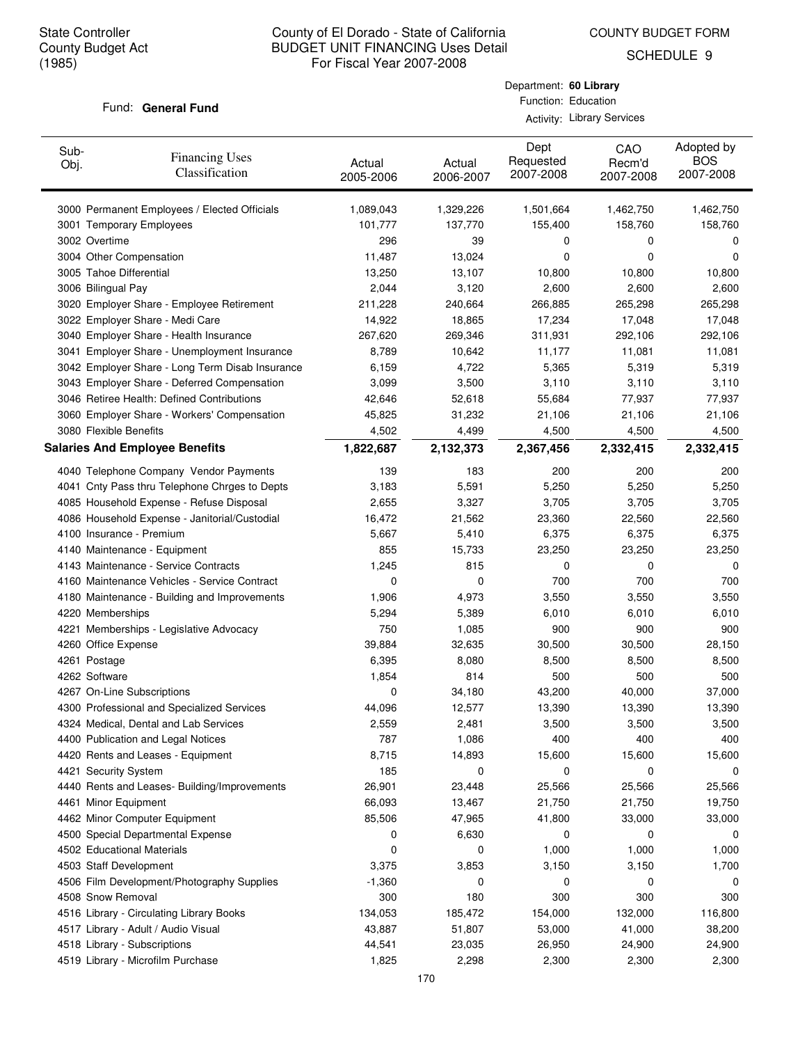State Controller
County Budget Act
(1985)

County of El Dorado - State of California
BUDGET UNIT FINANCING Uses Detail
For Fiscal Year 2007-2008

COUNTY BUDGET FORM
SCHEDULE 9

Fund: **General Fund**

Department: **60 Library**
Function: Education
Activity: Library Services

| Sub-Obj. | Financing Uses Classification | Actual 2005-2006 | Actual 2006-2007 | Dept Requested 2007-2008 | CAO Recm'd 2007-2008 | Adopted by BOS 2007-2008 |
|---|---|---|---|---|---|---|
| 3000 | Permanent Employees / Elected Officials | 1,089,043 | 1,329,226 | 1,501,664 | 1,462,750 | 1,462,750 |
| 3001 | Temporary Employees | 101,777 | 137,770 | 155,400 | 158,760 | 158,760 |
| 3002 | Overtime | 296 | 39 | 0 | 0 | 0 |
| 3004 | Other Compensation | 11,487 | 13,024 | 0 | 0 | 0 |
| 3005 | Tahoe Differential | 13,250 | 13,107 | 10,800 | 10,800 | 10,800 |
| 3006 | Bilingual Pay | 2,044 | 3,120 | 2,600 | 2,600 | 2,600 |
| 3020 | Employer Share - Employee Retirement | 211,228 | 240,664 | 266,885 | 265,298 | 265,298 |
| 3022 | Employer Share - Medi Care | 14,922 | 18,865 | 17,234 | 17,048 | 17,048 |
| 3040 | Employer Share - Health Insurance | 267,620 | 269,346 | 311,931 | 292,106 | 292,106 |
| 3041 | Employer Share - Unemployment Insurance | 8,789 | 10,642 | 11,177 | 11,081 | 11,081 |
| 3042 | Employer Share - Long Term Disab Insurance | 6,159 | 4,722 | 5,365 | 5,319 | 5,319 |
| 3043 | Employer Share - Deferred Compensation | 3,099 | 3,500 | 3,110 | 3,110 | 3,110 |
| 3046 | Retiree Health: Defined Contributions | 42,646 | 52,618 | 55,684 | 77,937 | 77,937 |
| 3060 | Employer Share - Workers' Compensation | 45,825 | 31,232 | 21,106 | 21,106 | 21,106 |
| 3080 | Flexible Benefits | 4,502 | 4,499 | 4,500 | 4,500 | 4,500 |
| **Salaries And Employee Benefits** | | **1,822,687** | **2,132,373** | **2,367,456** | **2,332,415** | **2,332,415** |
| 4040 | Telephone Company Vendor Payments | 139 | 183 | 200 | 200 | 200 |
| 4041 | Cnty Pass thru Telephone Chrges to Depts | 3,183 | 5,591 | 5,250 | 5,250 | 5,250 |
| 4085 | Household Expense - Refuse Disposal | 2,655 | 3,327 | 3,705 | 3,705 | 3,705 |
| 4086 | Household Expense - Janitorial/Custodial | 16,472 | 21,562 | 23,360 | 22,560 | 22,560 |
| 4100 | Insurance - Premium | 5,667 | 5,410 | 6,375 | 6,375 | 6,375 |
| 4140 | Maintenance - Equipment | 855 | 15,733 | 23,250 | 23,250 | 23,250 |
| 4143 | Maintenance - Service Contracts | 1,245 | 815 | 0 | 0 | 0 |
| 4160 | Maintenance Vehicles - Service Contract | 0 | 0 | 700 | 700 | 700 |
| 4180 | Maintenance - Building and Improvements | 1,906 | 4,973 | 3,550 | 3,550 | 3,550 |
| 4220 | Memberships | 5,294 | 5,389 | 6,010 | 6,010 | 6,010 |
| 4221 | Memberships - Legislative Advocacy | 750 | 1,085 | 900 | 900 | 900 |
| 4260 | Office Expense | 39,884 | 32,635 | 30,500 | 30,500 | 28,150 |
| 4261 | Postage | 6,395 | 8,080 | 8,500 | 8,500 | 8,500 |
| 4262 | Software | 1,854 | 814 | 500 | 500 | 500 |
| 4267 | On-Line Subscriptions | 0 | 34,180 | 43,200 | 40,000 | 37,000 |
| 4300 | Professional and Specialized Services | 44,096 | 12,577 | 13,390 | 13,390 | 13,390 |
| 4324 | Medical, Dental and Lab Services | 2,559 | 2,481 | 3,500 | 3,500 | 3,500 |
| 4400 | Publication and Legal Notices | 787 | 1,086 | 400 | 400 | 400 |
| 4420 | Rents and Leases - Equipment | 8,715 | 14,893 | 15,600 | 15,600 | 15,600 |
| 4421 | Security System | 185 | 0 | 0 | 0 | 0 |
| 4440 | Rents and Leases- Building/Improvements | 26,901 | 23,448 | 25,566 | 25,566 | 25,566 |
| 4461 | Minor Equipment | 66,093 | 13,467 | 21,750 | 21,750 | 19,750 |
| 4462 | Minor Computer Equipment | 85,506 | 47,965 | 41,800 | 33,000 | 33,000 |
| 4500 | Special Departmental Expense | 0 | 6,630 | 0 | 0 | 0 |
| 4502 | Educational Materials | 0 | 0 | 1,000 | 1,000 | 1,000 |
| 4503 | Staff Development | 3,375 | 3,853 | 3,150 | 3,150 | 1,700 |
| 4506 | Film Development/Photography Supplies | -1,360 | 0 | 0 | 0 | 0 |
| 4508 | Snow Removal | 300 | 180 | 300 | 300 | 300 |
| 4516 | Library - Circulating Library Books | 134,053 | 185,472 | 154,000 | 132,000 | 116,800 |
| 4517 | Library - Adult / Audio Visual | 43,887 | 51,807 | 53,000 | 41,000 | 38,200 |
| 4518 | Library - Subscriptions | 44,541 | 23,035 | 26,950 | 24,900 | 24,900 |
| 4519 | Library - Microfilm Purchase | 1,825 | 2,298 | 2,300 | 2,300 | 2,300 |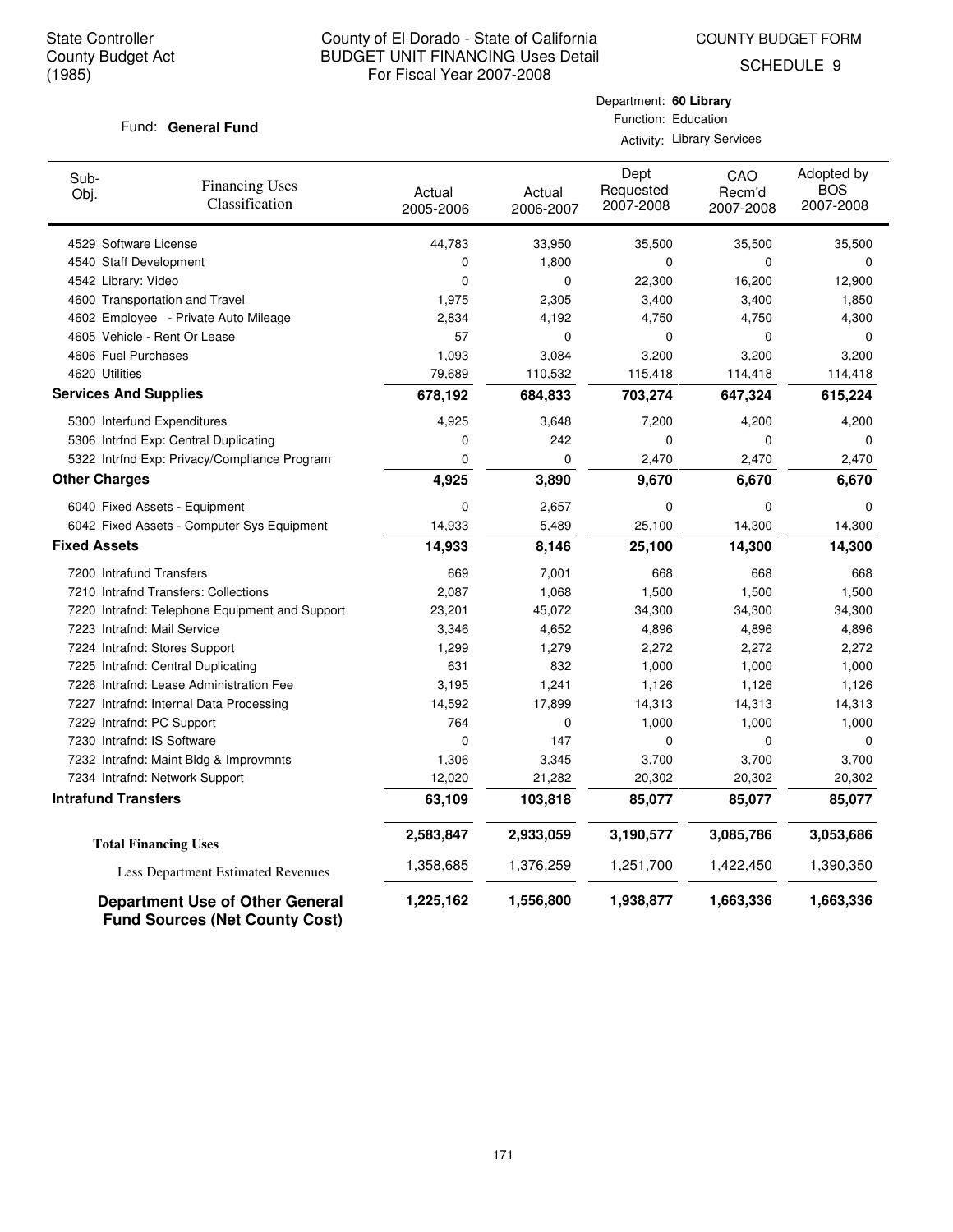State Controller
County Budget Act
(1985)

County of El Dorado - State of California
BUDGET UNIT FINANCING Uses Detail
For Fiscal Year 2007-2008

COUNTY BUDGET FORM
SCHEDULE 9

Fund: **General Fund**

Department: **60 Library**
Function: Education
Activity: Library Services

| Sub-Obj. | Financing Uses Classification | Actual 2005-2006 | Actual 2006-2007 | Dept Requested 2007-2008 | CAO Recm'd 2007-2008 | Adopted by BOS 2007-2008 |
|---|---|---|---|---|---|---|
| 4529 | Software License | 44,783 | 33,950 | 35,500 | 35,500 | 35,500 |
| 4540 | Staff Development | 0 | 1,800 | 0 | 0 | 0 |
| 4542 | Library: Video | 0 | 0 | 22,300 | 16,200 | 12,900 |
| 4600 | Transportation and Travel | 1,975 | 2,305 | 3,400 | 3,400 | 1,850 |
| 4602 | Employee - Private Auto Mileage | 2,834 | 4,192 | 4,750 | 4,750 | 4,300 |
| 4605 | Vehicle - Rent Or Lease | 57 | 0 | 0 | 0 | 0 |
| 4606 | Fuel Purchases | 1,093 | 3,084 | 3,200 | 3,200 | 3,200 |
| 4620 | Utilities | 79,689 | 110,532 | 115,418 | 114,418 | 114,418 |
| **Services And Supplies** | | **678,192** | **684,833** | **703,274** | **647,324** | **615,224** |
| 5300 | Interfund Expenditures | 4,925 | 3,648 | 7,200 | 4,200 | 4,200 |
| 5306 | Intrfnd Exp: Central Duplicating | 0 | 242 | 0 | 0 | 0 |
| 5322 | Intrfnd Exp: Privacy/Compliance Program | 0 | 0 | 2,470 | 2,470 | 2,470 |
| **Other Charges** | | **4,925** | **3,890** | **9,670** | **6,670** | **6,670** |
| 6040 | Fixed Assets - Equipment | 0 | 2,657 | 0 | 0 | 0 |
| 6042 | Fixed Assets - Computer Sys Equipment | 14,933 | 5,489 | 25,100 | 14,300 | 14,300 |
| **Fixed Assets** | | **14,933** | **8,146** | **25,100** | **14,300** | **14,300** |
| 7200 | Intrafund Transfers | 669 | 7,001 | 668 | 668 | 668 |
| 7210 | Intrafnd Transfers: Collections | 2,087 | 1,068 | 1,500 | 1,500 | 1,500 |
| 7220 | Intrafnd: Telephone Equipment and Support | 23,201 | 45,072 | 34,300 | 34,300 | 34,300 |
| 7223 | Intrafnd: Mail Service | 3,346 | 4,652 | 4,896 | 4,896 | 4,896 |
| 7224 | Intrafnd: Stores Support | 1,299 | 1,279 | 2,272 | 2,272 | 2,272 |
| 7225 | Intrafnd: Central Duplicating | 631 | 832 | 1,000 | 1,000 | 1,000 |
| 7226 | Intrafnd: Lease Administration Fee | 3,195 | 1,241 | 1,126 | 1,126 | 1,126 |
| 7227 | Intrafnd: Internal Data Processing | 14,592 | 17,899 | 14,313 | 14,313 | 14,313 |
| 7229 | Intrafnd: PC Support | 764 | 0 | 1,000 | 1,000 | 1,000 |
| 7230 | Intrafnd: IS Software | 0 | 147 | 0 | 0 | 0 |
| 7232 | Intrafnd: Maint Bldg & Improvmnts | 1,306 | 3,345 | 3,700 | 3,700 | 3,700 |
| 7234 | Intrafnd: Network Support | 12,020 | 21,282 | 20,302 | 20,302 | 20,302 |
| **Intrafund Transfers** | | **63,109** | **103,818** | **85,077** | **85,077** | **85,077** |
| **Total Financing Uses** | | **2,583,847** | **2,933,059** | **3,190,577** | **3,085,786** | **3,053,686** |
| Less Department Estimated Revenues | | 1,358,685 | 1,376,259 | 1,251,700 | 1,422,450 | 1,390,350 |
| **Department Use of Other General Fund Sources (Net County Cost)** | | **1,225,162** | **1,556,800** | **1,938,877** | **1,663,336** | **1,663,336** |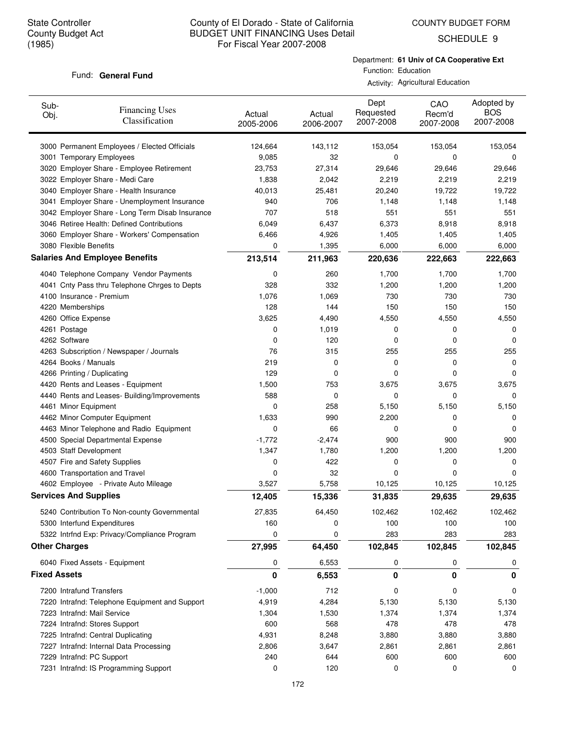State Controller
County Budget Act
(1985)

# County of El Dorado - State of California
## BUDGET UNIT FINANCING Uses Detail
### For Fiscal Year 2007-2008

COUNTY BUDGET FORM
SCHEDULE 9

Fund: **General Fund**

Department: **61 Univ of CA Cooperative Ext**
Function: Education
Activity: Agricultural Education

| Sub-Obj. | Financing Uses Classification | Actual 2005-2006 | Actual 2006-2007 | Dept Requested 2007-2008 | CAO Recm'd 2007-2008 | Adopted by BOS 2007-2008 |
|---|---|---|---|---|---|---|
| 3000 | Permanent Employees / Elected Officials | 124,664 | 143,112 | 153,054 | 153,054 | 153,054 |
| 3001 | Temporary Employees | 9,085 | 32 | 0 | 0 | 0 |
| 3020 | Employer Share - Employee Retirement | 23,753 | 27,314 | 29,646 | 29,646 | 29,646 |
| 3022 | Employer Share - Medi Care | 1,838 | 2,042 | 2,219 | 2,219 | 2,219 |
| 3040 | Employer Share - Health Insurance | 40,013 | 25,481 | 20,240 | 19,722 | 19,722 |
| 3041 | Employer Share - Unemployment Insurance | 940 | 706 | 1,148 | 1,148 | 1,148 |
| 3042 | Employer Share - Long Term Disab Insurance | 707 | 518 | 551 | 551 | 551 |
| 3046 | Retiree Health: Defined Contributions | 6,049 | 6,437 | 6,373 | 8,918 | 8,918 |
| 3060 | Employer Share - Workers' Compensation | 6,466 | 4,926 | 1,405 | 1,405 | 1,405 |
| 3080 | Flexible Benefits | 0 | 1,395 | 6,000 | 6,000 | 6,000 |
| **Salaries And Employee Benefits** | | **213,514** | **211,963** | **220,636** | **222,663** | **222,663** |
| 4040 | Telephone Company Vendor Payments | 0 | 260 | 1,700 | 1,700 | 1,700 |
| 4041 | Cnty Pass thru Telephone Chrges to Depts | 328 | 332 | 1,200 | 1,200 | 1,200 |
| 4100 | Insurance - Premium | 1,076 | 1,069 | 730 | 730 | 730 |
| 4220 | Memberships | 128 | 144 | 150 | 150 | 150 |
| 4260 | Office Expense | 3,625 | 4,490 | 4,550 | 4,550 | 4,550 |
| 4261 | Postage | 0 | 1,019 | 0 | 0 | 0 |
| 4262 | Software | 0 | 120 | 0 | 0 | 0 |
| 4263 | Subscription / Newspaper / Journals | 76 | 315 | 255 | 255 | 255 |
| 4264 | Books / Manuals | 219 | 0 | 0 | 0 | 0 |
| 4266 | Printing / Duplicating | 129 | 0 | 0 | 0 | 0 |
| 4420 | Rents and Leases - Equipment | 1,500 | 753 | 3,675 | 3,675 | 3,675 |
| 4440 | Rents and Leases- Building/Improvements | 588 | 0 | 0 | 0 | 0 |
| 4461 | Minor Equipment | 0 | 258 | 5,150 | 5,150 | 5,150 |
| 4462 | Minor Computer Equipment | 1,633 | 990 | 2,200 | 0 | 0 |
| 4463 | Minor Telephone and Radio Equipment | 0 | 66 | 0 | 0 | 0 |
| 4500 | Special Departmental Expense | -1,772 | -2,474 | 900 | 900 | 900 |
| 4503 | Staff Development | 1,347 | 1,780 | 1,200 | 1,200 | 1,200 |
| 4507 | Fire and Safety Supplies | 0 | 422 | 0 | 0 | 0 |
| 4600 | Transportation and Travel | 0 | 32 | 0 | 0 | 0 |
| 4602 | Employee - Private Auto Mileage | 3,527 | 5,758 | 10,125 | 10,125 | 10,125 |
| **Services And Supplies** | | **12,405** | **15,336** | **31,835** | **29,635** | **29,635** |
| 5240 | Contribution To Non-county Governmental | 27,835 | 64,450 | 102,462 | 102,462 | 102,462 |
| 5300 | Interfund Expenditures | 160 | 0 | 100 | 100 | 100 |
| 5322 | Intrfnd Exp: Privacy/Compliance Program | 0 | 0 | 283 | 283 | 283 |
| **Other Charges** | | **27,995** | **64,450** | **102,845** | **102,845** | **102,845** |
| 6040 | Fixed Assets - Equipment | 0 | 6,553 | 0 | 0 | 0 |
| **Fixed Assets** | | **0** | **6,553** | **0** | **0** | **0** |
| 7200 | Intrafund Transfers | -1,000 | 712 | 0 | 0 | 0 |
| 7220 | Intrafnd: Telephone Equipment and Support | 4,919 | 4,284 | 5,130 | 5,130 | 5,130 |
| 7223 | Intrafnd: Mail Service | 1,304 | 1,530 | 1,374 | 1,374 | 1,374 |
| 7224 | Intrafnd: Stores Support | 600 | 568 | 478 | 478 | 478 |
| 7225 | Intrafnd: Central Duplicating | 4,931 | 8,248 | 3,880 | 3,880 | 3,880 |
| 7227 | Intrafnd: Internal Data Processing | 2,806 | 3,647 | 2,861 | 2,861 | 2,861 |
| 7229 | Intrafnd: PC Support | 240 | 644 | 600 | 600 | 600 |
| 7231 | Intrafnd: IS Programming Support | 0 | 120 | 0 | 0 | 0 |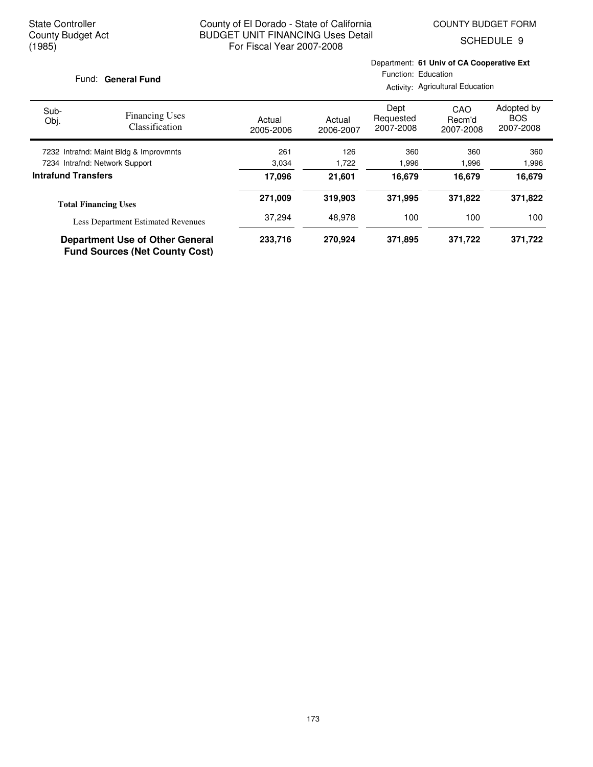State Controller
County Budget Act
(1985)

County of El Dorado - State of California
BUDGET UNIT FINANCING Uses Detail
For Fiscal Year 2007-2008

COUNTY BUDGET FORM
SCHEDULE 9

Fund: **General Fund**

Department: **61 Univ of CA Cooperative Ext**
Function: Education
Activity: Agricultural Education

| Sub-Obj. | Financing Uses Classification | Actual 2005-2006 | Actual 2006-2007 | Dept Requested 2007-2008 | CAO Recm'd 2007-2008 | Adopted by BOS 2007-2008 |
|---|---|---|---|---|---|---|
| 7232 | Intrafnd: Maint Bldg & Improvmnts | 261 | 126 | 360 | 360 | 360 |
| 7234 | Intrafnd: Network Support | 3,034 | 1,722 | 1,996 | 1,996 | 1,996 |
| **Intrafund Transfers** | | **17,096** | **21,601** | **16,679** | **16,679** | **16,679** |
| **Total Financing Uses** | | **271,009** | **319,903** | **371,995** | **371,822** | **371,822** |
| | Less Department Estimated Revenues | 37,294 | 48,978 | 100 | 100 | 100 |
| **Department Use of Other General Fund Sources (Net County Cost)** | | **233,716** | **270,924** | **371,895** | **371,722** | **371,722** |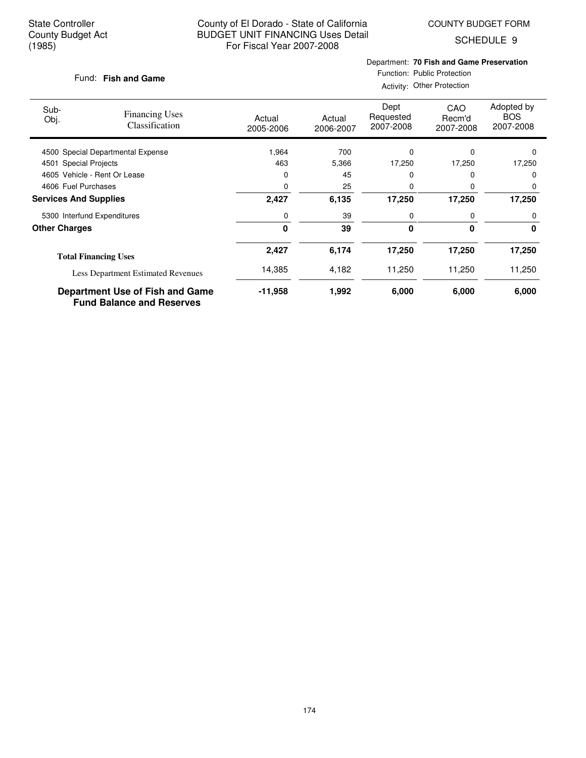State Controller
County Budget Act
(1985)

County of El Dorado - State of California
BUDGET UNIT FINANCING Uses Detail
For Fiscal Year 2007-2008

COUNTY BUDGET FORM
SCHEDULE 9

Fund: **Fish and Game**

Department: **70 Fish and Game Preservation**
Function: Public Protection
Activity: Other Protection

| Sub-Obj. | Financing Uses Classification | Actual 2005-2006 | Actual 2006-2007 | Dept Requested 2007-2008 | CAO Recm'd 2007-2008 | Adopted by BOS 2007-2008 |
|---|---|---|---|---|---|---|
| 4500 | Special Departmental Expense | 1,964 | 700 | 0 | 0 | 0 |
| 4501 | Special Projects | 463 | 5,366 | 17,250 | 17,250 | 17,250 |
| 4605 | Vehicle - Rent Or Lease | 0 | 45 | 0 | 0 | 0 |
| 4606 | Fuel Purchases | 0 | 25 | 0 | 0 | 0 |
| **Services And Supplies** | | **2,427** | **6,135** | **17,250** | **17,250** | **17,250** |
| 5300 | Interfund Expenditures | 0 | 39 | 0 | 0 | 0 |
| **Other Charges** | | **0** | **39** | **0** | **0** | **0** |
| **Total Financing Uses** | | **2,427** | **6,174** | **17,250** | **17,250** | **17,250** |
| Less Department Estimated Revenues | | 14,385 | 4,182 | 11,250 | 11,250 | 11,250 |
| **Department Use of Fish and Game Fund Balance and Reserves** | | **-11,958** | **1,992** | **6,000** | **6,000** | **6,000** |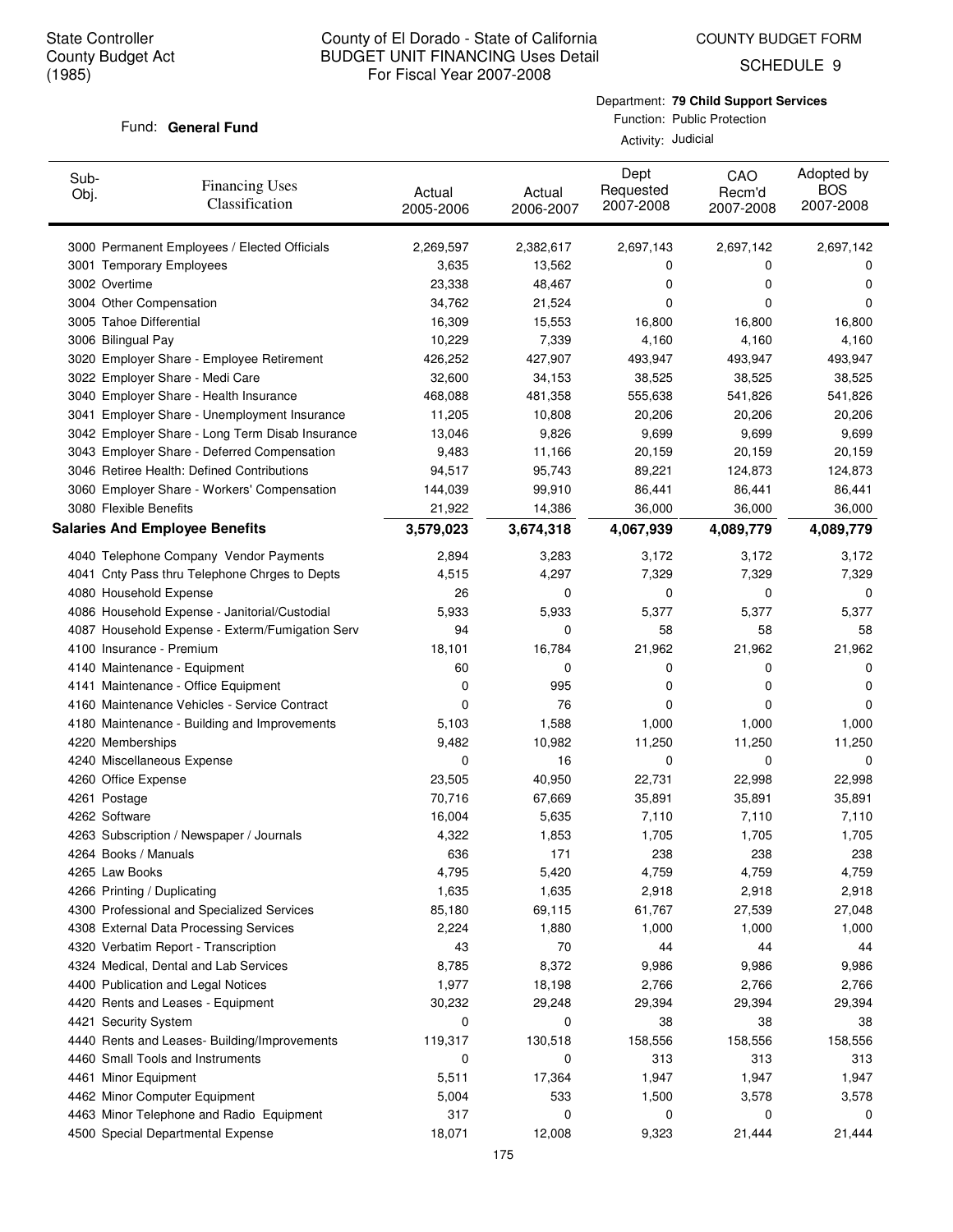State Controller
County Budget Act
(1985)

# County of El Dorado - State of California
## BUDGET UNIT FINANCING Uses Detail
For Fiscal Year 2007-2008

COUNTY BUDGET FORM
SCHEDULE 9

Fund: **General Fund**

Department: **79 Child Support Services**
Function: Public Protection
Activity: Judicial

| Sub-Obj. | Financing Uses Classification | Actual 2005-2006 | Actual 2006-2007 | Dept Requested 2007-2008 | CAO Recm'd 2007-2008 | Adopted by BOS 2007-2008 |
|---|---|---|---|---|---|---|
| 3000 | Permanent Employees / Elected Officials | 2,269,597 | 2,382,617 | 2,697,143 | 2,697,142 | 2,697,142 |
| 3001 | Temporary Employees | 3,635 | 13,562 | 0 | 0 | 0 |
| 3002 | Overtime | 23,338 | 48,467 | 0 | 0 | 0 |
| 3004 | Other Compensation | 34,762 | 21,524 | 0 | 0 | 0 |
| 3005 | Tahoe Differential | 16,309 | 15,553 | 16,800 | 16,800 | 16,800 |
| 3006 | Bilingual Pay | 10,229 | 7,339 | 4,160 | 4,160 | 4,160 |
| 3020 | Employer Share - Employee Retirement | 426,252 | 427,907 | 493,947 | 493,947 | 493,947 |
| 3022 | Employer Share - Medi Care | 32,600 | 34,153 | 38,525 | 38,525 | 38,525 |
| 3040 | Employer Share - Health Insurance | 468,088 | 481,358 | 555,638 | 541,826 | 541,826 |
| 3041 | Employer Share - Unemployment Insurance | 11,205 | 10,808 | 20,206 | 20,206 | 20,206 |
| 3042 | Employer Share - Long Term Disab Insurance | 13,046 | 9,826 | 9,699 | 9,699 | 9,699 |
| 3043 | Employer Share - Deferred Compensation | 9,483 | 11,166 | 20,159 | 20,159 | 20,159 |
| 3046 | Retiree Health: Defined Contributions | 94,517 | 95,743 | 89,221 | 124,873 | 124,873 |
| 3060 | Employer Share - Workers' Compensation | 144,039 | 99,910 | 86,441 | 86,441 | 86,441 |
| 3080 | Flexible Benefits | 21,922 | 14,386 | 36,000 | 36,000 | 36,000 |
| **Salaries And Employee Benefits** | | **3,579,023** | **3,674,318** | **4,067,939** | **4,089,779** | **4,089,779** |
| 4040 | Telephone Company Vendor Payments | 2,894 | 3,283 | 3,172 | 3,172 | 3,172 |
| 4041 | Cnty Pass thru Telephone Chrges to Depts | 4,515 | 4,297 | 7,329 | 7,329 | 7,329 |
| 4080 | Household Expense | 26 | 0 | 0 | 0 | 0 |
| 4086 | Household Expense - Janitorial/Custodial | 5,933 | 5,933 | 5,377 | 5,377 | 5,377 |
| 4087 | Household Expense - Exterm/Fumigation Serv | 94 | 0 | 58 | 58 | 58 |
| 4100 | Insurance - Premium | 18,101 | 16,784 | 21,962 | 21,962 | 21,962 |
| 4140 | Maintenance - Equipment | 60 | 0 | 0 | 0 | 0 |
| 4141 | Maintenance - Office Equipment | 0 | 995 | 0 | 0 | 0 |
| 4160 | Maintenance Vehicles - Service Contract | 0 | 76 | 0 | 0 | 0 |
| 4180 | Maintenance - Building and Improvements | 5,103 | 1,588 | 1,000 | 1,000 | 1,000 |
| 4220 | Memberships | 9,482 | 10,982 | 11,250 | 11,250 | 11,250 |
| 4240 | Miscellaneous Expense | 0 | 16 | 0 | 0 | 0 |
| 4260 | Office Expense | 23,505 | 40,950 | 22,731 | 22,998 | 22,998 |
| 4261 | Postage | 70,716 | 67,669 | 35,891 | 35,891 | 35,891 |
| 4262 | Software | 16,004 | 5,635 | 7,110 | 7,110 | 7,110 |
| 4263 | Subscription / Newspaper / Journals | 4,322 | 1,853 | 1,705 | 1,705 | 1,705 |
| 4264 | Books / Manuals | 636 | 171 | 238 | 238 | 238 |
| 4265 | Law Books | 4,795 | 5,420 | 4,759 | 4,759 | 4,759 |
| 4266 | Printing / Duplicating | 1,635 | 1,635 | 2,918 | 2,918 | 2,918 |
| 4300 | Professional and Specialized Services | 85,180 | 69,115 | 61,767 | 27,539 | 27,048 |
| 4308 | External Data Processing Services | 2,224 | 1,880 | 1,000 | 1,000 | 1,000 |
| 4320 | Verbatim Report - Transcription | 43 | 70 | 44 | 44 | 44 |
| 4324 | Medical, Dental and Lab Services | 8,785 | 8,372 | 9,986 | 9,986 | 9,986 |
| 4400 | Publication and Legal Notices | 1,977 | 18,198 | 2,766 | 2,766 | 2,766 |
| 4420 | Rents and Leases - Equipment | 30,232 | 29,248 | 29,394 | 29,394 | 29,394 |
| 4421 | Security System | 0 | 0 | 38 | 38 | 38 |
| 4440 | Rents and Leases- Building/Improvements | 119,317 | 130,518 | 158,556 | 158,556 | 158,556 |
| 4460 | Small Tools and Instruments | 0 | 0 | 313 | 313 | 313 |
| 4461 | Minor Equipment | 5,511 | 17,364 | 1,947 | 1,947 | 1,947 |
| 4462 | Minor Computer Equipment | 5,004 | 533 | 1,500 | 3,578 | 3,578 |
| 4463 | Minor Telephone and Radio Equipment | 317 | 0 | 0 | 0 | 0 |
| 4500 | Special Departmental Expense | 18,071 | 12,008 | 9,323 | 21,444 | 21,444 |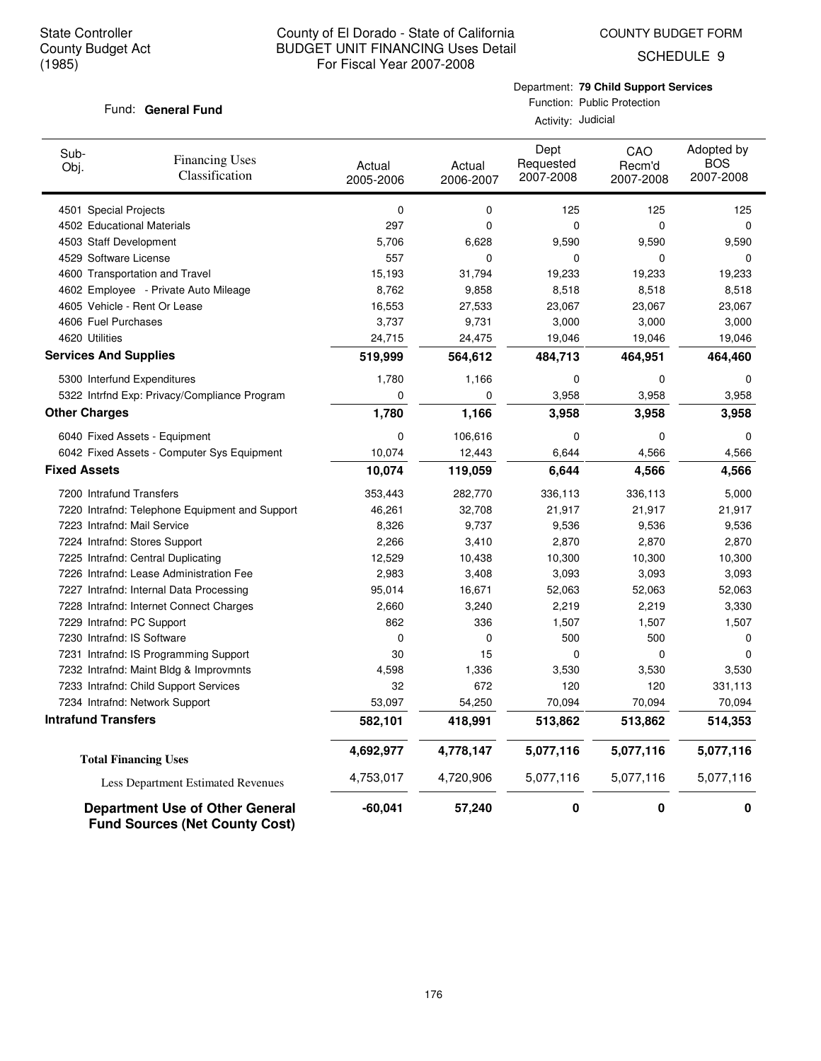State Controller
County Budget Act
(1985)

County of El Dorado - State of California
BUDGET UNIT FINANCING Uses Detail
For Fiscal Year 2007-2008

COUNTY BUDGET FORM
SCHEDULE 9

Fund: **General Fund**

Department: **79 Child Support Services**
Function: Public Protection
Activity: Judicial

| Sub-Obj. | Financing Uses Classification | Actual 2005-2006 | Actual 2006-2007 | Dept Requested 2007-2008 | CAO Recm'd 2007-2008 | Adopted by BOS 2007-2008 |
|---|---|---|---|---|---|---|
| 4501 | Special Projects | 0 | 0 | 125 | 125 | 125 |
| 4502 | Educational Materials | 297 | 0 | 0 | 0 | 0 |
| 4503 | Staff Development | 5,706 | 6,628 | 9,590 | 9,590 | 9,590 |
| 4529 | Software License | 557 | 0 | 0 | 0 | 0 |
| 4600 | Transportation and Travel | 15,193 | 31,794 | 19,233 | 19,233 | 19,233 |
| 4602 | Employee - Private Auto Mileage | 8,762 | 9,858 | 8,518 | 8,518 | 8,518 |
| 4605 | Vehicle - Rent Or Lease | 16,553 | 27,533 | 23,067 | 23,067 | 23,067 |
| 4606 | Fuel Purchases | 3,737 | 9,731 | 3,000 | 3,000 | 3,000 |
| 4620 | Utilities | 24,715 | 24,475 | 19,046 | 19,046 | 19,046 |
| **Services And Supplies** | | **519,999** | **564,612** | **484,713** | **464,951** | **464,460** |
| 5300 | Interfund Expenditures | 1,780 | 1,166 | 0 | 0 | 0 |
| 5322 | Intrfnd Exp: Privacy/Compliance Program | 0 | 0 | 3,958 | 3,958 | 3,958 |
| **Other Charges** | | **1,780** | **1,166** | **3,958** | **3,958** | **3,958** |
| 6040 | Fixed Assets - Equipment | 0 | 106,616 | 0 | 0 | 0 |
| 6042 | Fixed Assets - Computer Sys Equipment | 10,074 | 12,443 | 6,644 | 4,566 | 4,566 |
| **Fixed Assets** | | **10,074** | **119,059** | **6,644** | **4,566** | **4,566** |
| 7200 | Intrafund Transfers | 353,443 | 282,770 | 336,113 | 336,113 | 5,000 |
| 7220 | Intrafnd: Telephone Equipment and Support | 46,261 | 32,708 | 21,917 | 21,917 | 21,917 |
| 7223 | Intrafnd: Mail Service | 8,326 | 9,737 | 9,536 | 9,536 | 9,536 |
| 7224 | Intrafnd: Stores Support | 2,266 | 3,410 | 2,870 | 2,870 | 2,870 |
| 7225 | Intrafnd: Central Duplicating | 12,529 | 10,438 | 10,300 | 10,300 | 10,300 |
| 7226 | Intrafnd: Lease Administration Fee | 2,983 | 3,408 | 3,093 | 3,093 | 3,093 |
| 7227 | Intrafnd: Internal Data Processing | 95,014 | 16,671 | 52,063 | 52,063 | 52,063 |
| 7228 | Intrafnd: Internet Connect Charges | 2,660 | 3,240 | 2,219 | 2,219 | 3,330 |
| 7229 | Intrafnd: PC Support | 862 | 336 | 1,507 | 1,507 | 1,507 |
| 7230 | Intrafnd: IS Software | 0 | 0 | 500 | 500 | 0 |
| 7231 | Intrafnd: IS Programming Support | 30 | 15 | 0 | 0 | 0 |
| 7232 | Intrafnd: Maint Bldg & Improvmnts | 4,598 | 1,336 | 3,530 | 3,530 | 3,530 |
| 7233 | Intrafnd: Child Support Services | 32 | 672 | 120 | 120 | 331,113 |
| 7234 | Intrafnd: Network Support | 53,097 | 54,250 | 70,094 | 70,094 | 70,094 |
| **Intrafund Transfers** | | **582,101** | **418,991** | **513,862** | **513,862** | **514,353** |
| **Total Financing Uses** | | **4,692,977** | **4,778,147** | **5,077,116** | **5,077,116** | **5,077,116** |
| Less Department Estimated Revenues | | 4,753,017 | 4,720,906 | 5,077,116 | 5,077,116 | 5,077,116 |
| **Department Use of Other General Fund Sources (Net County Cost)** | | **-60,041** | **57,240** | **0** | **0** | **0** |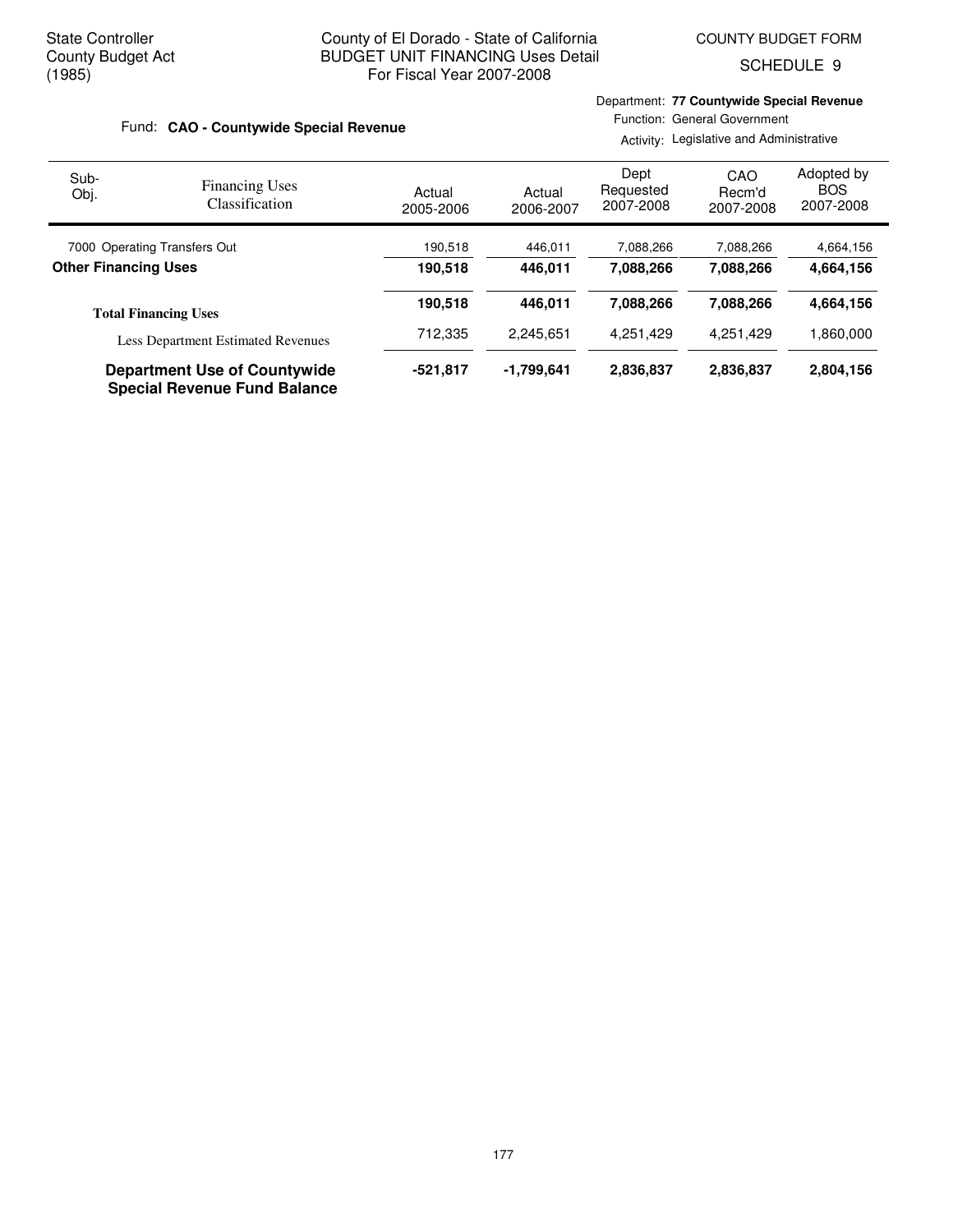State Controller
County Budget Act
(1985)

County of El Dorado - State of California
BUDGET UNIT FINANCING Uses Detail
For Fiscal Year 2007-2008

COUNTY BUDGET FORM
SCHEDULE 9

Fund: **CAO - Countywide Special Revenue**

Department: **77 Countywide Special Revenue**
Function: General Government
Activity: Legislative and Administrative

| Sub-Obj. | Financing Uses Classification | Actual 2005-2006 | Actual 2006-2007 | Dept Requested 2007-2008 | CAO Recm'd 2007-2008 | Adopted by BOS 2007-2008 |
|---|---|---|---|---|---|---|
| 7000 | Operating Transfers Out | 190,518 | 446,011 | 7,088,266 | 7,088,266 | 4,664,156 |
| **Other Financing Uses** | | **190,518** | **446,011** | **7,088,266** | **7,088,266** | **4,664,156** |
| **Total Financing Uses** | | **190,518** | **446,011** | **7,088,266** | **7,088,266** | **4,664,156** |
| | Less Department Estimated Revenues | 712,335 | 2,245,651 | 4,251,429 | 4,251,429 | 1,860,000 |
| **Department Use of Countywide Special Revenue Fund Balance** | | **-521,817** | **-1,799,641** | **2,836,837** | **2,836,837** | **2,804,156** |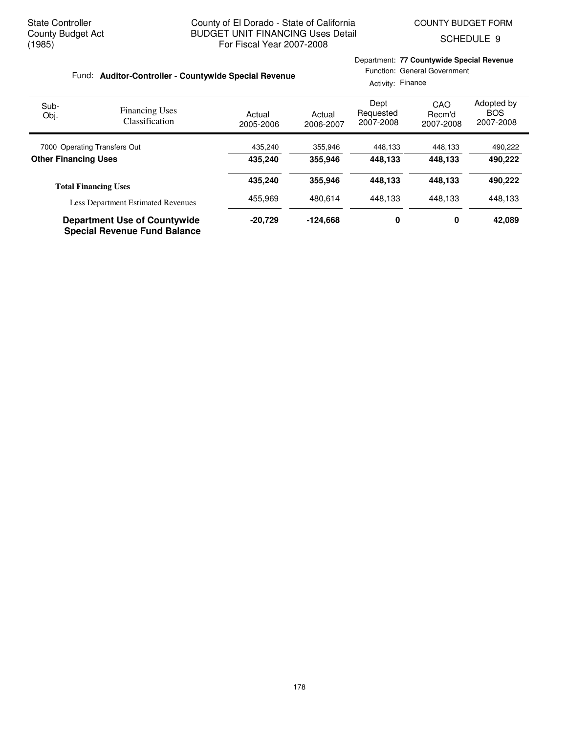State Controller
County Budget Act
(1985)

County of El Dorado - State of California
BUDGET UNIT FINANCING Uses Detail
For Fiscal Year 2007-2008

COUNTY BUDGET FORM
SCHEDULE 9

Fund: **Auditor-Controller - Countywide Special Revenue**

Department: **77 Countywide Special Revenue**
Function: General Government
Activity: Finance

| Sub-Obj. | Financing Uses Classification | Actual 2005-2006 | Actual 2006-2007 | Dept Requested 2007-2008 | CAO Recm'd 2007-2008 | Adopted by BOS 2007-2008 |
|---|---|---|---|---|---|---|
| 7000 | Operating Transfers Out | 435,240 | 355,946 | 448,133 | 448,133 | 490,222 |
| **Other Financing Uses** | | **435,240** | **355,946** | **448,133** | **448,133** | **490,222** |
| **Total Financing Uses** | | **435,240** | **355,946** | **448,133** | **448,133** | **490,222** |
| | Less Department Estimated Revenues | 455,969 | 480,614 | 448,133 | 448,133 | 448,133 |
| **Department Use of Countywide Special Revenue Fund Balance** | | **-20,729** | **-124,668** | **0** | **0** | **42,089** |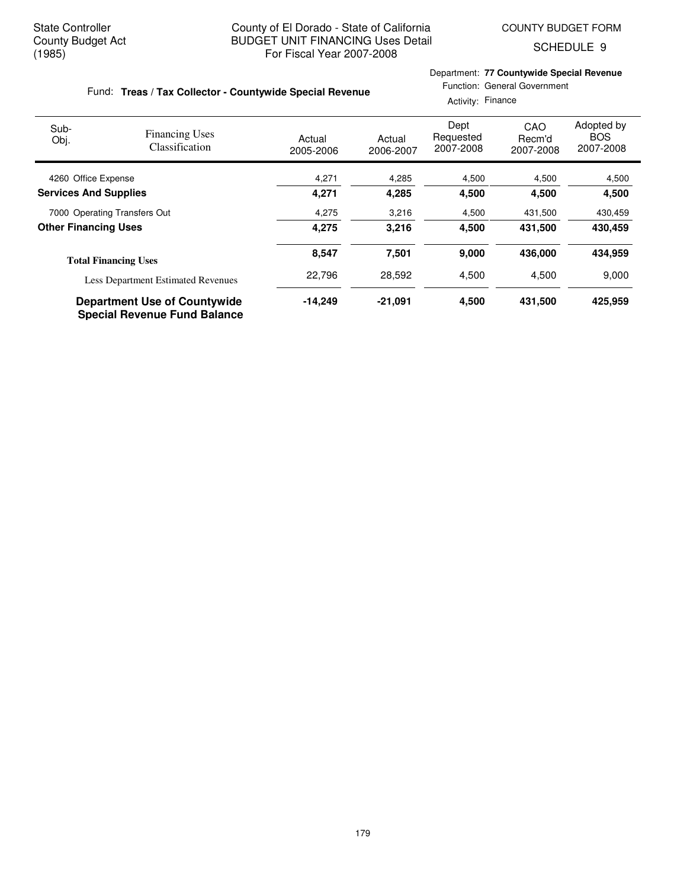State Controller
County Budget Act
(1985)

County of El Dorado - State of California
BUDGET UNIT FINANCING Uses Detail
For Fiscal Year 2007-2008

COUNTY BUDGET FORM
SCHEDULE 9

Fund: **Treas / Tax Collector - Countywide Special Revenue**

Department: **77 Countywide Special Revenue**
Function: General Government
Activity: Finance

| Sub-Obj. | Financing Uses Classification | Actual 2005-2006 | Actual 2006-2007 | Dept Requested 2007-2008 | CAO Recm'd 2007-2008 | Adopted by BOS 2007-2008 |
|---|---|---|---|---|---|---|
| 4260 | Office Expense | 4,271 | 4,285 | 4,500 | 4,500 | 4,500 |
| **Services And Supplies** | | **4,271** | **4,285** | **4,500** | **4,500** | **4,500** |
| 7000 | Operating Transfers Out | 4,275 | 3,216 | 4,500 | 431,500 | 430,459 |
| **Other Financing Uses** | | **4,275** | **3,216** | **4,500** | **431,500** | **430,459** |
| **Total Financing Uses** | | **8,547** | **7,501** | **9,000** | **436,000** | **434,959** |
| Less Department Estimated Revenues | | 22,796 | 28,592 | 4,500 | 4,500 | 9,000 |
| **Department Use of Countywide Special Revenue Fund Balance** | | **-14,249** | **-21,091** | **4,500** | **431,500** | **425,959** |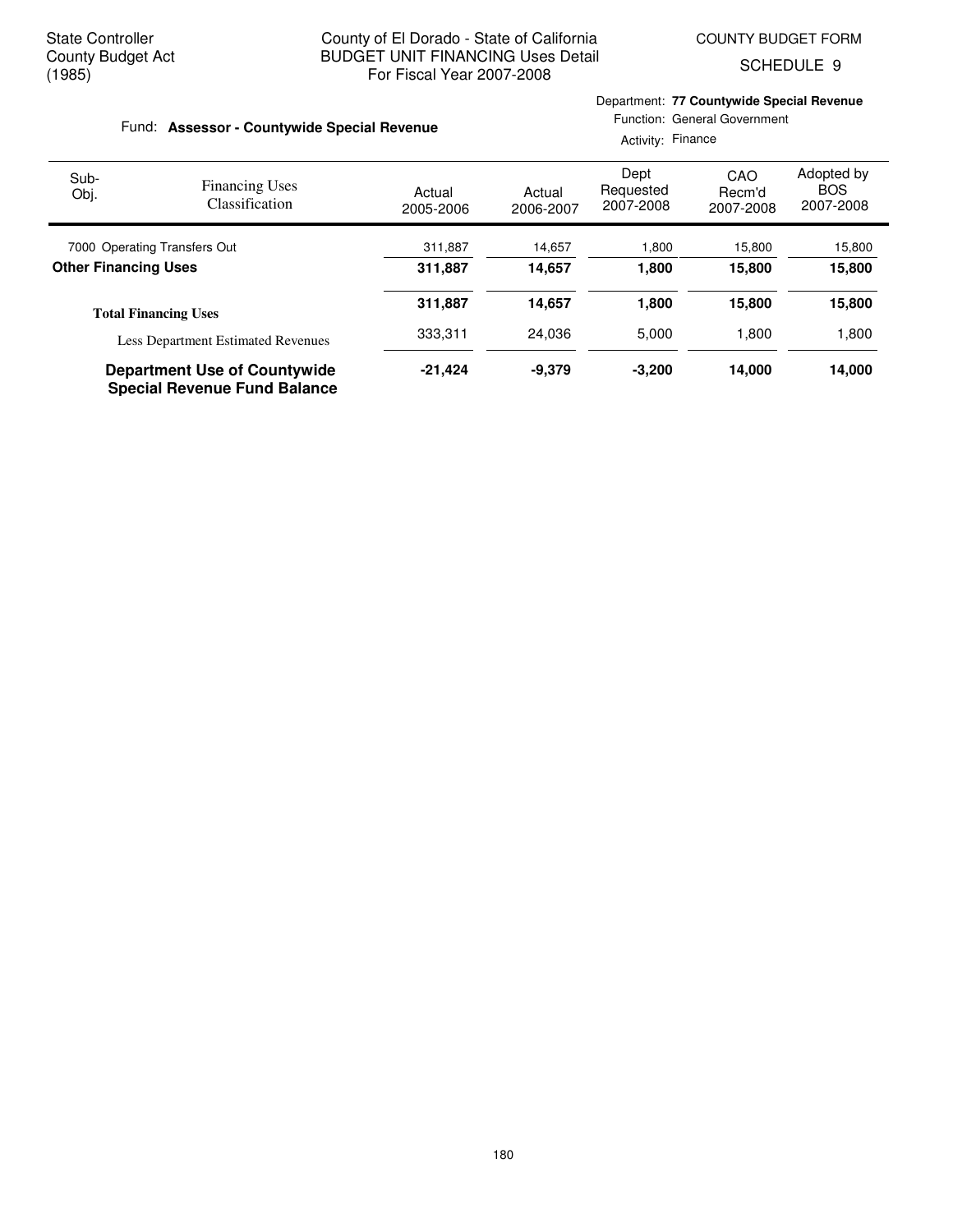State Controller
County Budget Act
(1985)

County of El Dorado - State of California
BUDGET UNIT FINANCING Uses Detail
For Fiscal Year 2007-2008

COUNTY BUDGET FORM
SCHEDULE 9

Fund: **Assessor - Countywide Special Revenue**

Department: **77 Countywide Special Revenue**
Function: General Government
Activity: Finance

| Sub-Obj. | Financing Uses Classification | Actual 2005-2006 | Actual 2006-2007 | Dept Requested 2007-2008 | CAO Recm'd 2007-2008 | Adopted by BOS 2007-2008 |
|---|---|---|---|---|---|---|
| 7000 | Operating Transfers Out | 311,887 | 14,657 | 1,800 | 15,800 | 15,800 |
| **Other Financing Uses** | | **311,887** | **14,657** | **1,800** | **15,800** | **15,800** |
| **Total Financing Uses** | | **311,887** | **14,657** | **1,800** | **15,800** | **15,800** |
| | Less Department Estimated Revenues | 333,311 | 24,036 | 5,000 | 1,800 | 1,800 |
| **Department Use of Countywide Special Revenue Fund Balance** | | **-21,424** | **-9,379** | **-3,200** | **14,000** | **14,000** |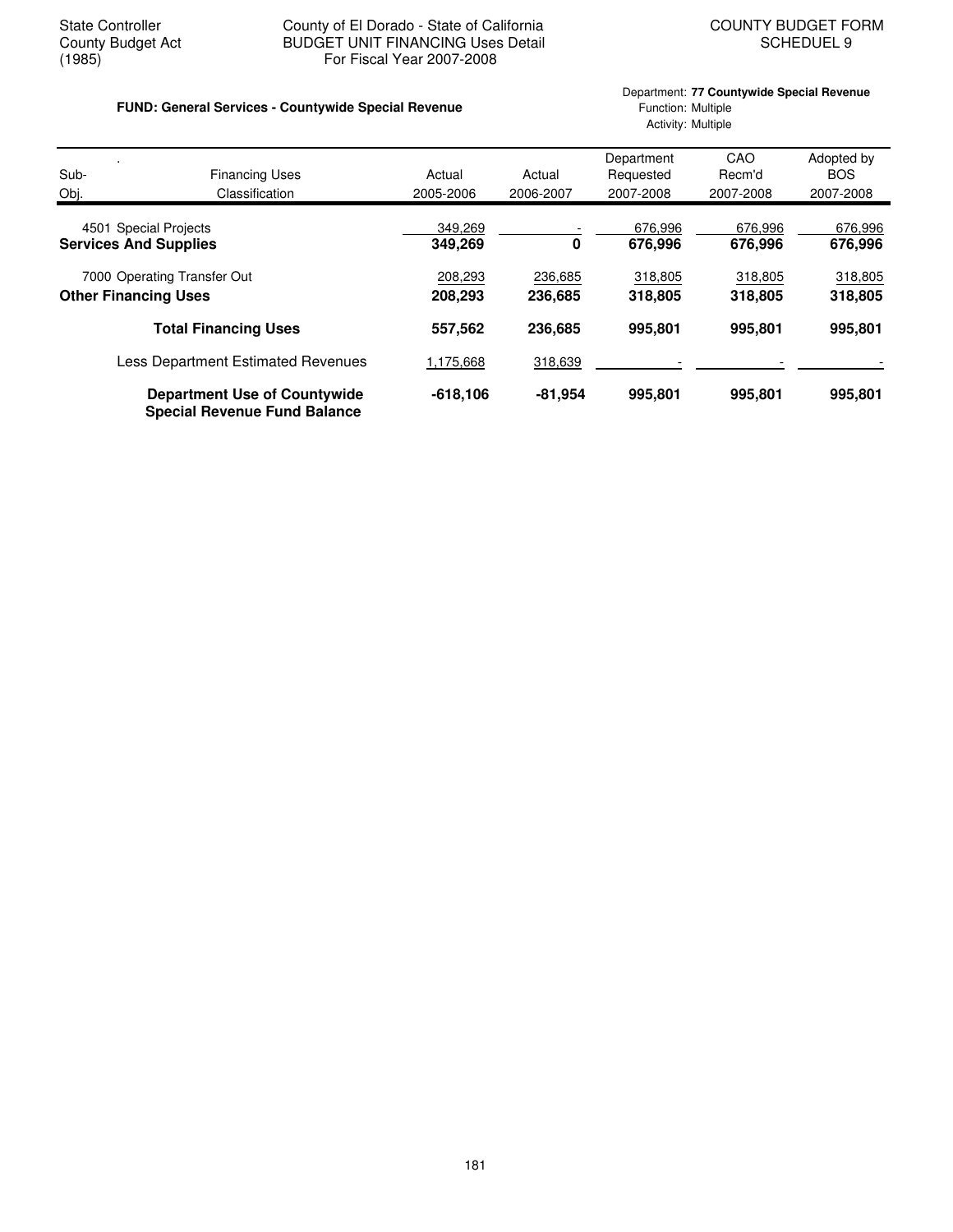State Controller
County Budget Act
(1985)

County of El Dorado - State of California
BUDGET UNIT FINANCING Uses Detail
For Fiscal Year 2007-2008

COUNTY BUDGET FORM
SCHEDUEL 9

**FUND: General Services - Countywide Special Revenue**

Department: **77 Countywide Special Revenue**
Function: Multiple
Activity: Multiple

| Sub-Obj. | Financing Uses Classification | Actual 2005-2006 | Actual 2006-2007 | Department Requested 2007-2008 | CAO Recm'd 2007-2008 | Adopted by BOS 2007-2008 |
|---|---|---|---|---|---|---|
| 4501 | Special Projects | 349,269 | - | 676,996 | 676,996 | 676,996 |
| **Services And Supplies** | | **349,269** | **0** | **676,996** | **676,996** | **676,996** |
| 7000 | Operating Transfer Out | 208,293 | 236,685 | 318,805 | 318,805 | 318,805 |
| **Other Financing Uses** | | **208,293** | **236,685** | **318,805** | **318,805** | **318,805** |
| | **Total Financing Uses** | **557,562** | **236,685** | **995,801** | **995,801** | **995,801** |
| | Less Department Estimated Revenues | 1,175,668 | 318,639 | - | - | - |
| | **Department Use of Countywide Special Revenue Fund Balance** | **-618,106** | **-81,954** | **995,801** | **995,801** | **995,801** |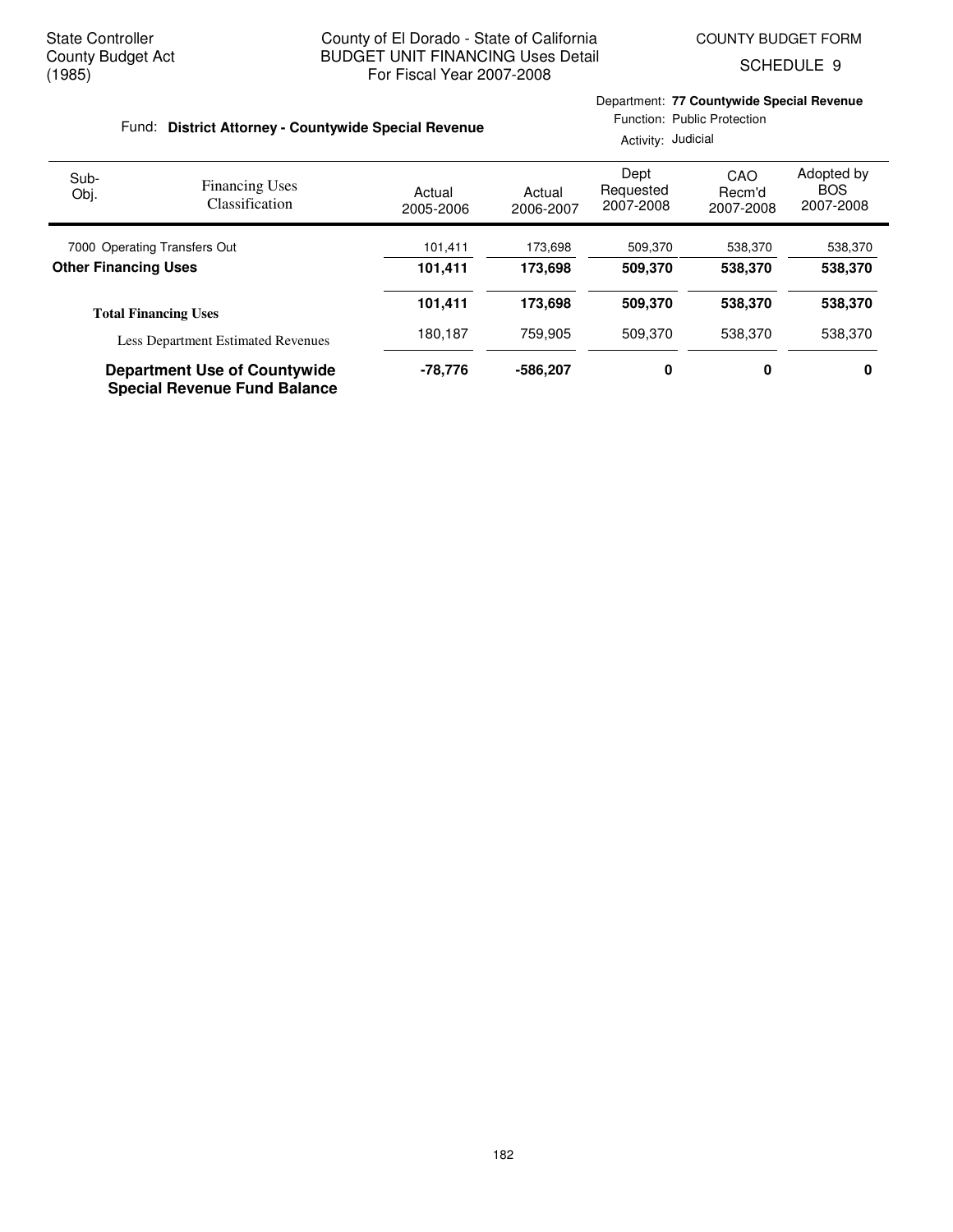State Controller
County Budget Act
(1985)

County of El Dorado - State of California
BUDGET UNIT FINANCING Uses Detail
For Fiscal Year 2007-2008

COUNTY BUDGET FORM
SCHEDULE 9

Fund: **District Attorney - Countywide Special Revenue**

Department: **77 Countywide Special Revenue**
Function: Public Protection
Activity: Judicial

| Sub-Obj. | Financing Uses Classification | Actual 2005-2006 | Actual 2006-2007 | Dept Requested 2007-2008 | CAO Recm'd 2007-2008 | Adopted by BOS 2007-2008 |
|---|---|---|---|---|---|---|
| 7000 | Operating Transfers Out | 101,411 | 173,698 | 509,370 | 538,370 | 538,370 |
| **Other Financing Uses** | | **101,411** | **173,698** | **509,370** | **538,370** | **538,370** |
| **Total Financing Uses** | | **101,411** | **173,698** | **509,370** | **538,370** | **538,370** |
| | Less Department Estimated Revenues | 180,187 | 759,905 | 509,370 | 538,370 | 538,370 |
| **Department Use of Countywide Special Revenue Fund Balance** | | **-78,776** | **-586,207** | **0** | **0** | **0** |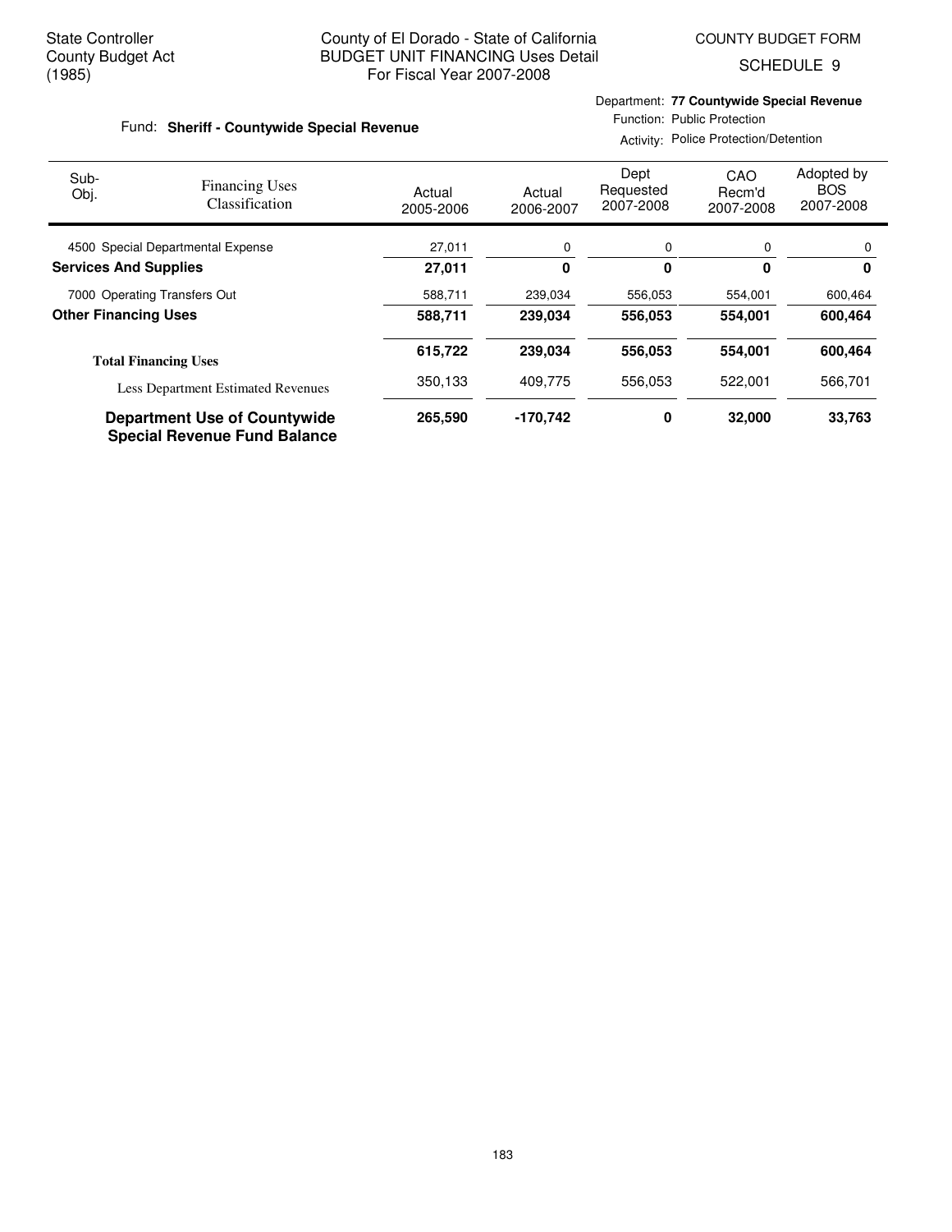State Controller
County Budget Act
(1985)

County of El Dorado - State of California
BUDGET UNIT FINANCING Uses Detail
For Fiscal Year 2007-2008

COUNTY BUDGET FORM
SCHEDULE 9

Fund: **Sheriff - Countywide Special Revenue**

Department: **77 Countywide Special Revenue**
Function: Public Protection
Activity: Police Protection/Detention

| Sub-Obj. | Financing Uses Classification | Actual 2005-2006 | Actual 2006-2007 | Dept Requested 2007-2008 | CAO Recm'd 2007-2008 | Adopted by BOS 2007-2008 |
|---|---|---|---|---|---|---|
| 4500 | Special Departmental Expense | 27,011 | 0 | 0 | 0 | 0 |
| **Services And Supplies** | | **27,011** | **0** | **0** | **0** | **0** |
| 7000 | Operating Transfers Out | 588,711 | 239,034 | 556,053 | 554,001 | 600,464 |
| **Other Financing Uses** | | **588,711** | **239,034** | **556,053** | **554,001** | **600,464** |
| **Total Financing Uses** | | **615,722** | **239,034** | **556,053** | **554,001** | **600,464** |
| | Less Department Estimated Revenues | 350,133 | 409,775 | 556,053 | 522,001 | 566,701 |
| **Department Use of Countywide Special Revenue Fund Balance** | | **265,590** | **-170,742** | **0** | **32,000** | **33,763** |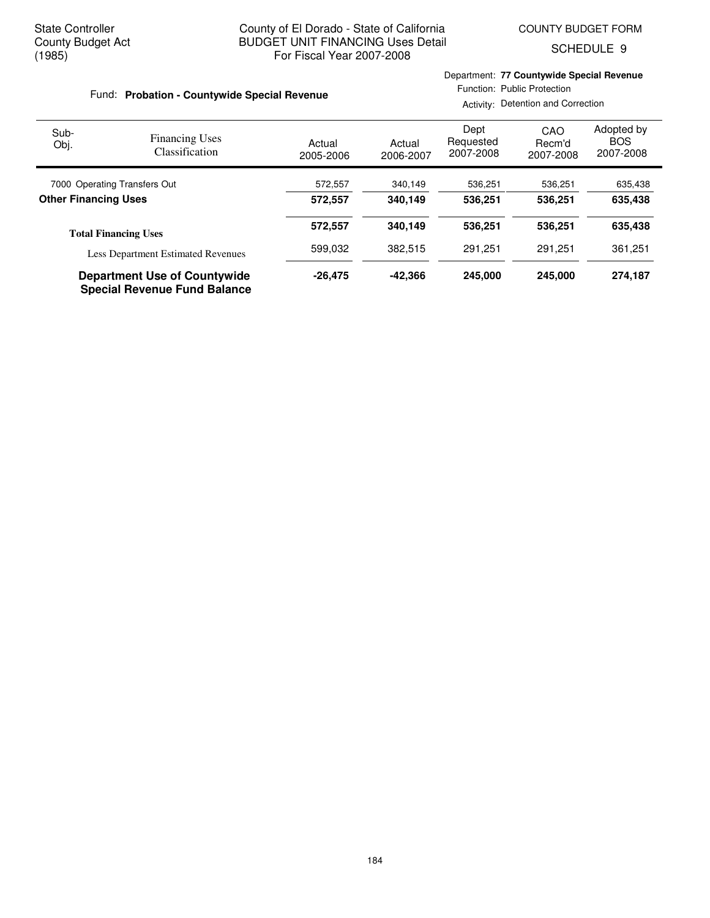State Controller
County Budget Act
(1985)

County of El Dorado - State of California
BUDGET UNIT FINANCING Uses Detail
For Fiscal Year 2007-2008

COUNTY BUDGET FORM

SCHEDULE 9

Fund: **Probation - Countywide Special Revenue**

Department: **77 Countywide Special Revenue**
Function: Public Protection
Activity: Detention and Correction

| Sub-Obj. | Financing Uses Classification | Actual 2005-2006 | Actual 2006-2007 | Dept Requested 2007-2008 | CAO Recm'd 2007-2008 | Adopted by BOS 2007-2008 |
|---|---|---|---|---|---|---|
| 7000 | Operating Transfers Out | 572,557 | 340,149 | 536,251 | 536,251 | 635,438 |
| **Other Financing Uses** | | **572,557** | **340,149** | **536,251** | **536,251** | **635,438** |
| **Total Financing Uses** | | **572,557** | **340,149** | **536,251** | **536,251** | **635,438** |
| | Less Department Estimated Revenues | 599,032 | 382,515 | 291,251 | 291,251 | 361,251 |
| **Department Use of Countywide Special Revenue Fund Balance** | | **-26,475** | **-42,366** | **245,000** | **245,000** | **274,187** |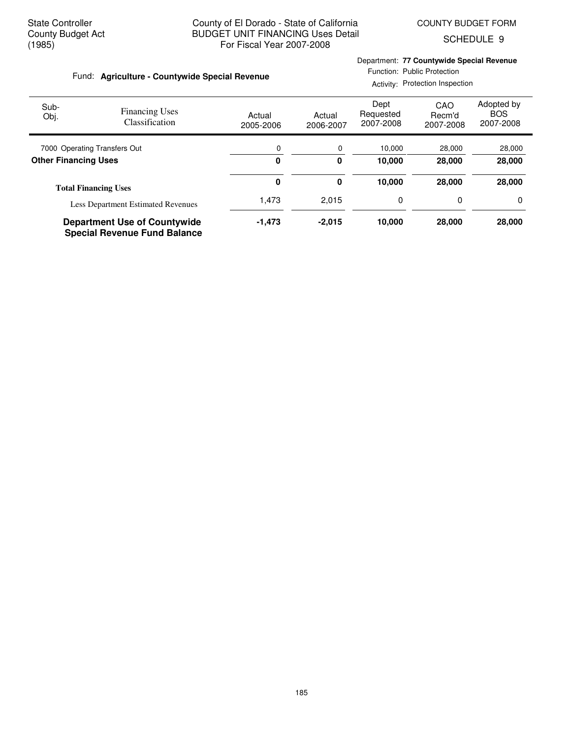State Controller
County Budget Act
(1985)

County of El Dorado - State of California
BUDGET UNIT FINANCING Uses Detail
For Fiscal Year 2007-2008

COUNTY BUDGET FORM
SCHEDULE 9

Fund: **Agriculture - Countywide Special Revenue**

Department: **77 Countywide Special Revenue**
Function: Public Protection
Activity: Protection Inspection

| Sub-Obj. | Financing Uses Classification | Actual 2005-2006 | Actual 2006-2007 | Dept Requested 2007-2008 | CAO Recm'd 2007-2008 | Adopted by BOS 2007-2008 |
|---|---|---|---|---|---|---|
| 7000 | Operating Transfers Out | 0 | 0 | 10,000 | 28,000 | 28,000 |
| **Other Financing Uses** | | **0** | **0** | **10,000** | **28,000** | **28,000** |
| **Total Financing Uses** | | **0** | **0** | **10,000** | **28,000** | **28,000** |
| | Less Department Estimated Revenues | 1,473 | 2,015 | 0 | 0 | 0 |
| **Department Use of Countywide Special Revenue Fund Balance** | | **-1,473** | **-2,015** | **10,000** | **28,000** | **28,000** |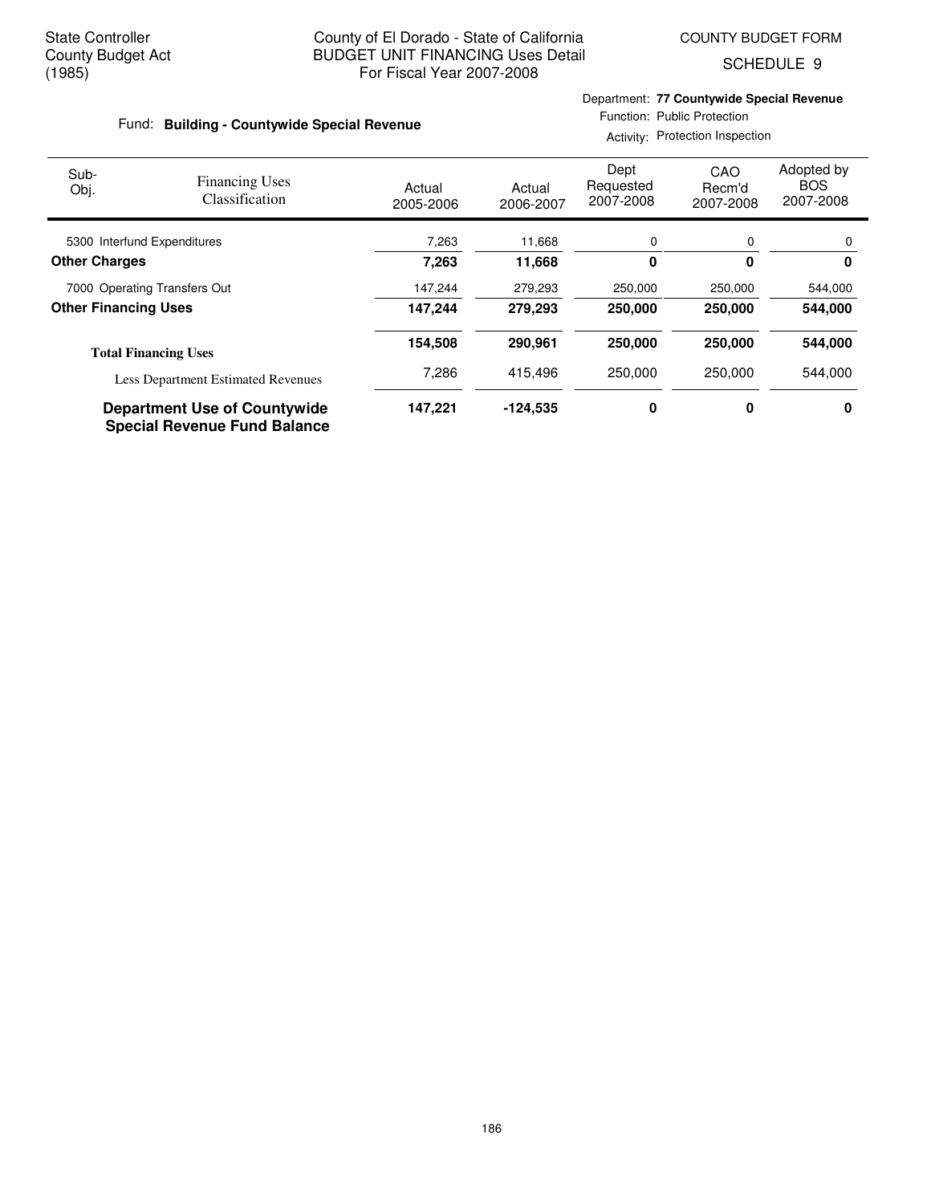State Controller
County Budget Act
(1985)

County of El Dorado - State of California
BUDGET UNIT FINANCING Uses Detail
For Fiscal Year 2007-2008

COUNTY BUDGET FORM
SCHEDULE 9

Fund: **Building - Countywide Special Revenue**

Department: **77 Countywide Special Revenue**
Function: Public Protection
Activity: Protection Inspection

| Sub-Obj. | Financing Uses Classification | Actual 2005-2006 | Actual 2006-2007 | Dept Requested 2007-2008 | CAO Recm'd 2007-2008 | Adopted by BOS 2007-2008 |
|---|---|---|---|---|---|---|
| 5300 | Interfund Expenditures | 7,263 | 11,668 | 0 | 0 | 0 |
| **Other Charges** | | **7,263** | **11,668** | **0** | **0** | **0** |
| 7000 | Operating Transfers Out | 147,244 | 279,293 | 250,000 | 250,000 | 544,000 |
| **Other Financing Uses** | | **147,244** | **279,293** | **250,000** | **250,000** | **544,000** |
| **Total Financing Uses** | | **154,508** | **290,961** | **250,000** | **250,000** | **544,000** |
| | Less Department Estimated Revenues | 7,286 | 415,496 | 250,000 | 250,000 | 544,000 |
| **Department Use of Countywide Special Revenue Fund Balance** | | **147,221** | **-124,535** | **0** | **0** | **0** |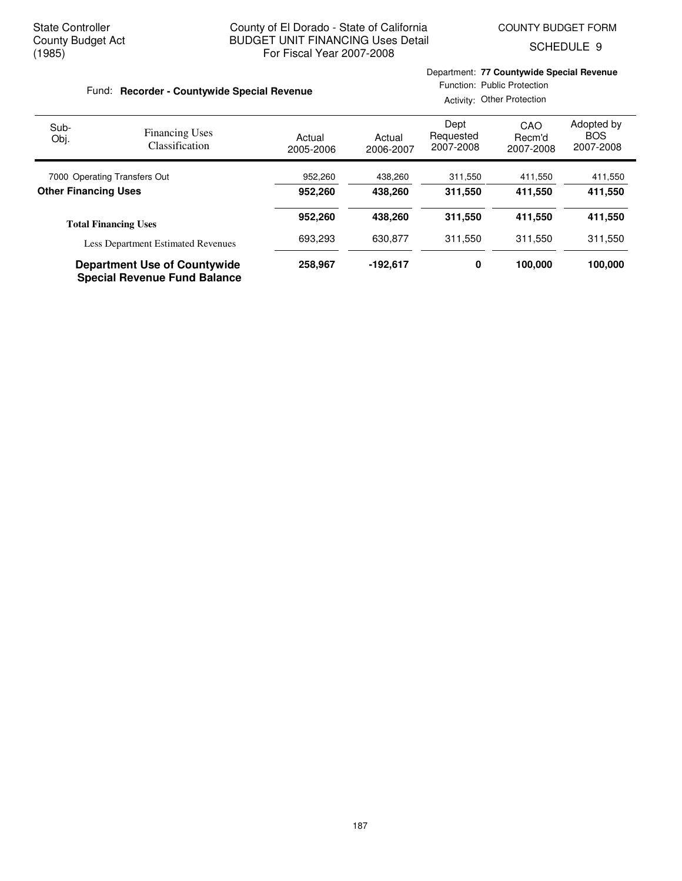State Controller
County Budget Act
(1985)

County of El Dorado - State of California
BUDGET UNIT FINANCING Uses Detail
For Fiscal Year 2007-2008

COUNTY BUDGET FORM
SCHEDULE 9

Fund: **Recorder - Countywide Special Revenue**

Department: **77 Countywide Special Revenue**
Function: Public Protection
Activity: Other Protection

| Sub-Obj. | Financing Uses Classification | Actual 2005-2006 | Actual 2006-2007 | Dept Requested 2007-2008 | CAO Recm'd 2007-2008 | Adopted by BOS 2007-2008 |
|---|---|---|---|---|---|---|
| 7000 | Operating Transfers Out | 952,260 | 438,260 | 311,550 | 411,550 | 411,550 |
| **Other Financing Uses** | | **952,260** | **438,260** | **311,550** | **411,550** | **411,550** |
| **Total Financing Uses** | | **952,260** | **438,260** | **311,550** | **411,550** | **411,550** |
| | Less Department Estimated Revenues | 693,293 | 630,877 | 311,550 | 311,550 | 311,550 |
| **Department Use of Countywide Special Revenue Fund Balance** | | **258,967** | **-192,617** | **0** | **100,000** | **100,000** |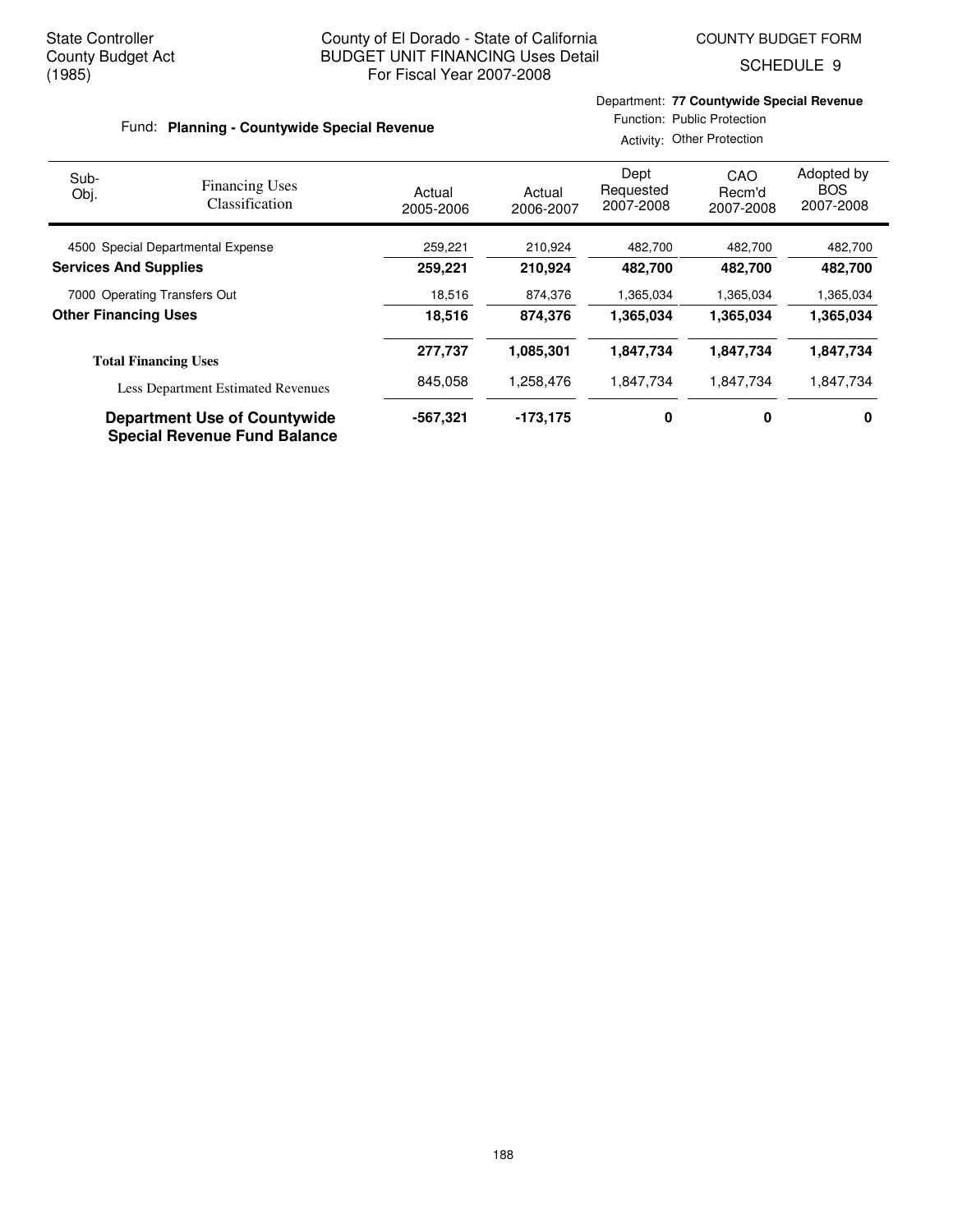State Controller
County Budget Act
(1985)

County of El Dorado - State of California
BUDGET UNIT FINANCING Uses Detail
For Fiscal Year 2007-2008

COUNTY BUDGET FORM
SCHEDULE 9

Fund: **Planning - Countywide Special Revenue**

Department: **77 Countywide Special Revenue**
Function: Public Protection
Activity: Other Protection

| Sub-Obj. | Financing Uses Classification | Actual 2005-2006 | Actual 2006-2007 | Dept Requested 2007-2008 | CAO Recm'd 2007-2008 | Adopted by BOS 2007-2008 |
|---|---|---|---|---|---|---|
| 4500 | Special Departmental Expense | 259,221 | 210,924 | 482,700 | 482,700 | 482,700 |
| **Services And Supplies** | | **259,221** | **210,924** | **482,700** | **482,700** | **482,700** |
| 7000 | Operating Transfers Out | 18,516 | 874,376 | 1,365,034 | 1,365,034 | 1,365,034 |
| **Other Financing Uses** | | **18,516** | **874,376** | **1,365,034** | **1,365,034** | **1,365,034** |
| **Total Financing Uses** | | **277,737** | **1,085,301** | **1,847,734** | **1,847,734** | **1,847,734** |
| Less Department Estimated Revenues | | 845,058 | 1,258,476 | 1,847,734 | 1,847,734 | 1,847,734 |
| **Department Use of Countywide Special Revenue Fund Balance** | | **-567,321** | **-173,175** | **0** | **0** | **0** |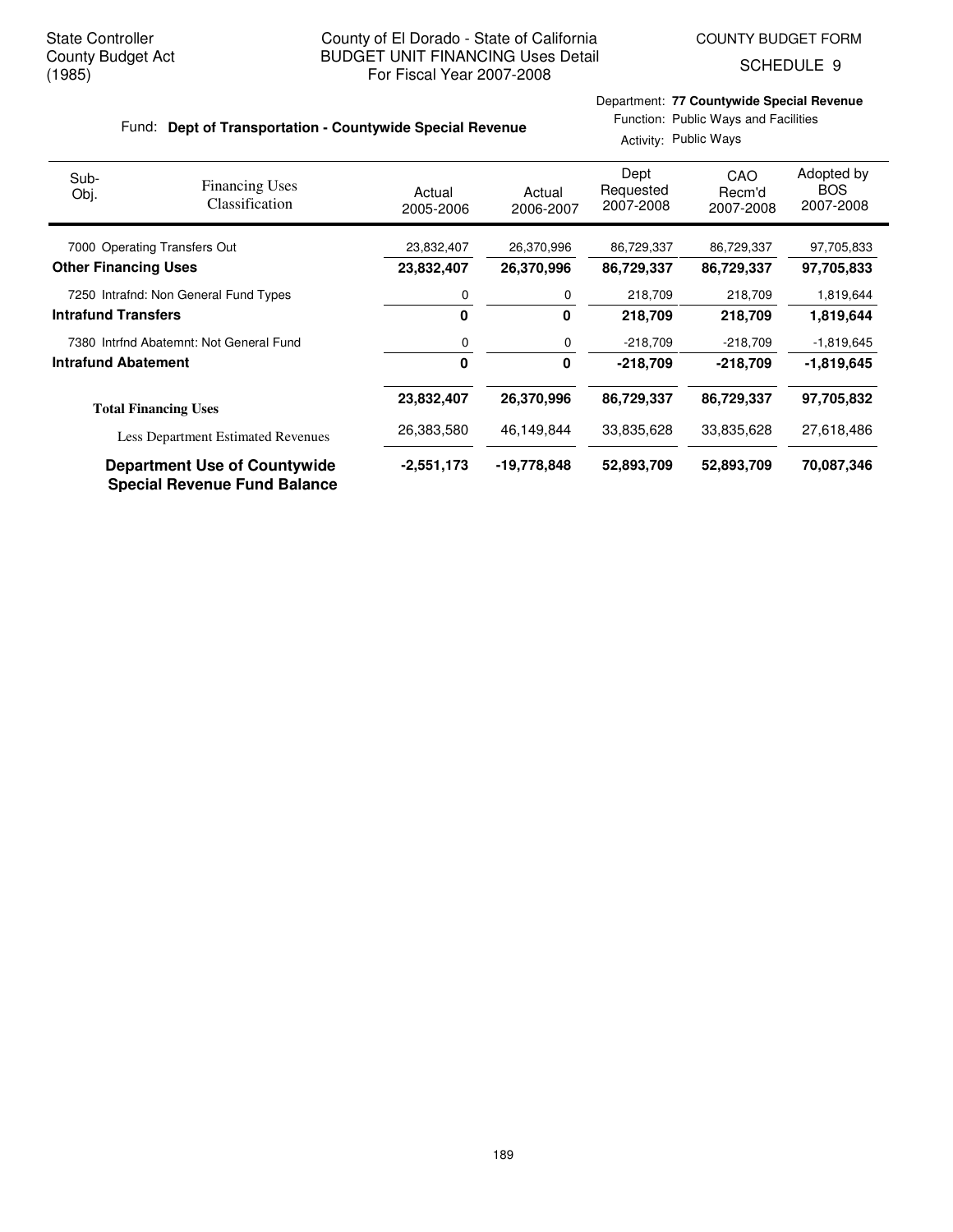State Controller
County Budget Act
(1985)

County of El Dorado - State of California
BUDGET UNIT FINANCING Uses Detail
For Fiscal Year 2007-2008

COUNTY BUDGET FORM
SCHEDULE 9

Fund: **Dept of Transportation - Countywide Special Revenue**

Department: **77 Countywide Special Revenue**
Function: Public Ways and Facilities
Activity: Public Ways

| Sub-Obj. | Financing Uses Classification | Actual 2005-2006 | Actual 2006-2007 | Dept Requested 2007-2008 | CAO Recm'd 2007-2008 | Adopted by BOS 2007-2008 |
|---|---|---|---|---|---|---|
| 7000 | Operating Transfers Out | 23,832,407 | 26,370,996 | 86,729,337 | 86,729,337 | 97,705,833 |
| **Other Financing Uses** | | **23,832,407** | **26,370,996** | **86,729,337** | **86,729,337** | **97,705,833** |
| 7250 | Intrafnd: Non General Fund Types | 0 | 0 | 218,709 | 218,709 | 1,819,644 |
| **Intrafund Transfers** | | **0** | **0** | **218,709** | **218,709** | **1,819,644** |
| 7380 | Intrfnd Abatemnt: Not General Fund | 0 | 0 | -218,709 | -218,709 | -1,819,645 |
| **Intrafund Abatement** | | **0** | **0** | **-218,709** | **-218,709** | **-1,819,645** |
| **Total Financing Uses** | | **23,832,407** | **26,370,996** | **86,729,337** | **86,729,337** | **97,705,832** |
| Less Department Estimated Revenues | | 26,383,580 | 46,149,844 | 33,835,628 | 33,835,628 | 27,618,486 |
| **Department Use of Countywide Special Revenue Fund Balance** | | **-2,551,173** | **-19,778,848** | **52,893,709** | **52,893,709** | **70,087,346** |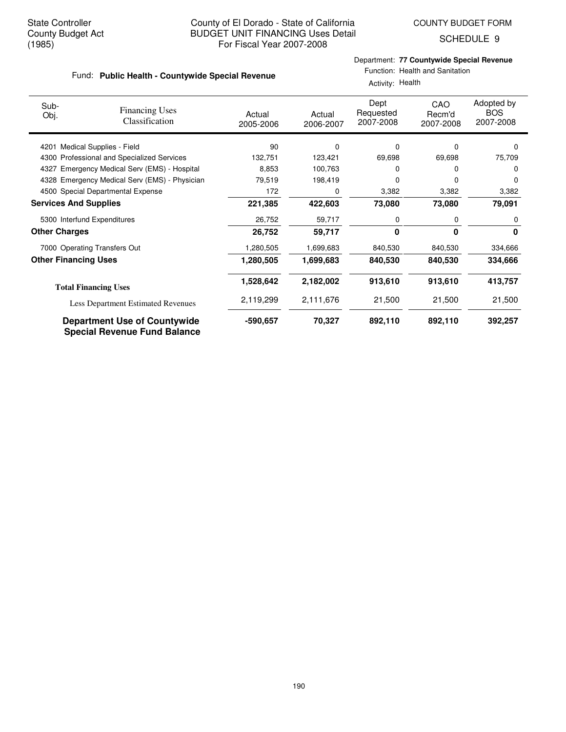State Controller
County Budget Act
(1985)

County of El Dorado - State of California
BUDGET UNIT FINANCING Uses Detail
For Fiscal Year 2007-2008

COUNTY BUDGET FORM
SCHEDULE 9

Fund: **Public Health - Countywide Special Revenue**

Department: **77 Countywide Special Revenue**
Function: Health and Sanitation
Activity: Health

| Sub-Obj. | Financing Uses Classification | Actual 2005-2006 | Actual 2006-2007 | Dept Requested 2007-2008 | CAO Recm'd 2007-2008 | Adopted by BOS 2007-2008 |
|---|---|---|---|---|---|---|
| 4201 | Medical Supplies - Field | 90 | 0 | 0 | 0 | 0 |
| 4300 | Professional and Specialized Services | 132,751 | 123,421 | 69,698 | 69,698 | 75,709 |
| 4327 | Emergency Medical Serv (EMS) - Hospital | 8,853 | 100,763 | 0 | 0 | 0 |
| 4328 | Emergency Medical Serv (EMS) - Physician | 79,519 | 198,419 | 0 | 0 | 0 |
| 4500 | Special Departmental Expense | 172 | 0 | 3,382 | 3,382 | 3,382 |
| **Services And Supplies** | | **221,385** | **422,603** | **73,080** | **73,080** | **79,091** |
| 5300 | Interfund Expenditures | 26,752 | 59,717 | 0 | 0 | 0 |
| **Other Charges** | | **26,752** | **59,717** | **0** | **0** | **0** |
| 7000 | Operating Transfers Out | 1,280,505 | 1,699,683 | 840,530 | 840,530 | 334,666 |
| **Other Financing Uses** | | **1,280,505** | **1,699,683** | **840,530** | **840,530** | **334,666** |
| **Total Financing Uses** | | **1,528,642** | **2,182,002** | **913,610** | **913,610** | **413,757** |
| Less Department Estimated Revenues | | 2,119,299 | 2,111,676 | 21,500 | 21,500 | 21,500 |
| **Department Use of Countywide Special Revenue Fund Balance** | | **-590,657** | **70,327** | **892,110** | **892,110** | **392,257** |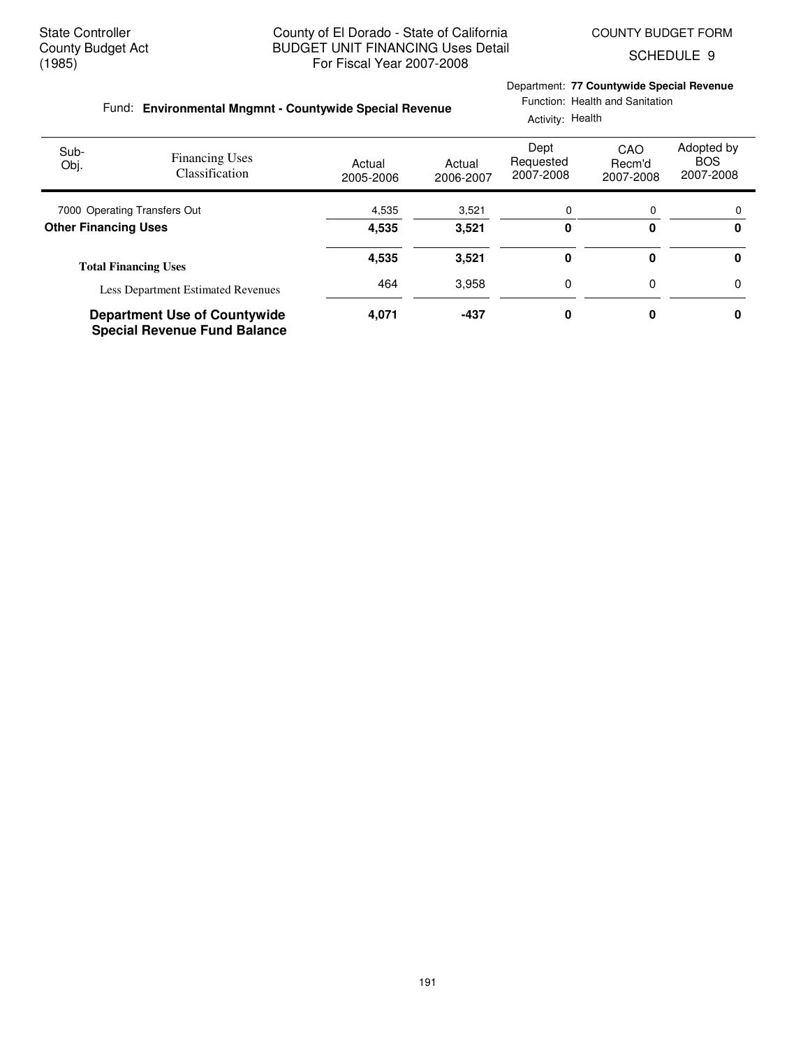State Controller
County Budget Act
(1985)

County of El Dorado - State of California
BUDGET UNIT FINANCING Uses Detail
For Fiscal Year 2007-2008

COUNTY BUDGET FORM
SCHEDULE 9

Fund: **Environmental Mngmnt - Countywide Special Revenue**

Department: **77 Countywide Special Revenue**
Function: Health and Sanitation
Activity: Health

| Sub-Obj. | Financing Uses Classification | Actual 2005-2006 | Actual 2006-2007 | Dept Requested 2007-2008 | CAO Recm'd 2007-2008 | Adopted by BOS 2007-2008 |
|---|---|---|---|---|---|---|
| 7000 | Operating Transfers Out | 4,535 | 3,521 | 0 | 0 | 0 |
| **Other Financing Uses** | | **4,535** | **3,521** | **0** | **0** | **0** |
| **Total Financing Uses** | | **4,535** | **3,521** | **0** | **0** | **0** |
| | Less Department Estimated Revenues | 464 | 3,958 | 0 | 0 | 0 |
| **Department Use of Countywide Special Revenue Fund Balance** | | **4,071** | **-437** | **0** | **0** | **0** |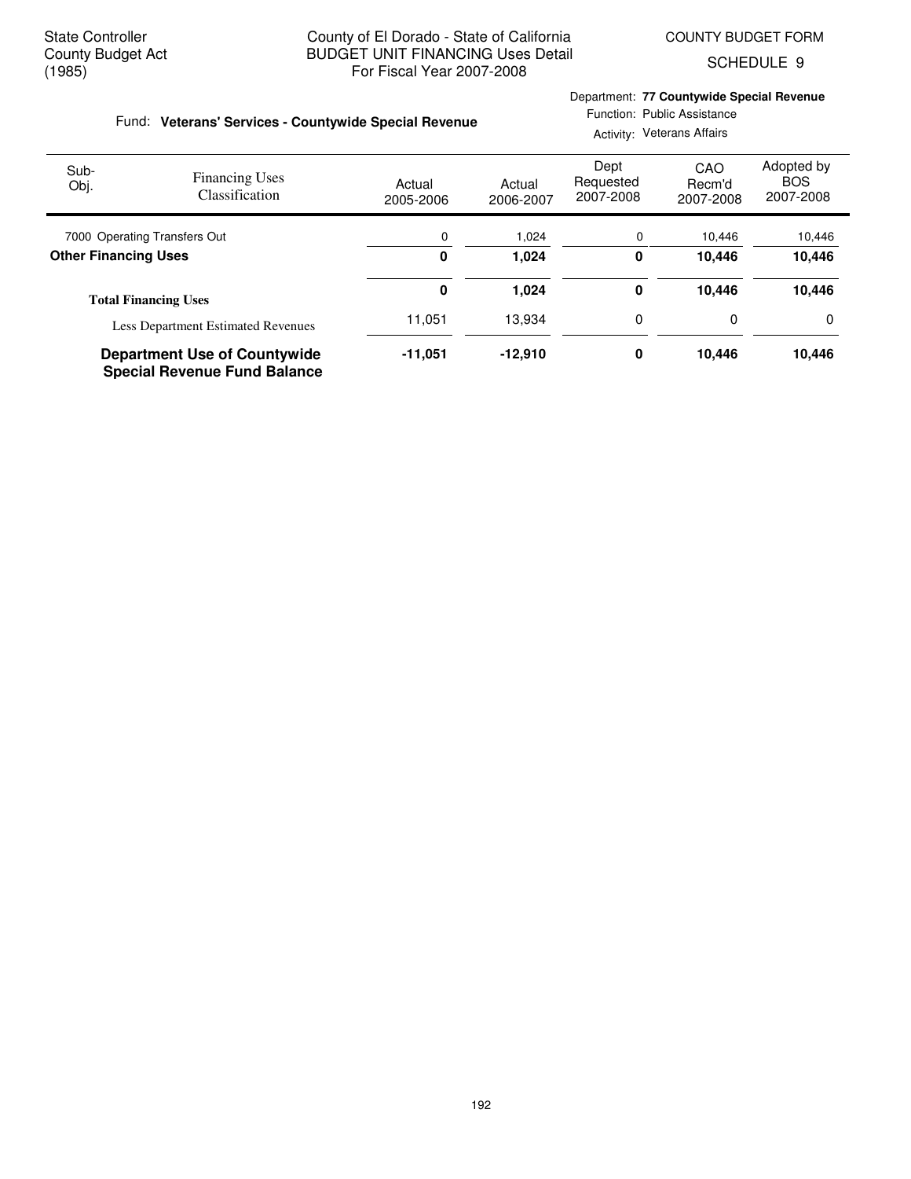State Controller
County Budget Act
(1985)

County of El Dorado - State of California
BUDGET UNIT FINANCING Uses Detail
For Fiscal Year 2007-2008

COUNTY BUDGET FORM
SCHEDULE 9

Fund: **Veterans' Services - Countywide Special Revenue**

Department: **77 Countywide Special Revenue**
Function: Public Assistance
Activity: Veterans Affairs

| Sub-Obj. | Financing Uses Classification | Actual 2005-2006 | Actual 2006-2007 | Dept Requested 2007-2008 | CAO Recm'd 2007-2008 | Adopted by BOS 2007-2008 |
|---|---|---|---|---|---|---|
| 7000 | Operating Transfers Out | 0 | 1,024 | 0 | 10,446 | 10,446 |
| **Other Financing Uses** | | **0** | **1,024** | **0** | **10,446** | **10,446** |
| **Total Financing Uses** | | **0** | **1,024** | **0** | **10,446** | **10,446** |
| | Less Department Estimated Revenues | 11,051 | 13,934 | 0 | 0 | 0 |
| **Department Use of Countywide Special Revenue Fund Balance** | | **-11,051** | **-12,910** | **0** | **10,446** | **10,446** |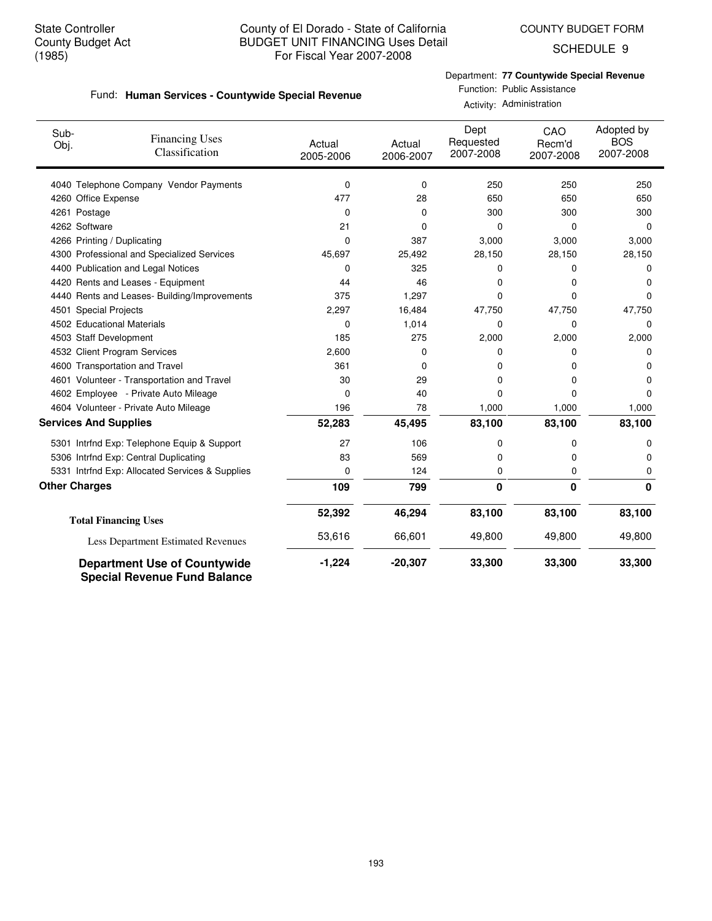State Controller
County Budget Act
(1985)

County of El Dorado - State of California
BUDGET UNIT FINANCING Uses Detail
For Fiscal Year 2007-2008

COUNTY BUDGET FORM
SCHEDULE 9

Fund: **Human Services - Countywide Special Revenue**

Department: **77 Countywide Special Revenue**
Function: Public Assistance
Activity: Administration

| Sub-Obj. | Financing Uses Classification | Actual 2005-2006 | Actual 2006-2007 | Dept Requested 2007-2008 | CAO Recm'd 2007-2008 | Adopted by BOS 2007-2008 |
|---|---|---|---|---|---|---|
| 4040 | Telephone Company Vendor Payments | 0 | 0 | 250 | 250 | 250 |
| 4260 | Office Expense | 477 | 28 | 650 | 650 | 650 |
| 4261 | Postage | 0 | 0 | 300 | 300 | 300 |
| 4262 | Software | 21 | 0 | 0 | 0 | 0 |
| 4266 | Printing / Duplicating | 0 | 387 | 3,000 | 3,000 | 3,000 |
| 4300 | Professional and Specialized Services | 45,697 | 25,492 | 28,150 | 28,150 | 28,150 |
| 4400 | Publication and Legal Notices | 0 | 325 | 0 | 0 | 0 |
| 4420 | Rents and Leases - Equipment | 44 | 46 | 0 | 0 | 0 |
| 4440 | Rents and Leases- Building/Improvements | 375 | 1,297 | 0 | 0 | 0 |
| 4501 | Special Projects | 2,297 | 16,484 | 47,750 | 47,750 | 47,750 |
| 4502 | Educational Materials | 0 | 1,014 | 0 | 0 | 0 |
| 4503 | Staff Development | 185 | 275 | 2,000 | 2,000 | 2,000 |
| 4532 | Client Program Services | 2,600 | 0 | 0 | 0 | 0 |
| 4600 | Transportation and Travel | 361 | 0 | 0 | 0 | 0 |
| 4601 | Volunteer - Transportation and Travel | 30 | 29 | 0 | 0 | 0 |
| 4602 | Employee - Private Auto Mileage | 0 | 40 | 0 | 0 | 0 |
| 4604 | Volunteer - Private Auto Mileage | 196 | 78 | 1,000 | 1,000 | 1,000 |
| **Services And Supplies** | | **52,283** | **45,495** | **83,100** | **83,100** | **83,100** |
| 5301 | Intrfnd Exp: Telephone Equip & Support | 27 | 106 | 0 | 0 | 0 |
| 5306 | Intrfnd Exp: Central Duplicating | 83 | 569 | 0 | 0 | 0 |
| 5331 | Intrfnd Exp: Allocated Services & Supplies | 0 | 124 | 0 | 0 | 0 |
| **Other Charges** | | **109** | **799** | **0** | **0** | **0** |
| **Total Financing Uses** | | **52,392** | **46,294** | **83,100** | **83,100** | **83,100** |
| Less Department Estimated Revenues | | 53,616 | 66,601 | 49,800 | 49,800 | 49,800 |
| **Department Use of Countywide Special Revenue Fund Balance** | | **-1,224** | **-20,307** | **33,300** | **33,300** | **33,300** |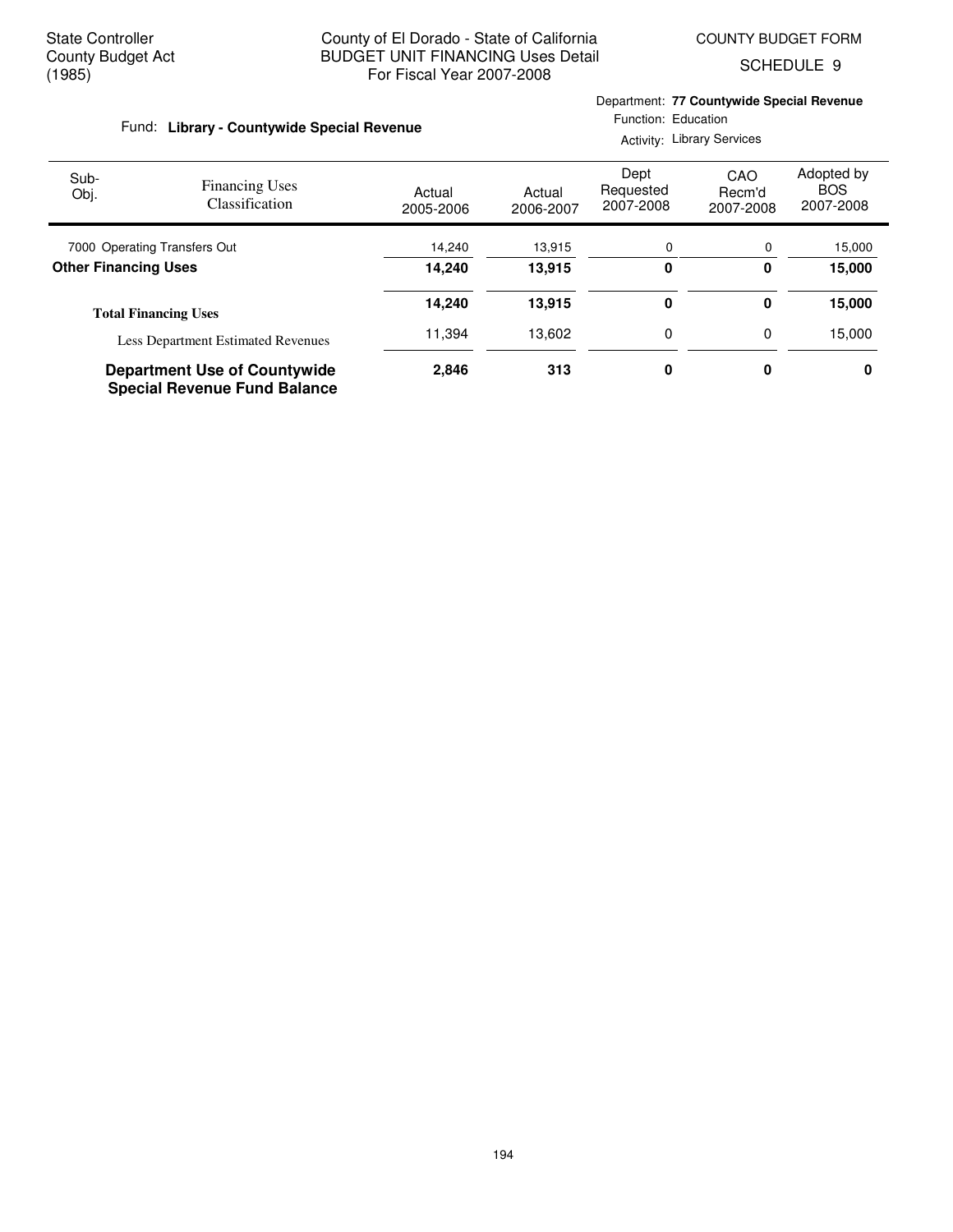State Controller
County Budget Act
(1985)

County of El Dorado - State of California
BUDGET UNIT FINANCING Uses Detail
For Fiscal Year 2007-2008

COUNTY BUDGET FORM
SCHEDULE 9

Fund: **Library - Countywide Special Revenue**

Department: **77 Countywide Special Revenue**
Function: Education
Activity: Library Services

| Sub-Obj. | Financing Uses Classification | Actual 2005-2006 | Actual 2006-2007 | Dept Requested 2007-2008 | CAO Recm'd 2007-2008 | Adopted by BOS 2007-2008 |
|---|---|---|---|---|---|---|
| 7000 | Operating Transfers Out | 14,240 | 13,915 | 0 | 0 | 15,000 |
| **Other Financing Uses** | | **14,240** | **13,915** | **0** | **0** | **15,000** |
| **Total Financing Uses** | | **14,240** | **13,915** | **0** | **0** | **15,000** |
| | Less Department Estimated Revenues | 11,394 | 13,602 | 0 | 0 | 15,000 |
| **Department Use of Countywide Special Revenue Fund Balance** | | **2,846** | **313** | **0** | **0** | **0** |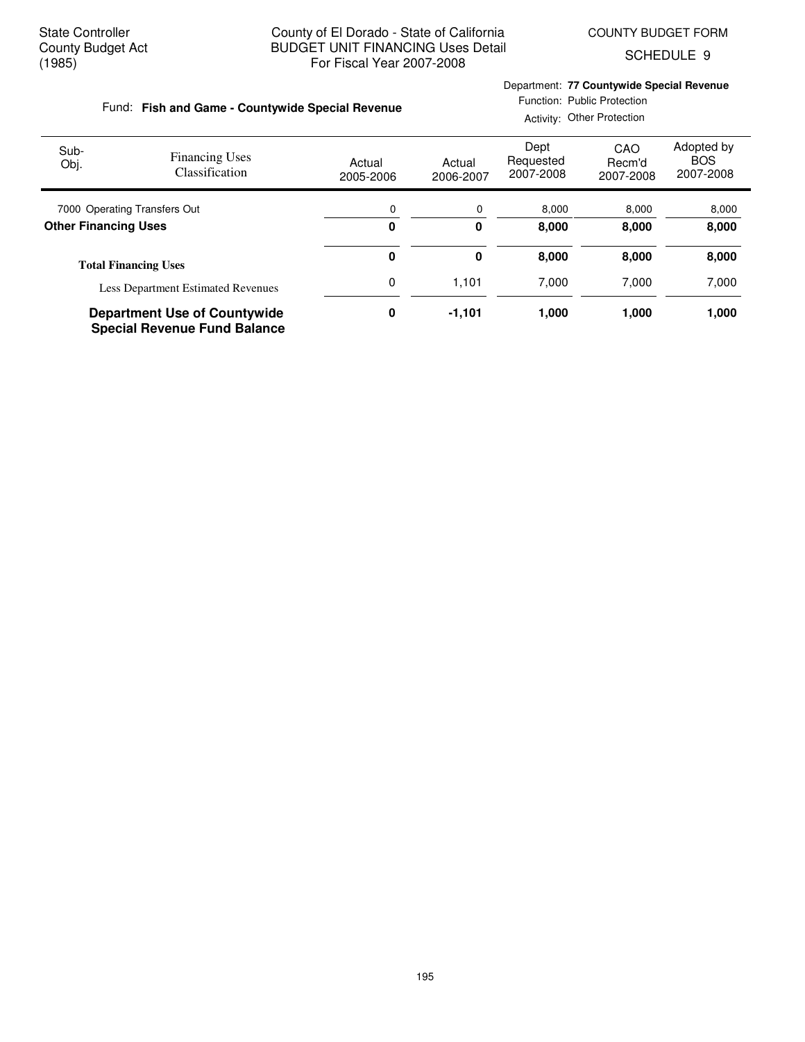State Controller
County Budget Act
(1985)

County of El Dorado - State of California
BUDGET UNIT FINANCING Uses Detail
For Fiscal Year 2007-2008

COUNTY BUDGET FORM
SCHEDULE 9

Fund: **Fish and Game - Countywide Special Revenue**

Department: **77 Countywide Special Revenue**
Function: Public Protection
Activity: Other Protection

| Sub-Obj. | Financing Uses Classification | Actual 2005-2006 | Actual 2006-2007 | Dept Requested 2007-2008 | CAO Recm'd 2007-2008 | Adopted by BOS 2007-2008 |
|---|---|---|---|---|---|---|
| 7000 | Operating Transfers Out | 0 | 0 | 8,000 | 8,000 | 8,000 |
| **Other Financing Uses** | | **0** | **0** | **8,000** | **8,000** | **8,000** |
| **Total Financing Uses** | | **0** | **0** | **8,000** | **8,000** | **8,000** |
| | Less Department Estimated Revenues | 0 | 1,101 | 7,000 | 7,000 | 7,000 |
| **Department Use of Countywide Special Revenue Fund Balance** | | **0** | **-1,101** | **1,000** | **1,000** | **1,000** |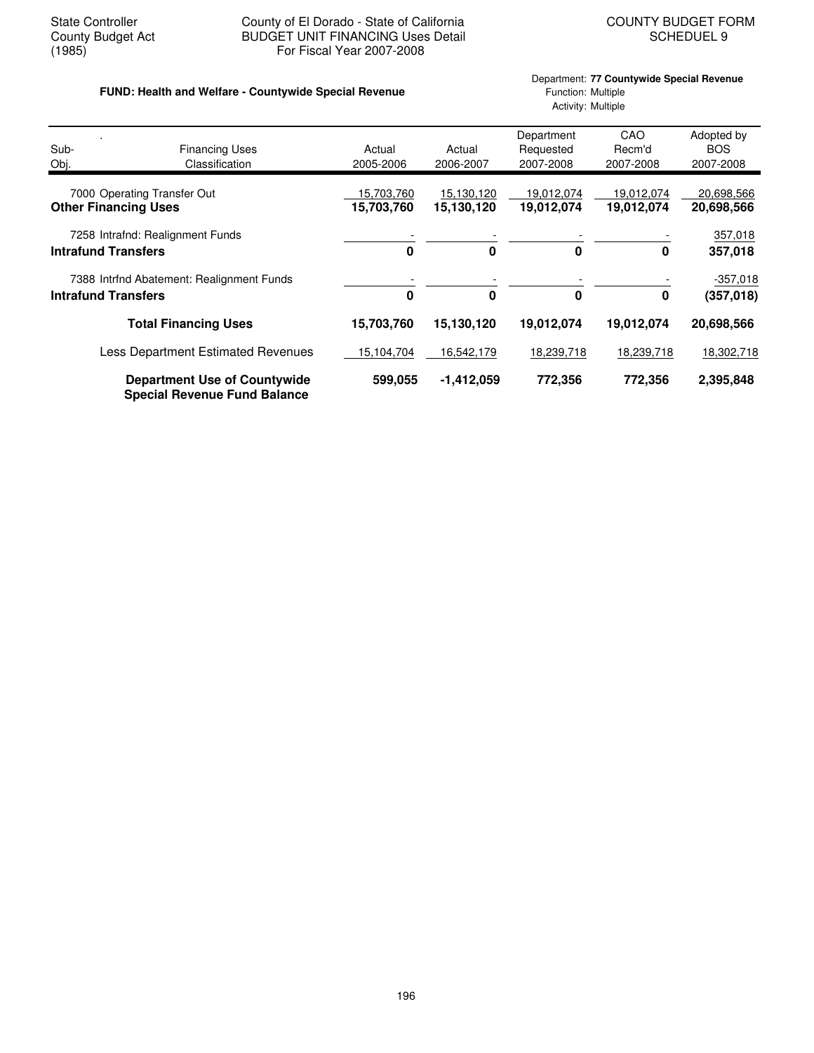State Controller
County Budget Act
(1985)

County of El Dorado - State of California
BUDGET UNIT FINANCING Uses Detail
For Fiscal Year 2007-2008

COUNTY BUDGET FORM
SCHEDUEL 9

**FUND: Health and Welfare - Countywide Special Revenue**

Department: **77 Countywide Special Revenue**
Function: Multiple
Activity: Multiple

| Sub-Obj. | Financing Uses Classification | Actual 2005-2006 | Actual 2006-2007 | Department Requested 2007-2008 | CAO Recm'd 2007-2008 | Adopted by BOS 2007-2008 |
|---|---|---|---|---|---|---|
| 7000 | Operating Transfer Out | 15,703,760 | 15,130,120 | 19,012,074 | 19,012,074 | 20,698,566 |
| | **Other Financing Uses** | **15,703,760** | **15,130,120** | **19,012,074** | **19,012,074** | **20,698,566** |
| 7258 | Intrafnd: Realignment Funds | - | - | - | - | 357,018 |
| | **Intrafund Transfers** | **0** | **0** | **0** | **0** | **357,018** |
| 7388 | Intrfnd Abatement: Realignment Funds | - | - | - | - | -357,018 |
| | **Intrafund Transfers** | **0** | **0** | **0** | **0** | **(357,018)** |
| | **Total Financing Uses** | **15,703,760** | **15,130,120** | **19,012,074** | **19,012,074** | **20,698,566** |
| | Less Department Estimated Revenues | 15,104,704 | 16,542,179 | 18,239,718 | 18,239,718 | 18,302,718 |
| | **Department Use of Countywide Special Revenue Fund Balance** | **599,055** | **-1,412,059** | **772,356** | **772,356** | **2,395,848** |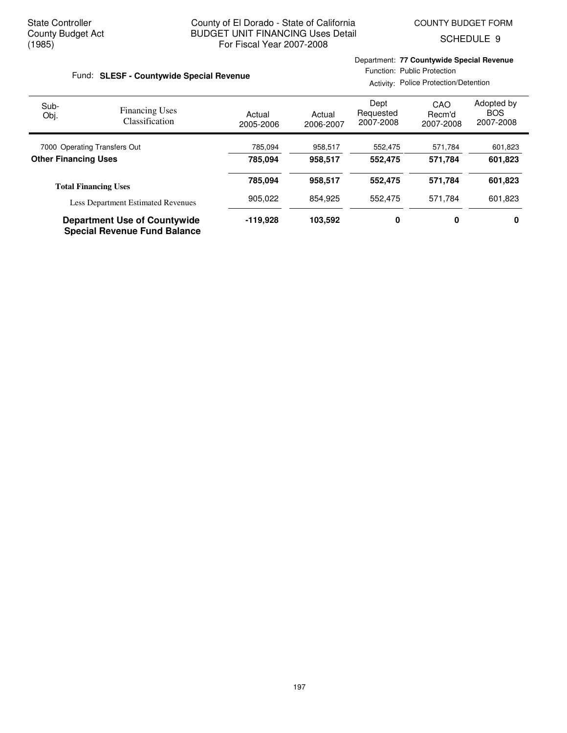State Controller
County Budget Act
(1985)

County of El Dorado - State of California
BUDGET UNIT FINANCING Uses Detail
For Fiscal Year 2007-2008

COUNTY BUDGET FORM
SCHEDULE 9

Fund: **SLESF - Countywide Special Revenue**

Department: **77 Countywide Special Revenue**
Function: Public Protection
Activity: Police Protection/Detention

| Sub-Obj. | Financing Uses Classification | Actual 2005-2006 | Actual 2006-2007 | Dept Requested 2007-2008 | CAO Recm'd 2007-2008 | Adopted by BOS 2007-2008 |
|---|---|---|---|---|---|---|
| 7000 | Operating Transfers Out | 785,094 | 958,517 | 552,475 | 571,784 | 601,823 |
| **Other Financing Uses** | | **785,094** | **958,517** | **552,475** | **571,784** | **601,823** |
| **Total Financing Uses** | | **785,094** | **958,517** | **552,475** | **571,784** | **601,823** |
| | Less Department Estimated Revenues | 905,022 | 854,925 | 552,475 | 571,784 | 601,823 |
| **Department Use of Countywide Special Revenue Fund Balance** | | **-119,928** | **103,592** | **0** | **0** | **0** |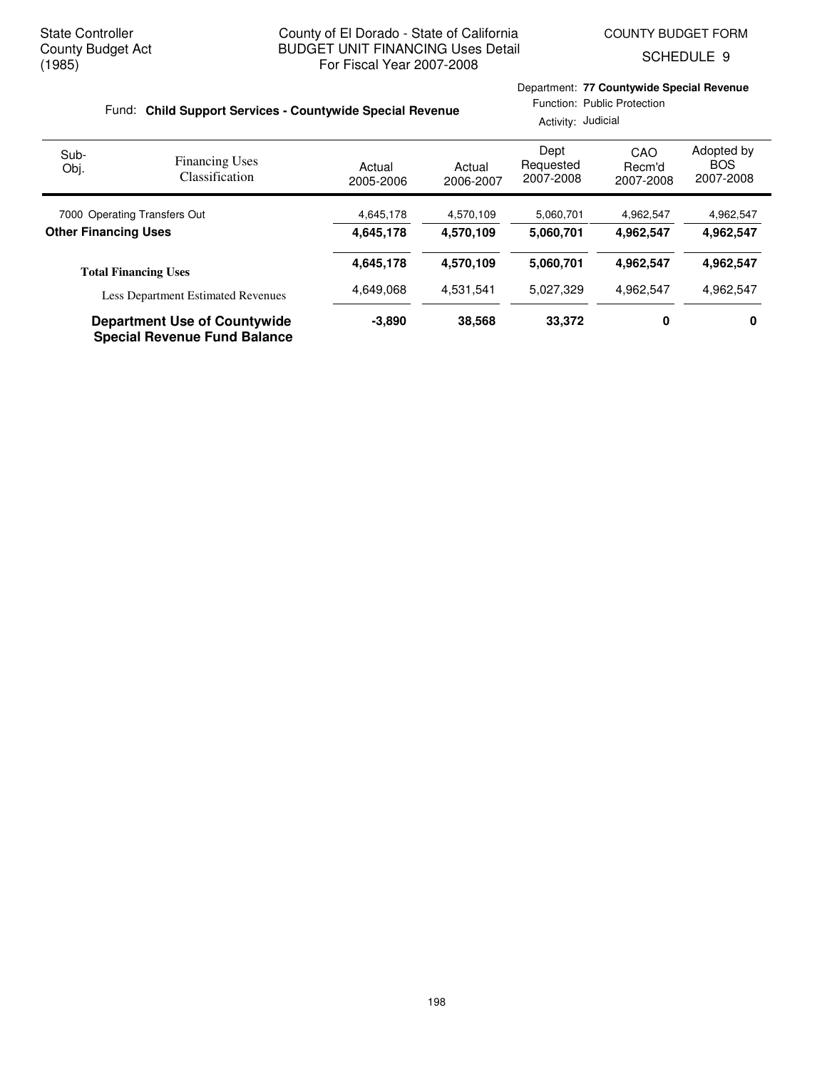State Controller
County Budget Act
(1985)

County of El Dorado - State of California
BUDGET UNIT FINANCING Uses Detail
For Fiscal Year 2007-2008

COUNTY BUDGET FORM
SCHEDULE 9

Fund: **Child Support Services - Countywide Special Revenue**

Department: **77 Countywide Special Revenue**
Function: Public Protection
Activity: Judicial

| Sub-Obj. | Financing Uses Classification | Actual 2005-2006 | Actual 2006-2007 | Dept Requested 2007-2008 | CAO Recm'd 2007-2008 | Adopted by BOS 2007-2008 |
|---|---|---|---|---|---|---|
| 7000 | Operating Transfers Out | 4,645,178 | 4,570,109 | 5,060,701 | 4,962,547 | 4,962,547 |
| **Other Financing Uses** | | **4,645,178** | **4,570,109** | **5,060,701** | **4,962,547** | **4,962,547** |
| **Total Financing Uses** | | **4,645,178** | **4,570,109** | **5,060,701** | **4,962,547** | **4,962,547** |
| | Less Department Estimated Revenues | 4,649,068 | 4,531,541 | 5,027,329 | 4,962,547 | 4,962,547 |
| **Department Use of Countywide Special Revenue Fund Balance** | | **-3,890** | **38,568** | **33,372** | **0** | **0** |